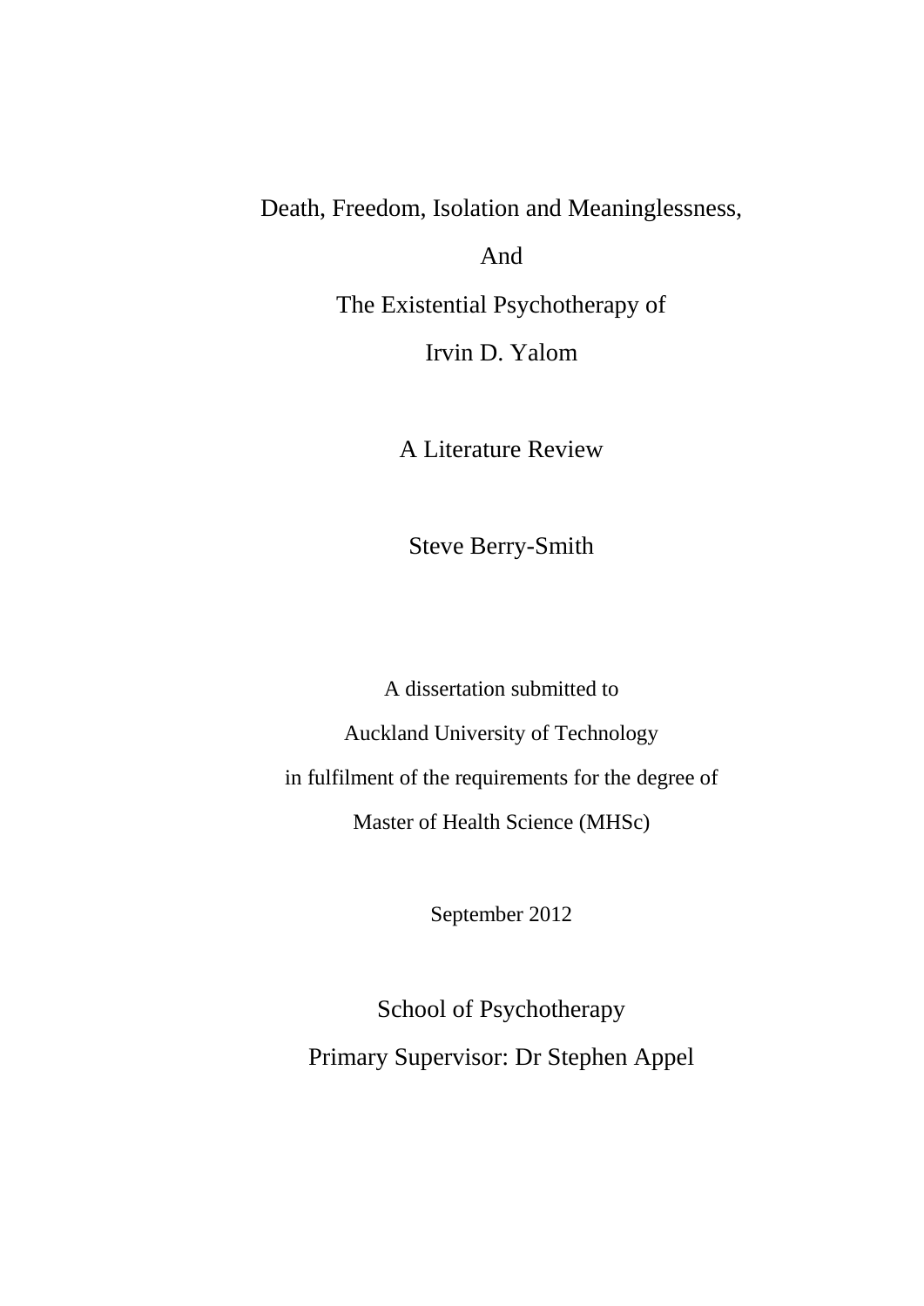# Death, Freedom, Isolation and Meaninglessness,

# And

# The Existential Psychotherapy of

# Irvin D. Yalom

## A Literature Review

Steve Berry-Smith

A dissertation submitted to

Auckland University of Technology

in fulfilment of the requirements for the degree of

Master of Health Science (MHSc)

September 2012

School of Psychotherapy

Primary Supervisor: Dr Stephen Appel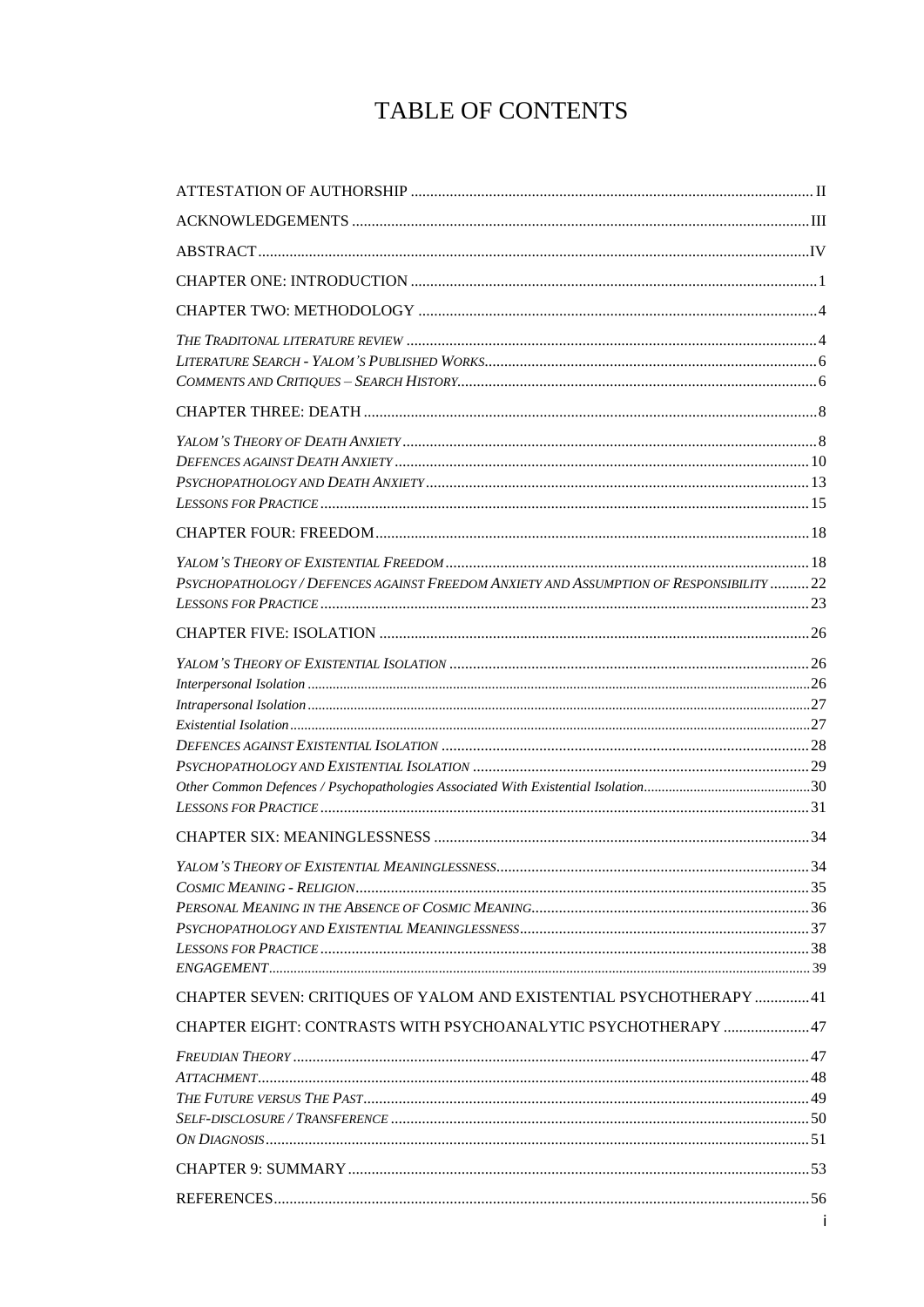# TABLE OF CONTENTS

ATTESTATION OF AUTHORSHIP ........ II

ACKNOWLEDGEMENTS ........ III

ABSTRACT ........ IV

CHAPTER ONE: INTRODUCTION ........ 1

CHAPTER TWO: METHODOLOGY ........ 4

*THE TRADITONAL LITERATURE REVIEW* ........ 4
*LITERATURE SEARCH - YALOM'S PUBLISHED WORKS* ........ 6
*COMMENTS AND CRITIQUES – SEARCH HISTORY* ........ 6

CHAPTER THREE: DEATH ........ 8

*YALOM'S THEORY OF DEATH ANXIETY* ........ 8
*DEFENCES AGAINST DEATH ANXIETY* ........ 10
*PSYCHOPATHOLOGY AND DEATH ANXIETY* ........ 13
*LESSONS FOR PRACTICE* ........ 15

CHAPTER FOUR: FREEDOM ........ 18

*YALOM'S THEORY OF EXISTENTIAL FREEDOM* ........ 18
*PSYCHOPATHOLOGY / DEFENCES AGAINST FREEDOM ANXIETY AND ASSUMPTION OF RESPONSIBILITY* ........ 22
*LESSONS FOR PRACTICE* ........ 23

CHAPTER FIVE: ISOLATION ........ 26

*YALOM'S THEORY OF EXISTENTIAL ISOLATION* ........ 26
*Interpersonal Isolation* ........ 26
*Intrapersonal Isolation* ........ 27
*Existential Isolation* ........ 27
*DEFENCES AGAINST EXISTENTIAL ISOLATION* ........ 28
*PSYCHOPATHOLOGY AND EXISTENTIAL ISOLATION* ........ 29
*Other Common Defences / Psychopathologies Associated With Existential Isolation* ........ 30
*LESSONS FOR PRACTICE* ........ 31

CHAPTER SIX: MEANINGLESSNESS ........ 34

*YALOM'S THEORY OF EXISTENTIAL MEANINGLESSNESS* ........ 34
*COSMIC MEANING - RELIGION* ........ 35
*PERSONAL MEANING IN THE ABSENCE OF COSMIC MEANING* ........ 36
*PSYCHOPATHOLOGY AND EXISTENTIAL MEANINGLESSNESS* ........ 37
*LESSONS FOR PRACTICE* ........ 38
*ENGAGEMENT* ........ 39

CHAPTER SEVEN: CRITIQUES OF YALOM AND EXISTENTIAL PSYCHOTHERAPY ........ 41

CHAPTER EIGHT: CONTRASTS WITH PSYCHOANALYTIC PSYCHOTHERAPY ........ 47

*FREUDIAN THEORY* ........ 47
*ATTACHMENT* ........ 48
*THE FUTURE VERSUS THE PAST* ........ 49
*SELF-DISCLOSURE / TRANSFERENCE* ........ 50
*ON DIAGNOSIS* ........ 51

CHAPTER 9: SUMMARY ........ 53

REFERENCES ........ 56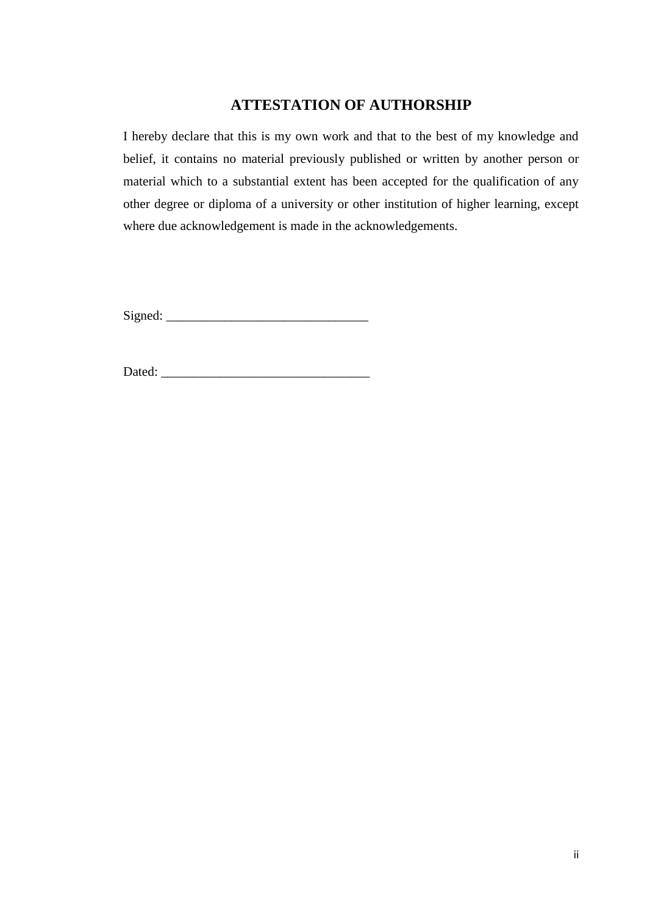## ATTESTATION OF AUTHORSHIP

I hereby declare that this is my own work and that to the best of my knowledge and belief, it contains no material previously published or written by another person or material which to a substantial extent has been accepted for the qualification of any other degree or diploma of a university or other institution of higher learning, except where due acknowledgement is made in the acknowledgements.

Signed: _______________________________

Dated: ________________________________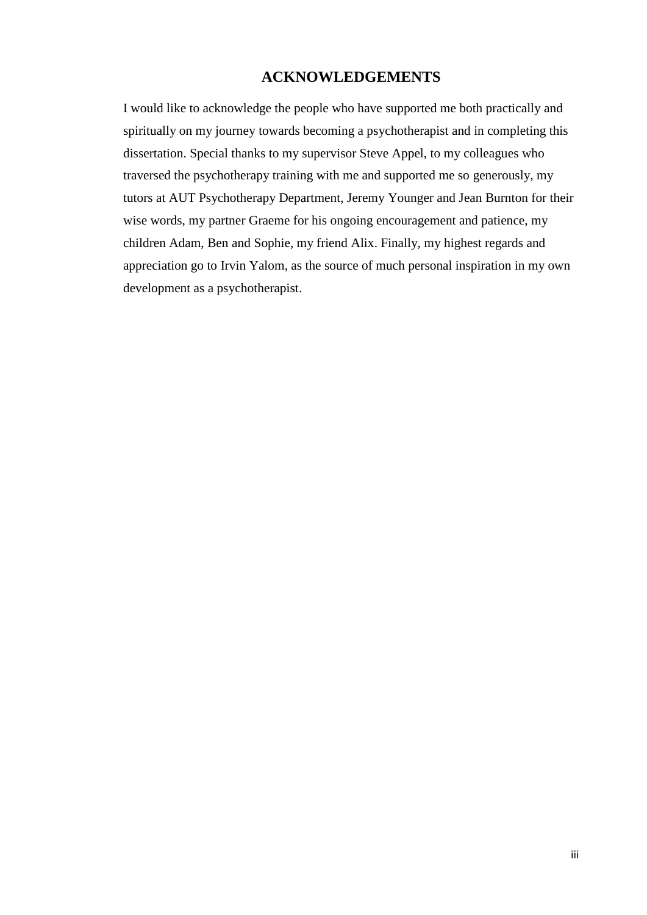# ACKNOWLEDGEMENTS

I would like to acknowledge the people who have supported me both practically and spiritually on my journey towards becoming a psychotherapist and in completing this dissertation. Special thanks to my supervisor Steve Appel, to my colleagues who traversed the psychotherapy training with me and supported me so generously, my tutors at AUT Psychotherapy Department, Jeremy Younger and Jean Burnton for their wise words, my partner Graeme for his ongoing encouragement and patience, my children Adam, Ben and Sophie, my friend Alix. Finally, my highest regards and appreciation go to Irvin Yalom, as the source of much personal inspiration in my own development as a psychotherapist.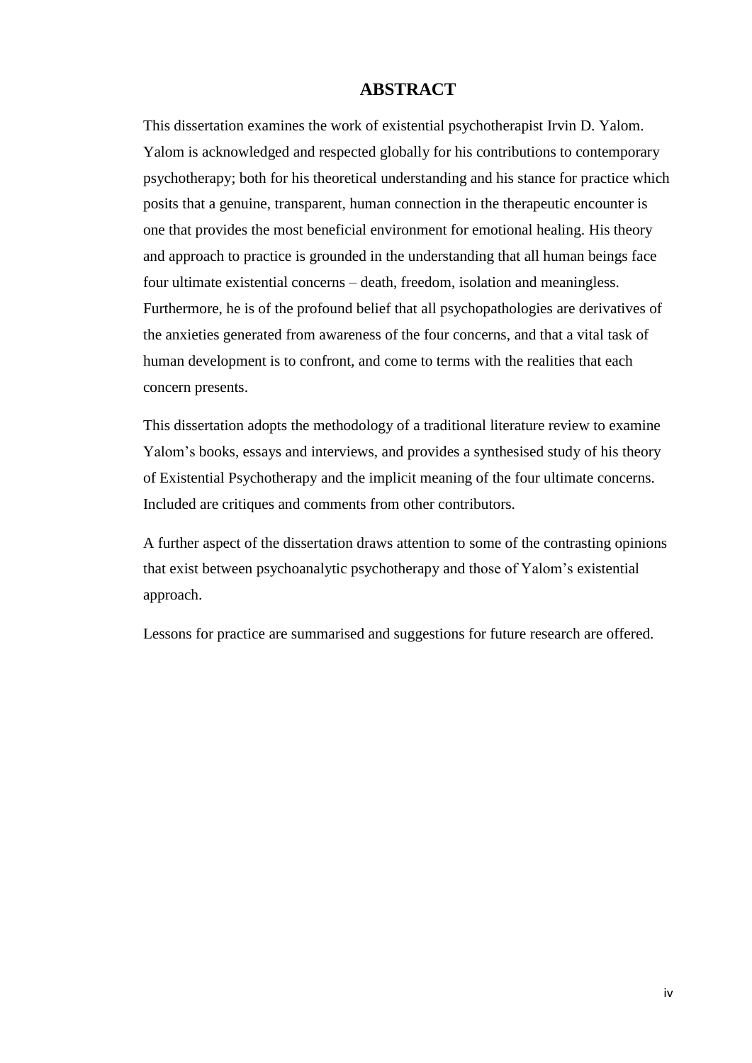# ABSTRACT

This dissertation examines the work of existential psychotherapist Irvin D. Yalom. Yalom is acknowledged and respected globally for his contributions to contemporary psychotherapy; both for his theoretical understanding and his stance for practice which posits that a genuine, transparent, human connection in the therapeutic encounter is one that provides the most beneficial environment for emotional healing. His theory and approach to practice is grounded in the understanding that all human beings face four ultimate existential concerns – death, freedom, isolation and meaningless. Furthermore, he is of the profound belief that all psychopathologies are derivatives of the anxieties generated from awareness of the four concerns, and that a vital task of human development is to confront, and come to terms with the realities that each concern presents.

This dissertation adopts the methodology of a traditional literature review to examine Yalom's books, essays and interviews, and provides a synthesised study of his theory of Existential Psychotherapy and the implicit meaning of the four ultimate concerns. Included are critiques and comments from other contributors.

A further aspect of the dissertation draws attention to some of the contrasting opinions that exist between psychoanalytic psychotherapy and those of Yalom's existential approach.

Lessons for practice are summarised and suggestions for future research are offered.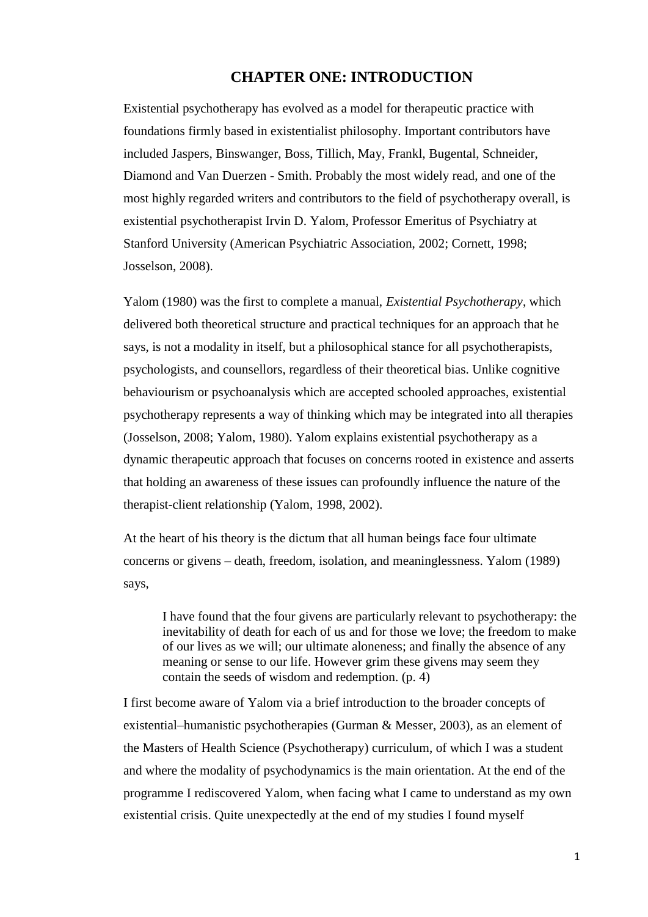# CHAPTER ONE: INTRODUCTION

Existential psychotherapy has evolved as a model for therapeutic practice with foundations firmly based in existentialist philosophy. Important contributors have included Jaspers, Binswanger, Boss, Tillich, May, Frankl, Bugental, Schneider, Diamond and Van Duerzen - Smith. Probably the most widely read, and one of the most highly regarded writers and contributors to the field of psychotherapy overall, is existential psychotherapist Irvin D. Yalom, Professor Emeritus of Psychiatry at Stanford University (American Psychiatric Association, 2002; Cornett, 1998; Josselson, 2008).

Yalom (1980) was the first to complete a manual, *Existential Psychotherapy*, which delivered both theoretical structure and practical techniques for an approach that he says, is not a modality in itself, but a philosophical stance for all psychotherapists, psychologists, and counsellors, regardless of their theoretical bias. Unlike cognitive behaviourism or psychoanalysis which are accepted schooled approaches, existential psychotherapy represents a way of thinking which may be integrated into all therapies (Josselson, 2008; Yalom, 1980). Yalom explains existential psychotherapy as a dynamic therapeutic approach that focuses on concerns rooted in existence and asserts that holding an awareness of these issues can profoundly influence the nature of the therapist-client relationship (Yalom, 1998, 2002).

At the heart of his theory is the dictum that all human beings face four ultimate concerns or givens – death, freedom, isolation, and meaninglessness. Yalom (1989) says,

> I have found that the four givens are particularly relevant to psychotherapy: the inevitability of death for each of us and for those we love; the freedom to make of our lives as we will; our ultimate aloneness; and finally the absence of any meaning or sense to our life. However grim these givens may seem they contain the seeds of wisdom and redemption. (p. 4)

I first become aware of Yalom via a brief introduction to the broader concepts of existential–humanistic psychotherapies (Gurman & Messer, 2003), as an element of the Masters of Health Science (Psychotherapy) curriculum, of which I was a student and where the modality of psychodynamics is the main orientation. At the end of the programme I rediscovered Yalom, when facing what I came to understand as my own existential crisis. Quite unexpectedly at the end of my studies I found myself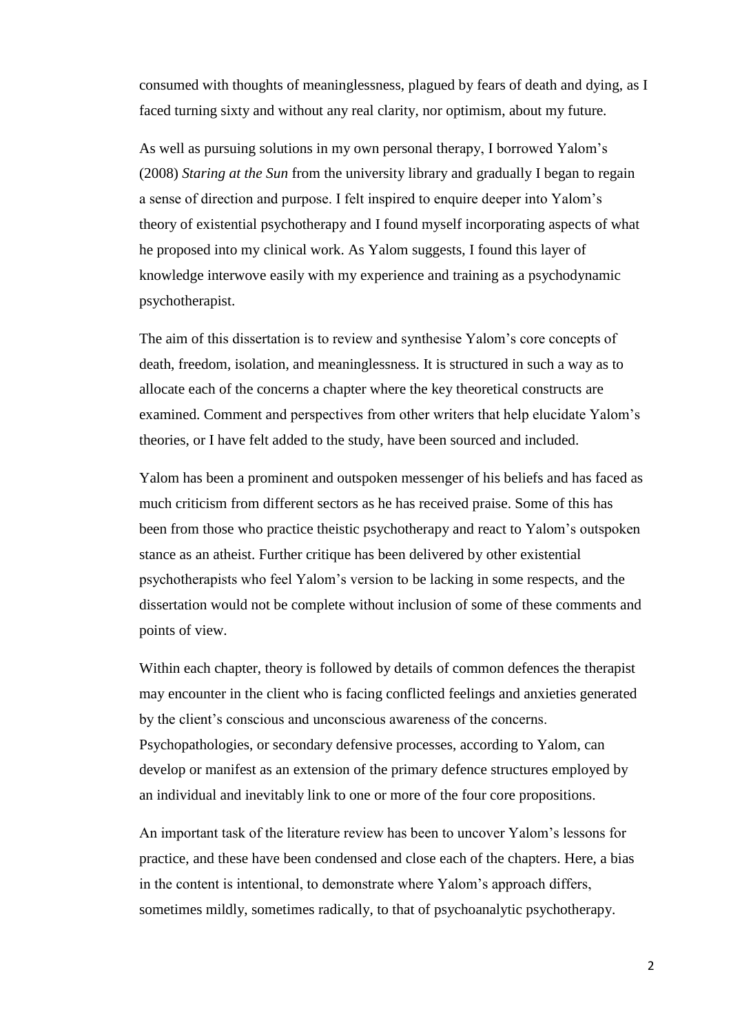consumed with thoughts of meaninglessness, plagued by fears of death and dying, as I faced turning sixty and without any real clarity, nor optimism, about my future.

As well as pursuing solutions in my own personal therapy, I borrowed Yalom's (2008) *Staring at the Sun* from the university library and gradually I began to regain a sense of direction and purpose. I felt inspired to enquire deeper into Yalom's theory of existential psychotherapy and I found myself incorporating aspects of what he proposed into my clinical work. As Yalom suggests, I found this layer of knowledge interwove easily with my experience and training as a psychodynamic psychotherapist.

The aim of this dissertation is to review and synthesise Yalom's core concepts of death, freedom, isolation, and meaninglessness. It is structured in such a way as to allocate each of the concerns a chapter where the key theoretical constructs are examined. Comment and perspectives from other writers that help elucidate Yalom's theories, or I have felt added to the study, have been sourced and included.

Yalom has been a prominent and outspoken messenger of his beliefs and has faced as much criticism from different sectors as he has received praise. Some of this has been from those who practice theistic psychotherapy and react to Yalom's outspoken stance as an atheist. Further critique has been delivered by other existential psychotherapists who feel Yalom's version to be lacking in some respects, and the dissertation would not be complete without inclusion of some of these comments and points of view.

Within each chapter, theory is followed by details of common defences the therapist may encounter in the client who is facing conflicted feelings and anxieties generated by the client's conscious and unconscious awareness of the concerns. Psychopathologies, or secondary defensive processes, according to Yalom, can develop or manifest as an extension of the primary defence structures employed by an individual and inevitably link to one or more of the four core propositions.

An important task of the literature review has been to uncover Yalom's lessons for practice, and these have been condensed and close each of the chapters. Here, a bias in the content is intentional, to demonstrate where Yalom's approach differs, sometimes mildly, sometimes radically, to that of psychoanalytic psychotherapy.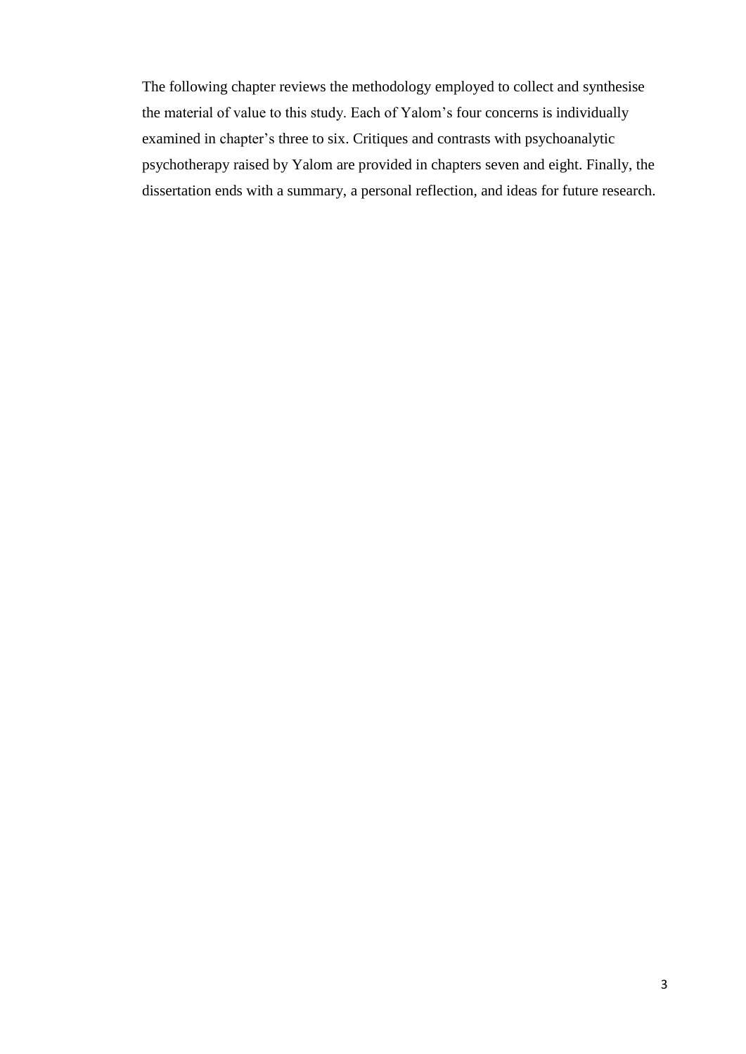The following chapter reviews the methodology employed to collect and synthesise the material of value to this study. Each of Yalom's four concerns is individually examined in chapter's three to six. Critiques and contrasts with psychoanalytic psychotherapy raised by Yalom are provided in chapters seven and eight. Finally, the dissertation ends with a summary, a personal reflection, and ideas for future research.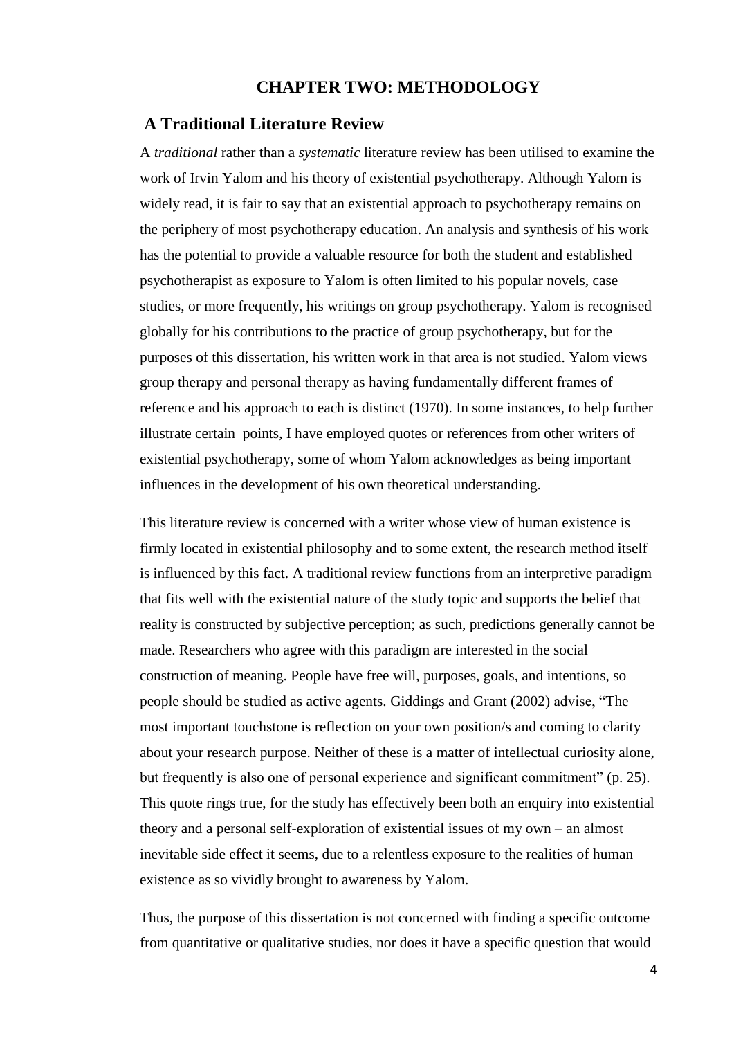# CHAPTER TWO: METHODOLOGY

## A Traditional Literature Review

A *traditional* rather than a *systematic* literature review has been utilised to examine the work of Irvin Yalom and his theory of existential psychotherapy. Although Yalom is widely read, it is fair to say that an existential approach to psychotherapy remains on the periphery of most psychotherapy education. An analysis and synthesis of his work has the potential to provide a valuable resource for both the student and established psychotherapist as exposure to Yalom is often limited to his popular novels, case studies, or more frequently, his writings on group psychotherapy. Yalom is recognised globally for his contributions to the practice of group psychotherapy, but for the purposes of this dissertation, his written work in that area is not studied. Yalom views group therapy and personal therapy as having fundamentally different frames of reference and his approach to each is distinct (1970). In some instances, to help further illustrate certain points, I have employed quotes or references from other writers of existential psychotherapy, some of whom Yalom acknowledges as being important influences in the development of his own theoretical understanding.

This literature review is concerned with a writer whose view of human existence is firmly located in existential philosophy and to some extent, the research method itself is influenced by this fact. A traditional review functions from an interpretive paradigm that fits well with the existential nature of the study topic and supports the belief that reality is constructed by subjective perception; as such, predictions generally cannot be made. Researchers who agree with this paradigm are interested in the social construction of meaning. People have free will, purposes, goals, and intentions, so people should be studied as active agents. Giddings and Grant (2002) advise, "The most important touchstone is reflection on your own position/s and coming to clarity about your research purpose. Neither of these is a matter of intellectual curiosity alone, but frequently is also one of personal experience and significant commitment" (p. 25). This quote rings true, for the study has effectively been both an enquiry into existential theory and a personal self-exploration of existential issues of my own – an almost inevitable side effect it seems, due to a relentless exposure to the realities of human existence as so vividly brought to awareness by Yalom.

Thus, the purpose of this dissertation is not concerned with finding a specific outcome from quantitative or qualitative studies, nor does it have a specific question that would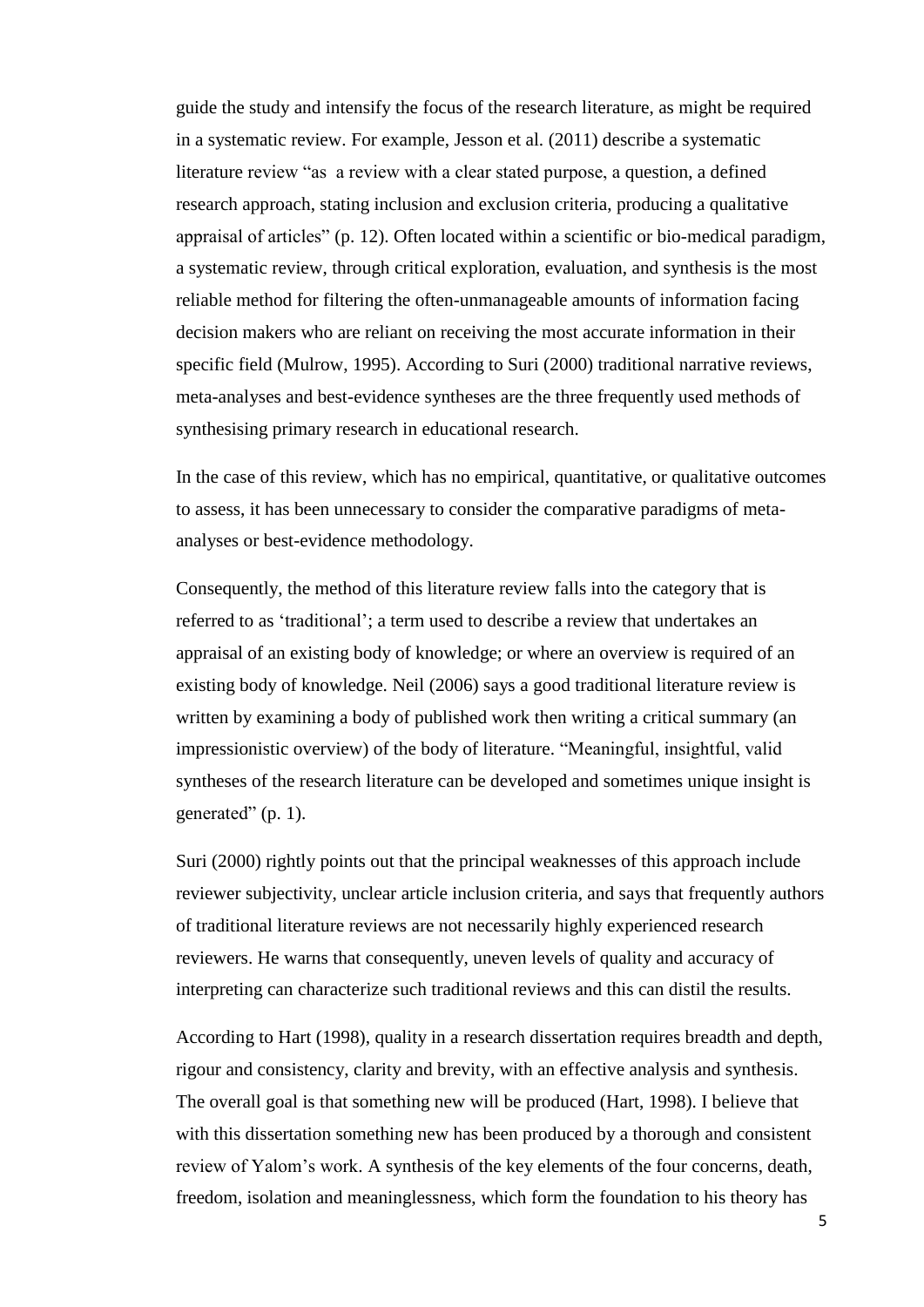guide the study and intensify the focus of the research literature, as might be required in a systematic review. For example, Jesson et al. (2011) describe a systematic literature review "as  a review with a clear stated purpose, a question, a defined research approach, stating inclusion and exclusion criteria, producing a qualitative appraisal of articles" (p. 12). Often located within a scientific or bio-medical paradigm, a systematic review, through critical exploration, evaluation, and synthesis is the most reliable method for filtering the often-unmanageable amounts of information facing decision makers who are reliant on receiving the most accurate information in their specific field (Mulrow, 1995). According to Suri (2000) traditional narrative reviews, meta-analyses and best-evidence syntheses are the three frequently used methods of synthesising primary research in educational research.

In the case of this review, which has no empirical, quantitative, or qualitative outcomes to assess, it has been unnecessary to consider the comparative paradigms of meta-analyses or best-evidence methodology.

Consequently, the method of this literature review falls into the category that is referred to as 'traditional'; a term used to describe a review that undertakes an appraisal of an existing body of knowledge; or where an overview is required of an existing body of knowledge. Neil (2006) says a good traditional literature review is written by examining a body of published work then writing a critical summary (an impressionistic overview) of the body of literature. "Meaningful, insightful, valid syntheses of the research literature can be developed and sometimes unique insight is generated" (p. 1).

Suri (2000) rightly points out that the principal weaknesses of this approach include reviewer subjectivity, unclear article inclusion criteria, and says that frequently authors of traditional literature reviews are not necessarily highly experienced research reviewers. He warns that consequently, uneven levels of quality and accuracy of interpreting can characterize such traditional reviews and this can distil the results.

According to Hart (1998), quality in a research dissertation requires breadth and depth, rigour and consistency, clarity and brevity, with an effective analysis and synthesis. The overall goal is that something new will be produced (Hart, 1998). I believe that with this dissertation something new has been produced by a thorough and consistent review of Yalom's work. A synthesis of the key elements of the four concerns, death, freedom, isolation and meaninglessness, which form the foundation to his theory has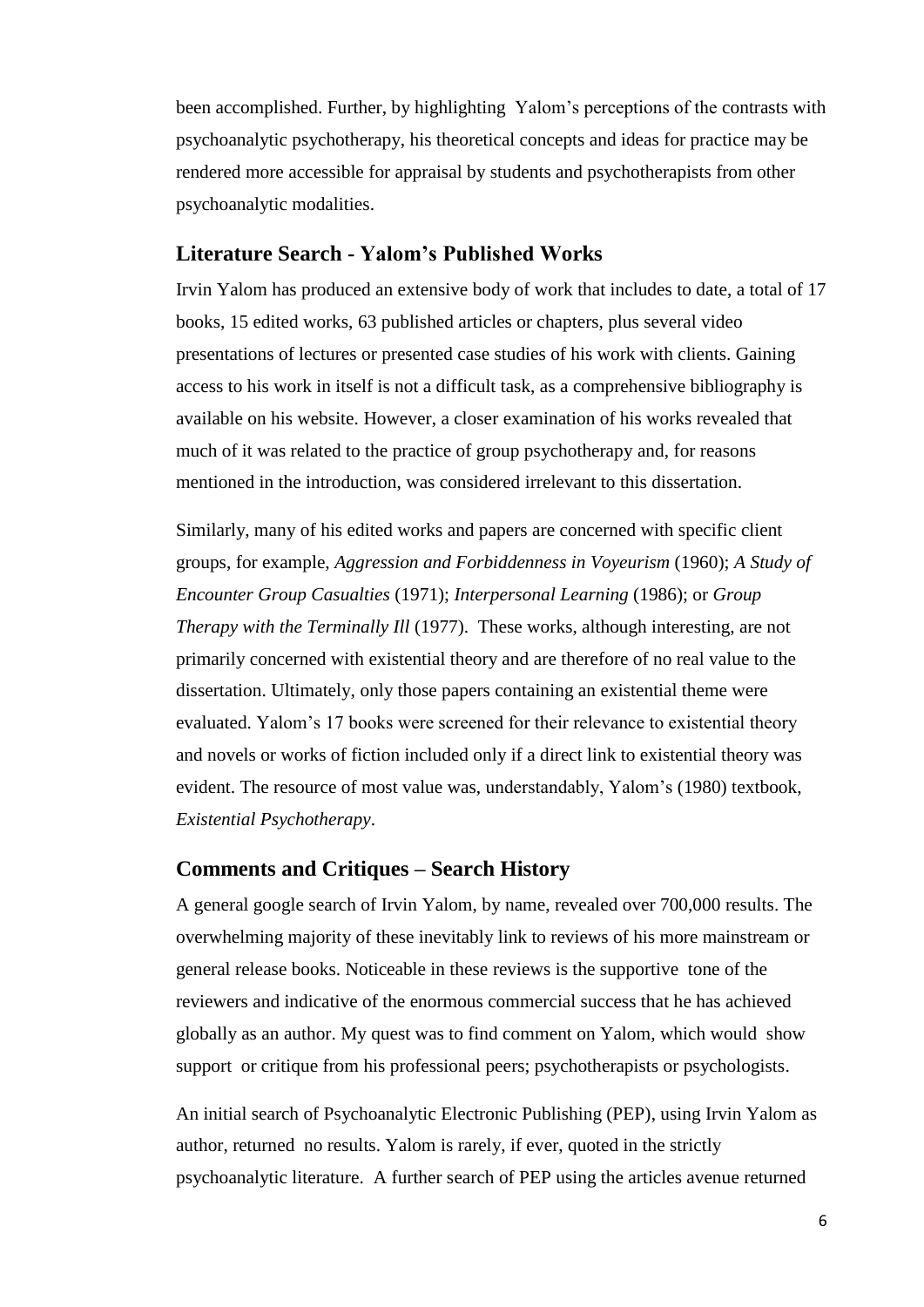been accomplished. Further, by highlighting Yalom's perceptions of the contrasts with psychoanalytic psychotherapy, his theoretical concepts and ideas for practice may be rendered more accessible for appraisal by students and psychotherapists from other psychoanalytic modalities.

## Literature Search - Yalom's Published Works

Irvin Yalom has produced an extensive body of work that includes to date, a total of 17 books, 15 edited works, 63 published articles or chapters, plus several video presentations of lectures or presented case studies of his work with clients. Gaining access to his work in itself is not a difficult task, as a comprehensive bibliography is available on his website. However, a closer examination of his works revealed that much of it was related to the practice of group psychotherapy and, for reasons mentioned in the introduction, was considered irrelevant to this dissertation.

Similarly, many of his edited works and papers are concerned with specific client groups, for example, *Aggression and Forbiddenness in Voyeurism* (1960); *A Study of Encounter Group Casualties* (1971); *Interpersonal Learning* (1986); or *Group Therapy with the Terminally Ill* (1977). These works, although interesting, are not primarily concerned with existential theory and are therefore of no real value to the dissertation. Ultimately, only those papers containing an existential theme were evaluated. Yalom's 17 books were screened for their relevance to existential theory and novels or works of fiction included only if a direct link to existential theory was evident. The resource of most value was, understandably, Yalom's (1980) textbook, *Existential Psychotherapy*.

## Comments and Critiques – Search History

A general google search of Irvin Yalom, by name, revealed over 700,000 results. The overwhelming majority of these inevitably link to reviews of his more mainstream or general release books. Noticeable in these reviews is the supportive tone of the reviewers and indicative of the enormous commercial success that he has achieved globally as an author. My quest was to find comment on Yalom, which would show support or critique from his professional peers; psychotherapists or psychologists.

An initial search of Psychoanalytic Electronic Publishing (PEP), using Irvin Yalom as author, returned no results. Yalom is rarely, if ever, quoted in the strictly psychoanalytic literature. A further search of PEP using the articles avenue returned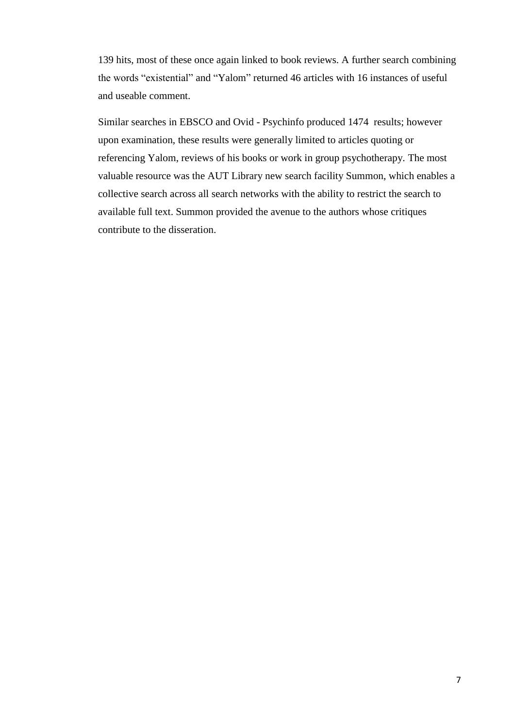139 hits, most of these once again linked to book reviews. A further search combining the words “existential” and “Yalom” returned 46 articles with 16 instances of useful and useable comment.

Similar searches in EBSCO and Ovid - Psychinfo produced 1474 results; however upon examination, these results were generally limited to articles quoting or referencing Yalom, reviews of his books or work in group psychotherapy. The most valuable resource was the AUT Library new search facility Summon, which enables a collective search across all search networks with the ability to restrict the search to available full text. Summon provided the avenue to the authors whose critiques contribute to the disseration.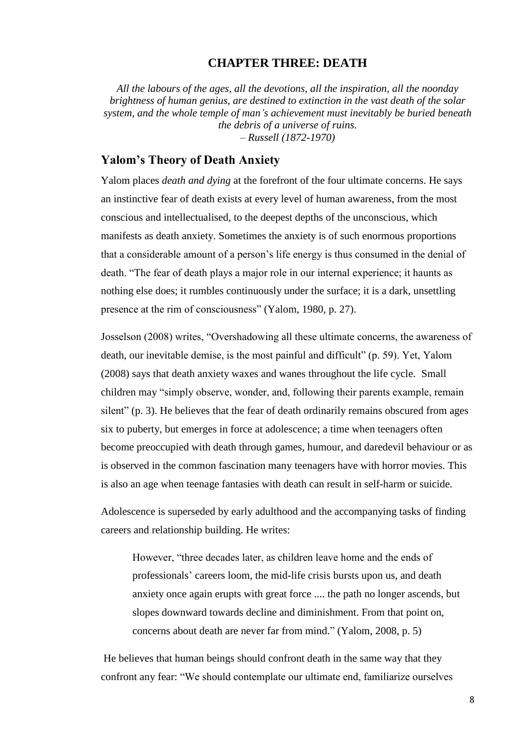# CHAPTER THREE: DEATH

*All the labours of the ages, all the devotions, all the inspiration, all the noonday brightness of human genius, are destined to extinction in the vast death of the solar system, and the whole temple of man's achievement must inevitably be buried beneath the debris of a universe of ruins.*
*– Russell (1872-1970)*

## Yalom's Theory of Death Anxiety

Yalom places *death and dying* at the forefront of the four ultimate concerns. He says an instinctive fear of death exists at every level of human awareness, from the most conscious and intellectualised, to the deepest depths of the unconscious, which manifests as death anxiety. Sometimes the anxiety is of such enormous proportions that a considerable amount of a person's life energy is thus consumed in the denial of death. "The fear of death plays a major role in our internal experience; it haunts as nothing else does; it rumbles continuously under the surface; it is a dark, unsettling presence at the rim of consciousness" (Yalom, 1980, p. 27).

Josselson (2008) writes, "Overshadowing all these ultimate concerns, the awareness of death, our inevitable demise, is the most painful and difficult" (p. 59). Yet, Yalom (2008) says that death anxiety waxes and wanes throughout the life cycle. Small children may "simply observe, wonder, and, following their parents example, remain silent" (p. 3). He believes that the fear of death ordinarily remains obscured from ages six to puberty, but emerges in force at adolescence; a time when teenagers often become preoccupied with death through games, humour, and daredevil behaviour or as is observed in the common fascination many teenagers have with horror movies. This is also an age when teenage fantasies with death can result in self-harm or suicide.

Adolescence is superseded by early adulthood and the accompanying tasks of finding careers and relationship building. He writes:

> However, "three decades later, as children leave home and the ends of professionals' careers loom, the mid-life crisis bursts upon us, and death anxiety once again erupts with great force .... the path no longer ascends, but slopes downward towards decline and diminishment. From that point on, concerns about death are never far from mind." (Yalom, 2008, p. 5)

He believes that human beings should confront death in the same way that they confront any fear: "We should contemplate our ultimate end, familiarize ourselves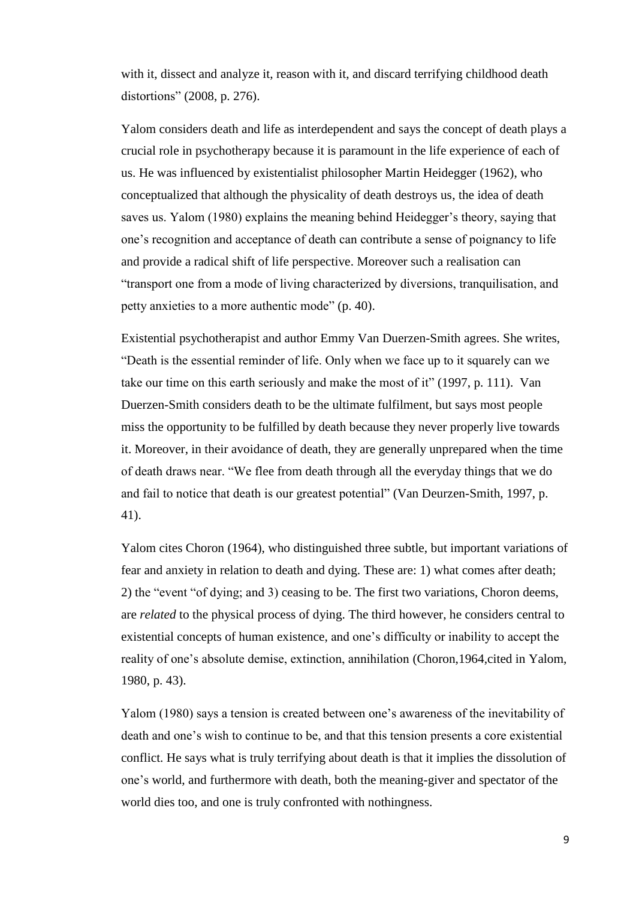with it, dissect and analyze it, reason with it, and discard terrifying childhood death distortions" (2008, p. 276).

Yalom considers death and life as interdependent and says the concept of death plays a crucial role in psychotherapy because it is paramount in the life experience of each of us. He was influenced by existentialist philosopher Martin Heidegger (1962), who conceptualized that although the physicality of death destroys us, the idea of death saves us. Yalom (1980) explains the meaning behind Heidegger's theory, saying that one's recognition and acceptance of death can contribute a sense of poignancy to life and provide a radical shift of life perspective. Moreover such a realisation can "transport one from a mode of living characterized by diversions, tranquilisation, and petty anxieties to a more authentic mode" (p. 40).

Existential psychotherapist and author Emmy Van Duerzen-Smith agrees. She writes, "Death is the essential reminder of life. Only when we face up to it squarely can we take our time on this earth seriously and make the most of it" (1997, p. 111). Van Duerzen-Smith considers death to be the ultimate fulfilment, but says most people miss the opportunity to be fulfilled by death because they never properly live towards it. Moreover, in their avoidance of death, they are generally unprepared when the time of death draws near. "We flee from death through all the everyday things that we do and fail to notice that death is our greatest potential" (Van Deurzen-Smith, 1997, p. 41).

Yalom cites Choron (1964), who distinguished three subtle, but important variations of fear and anxiety in relation to death and dying. These are: 1) what comes after death; 2) the "event "of dying; and 3) ceasing to be. The first two variations, Choron deems, are *related* to the physical process of dying. The third however, he considers central to existential concepts of human existence, and one's difficulty or inability to accept the reality of one's absolute demise, extinction, annihilation (Choron,1964,cited in Yalom, 1980, p. 43).

Yalom (1980) says a tension is created between one's awareness of the inevitability of death and one's wish to continue to be, and that this tension presents a core existential conflict. He says what is truly terrifying about death is that it implies the dissolution of one's world, and furthermore with death, both the meaning-giver and spectator of the world dies too, and one is truly confronted with nothingness.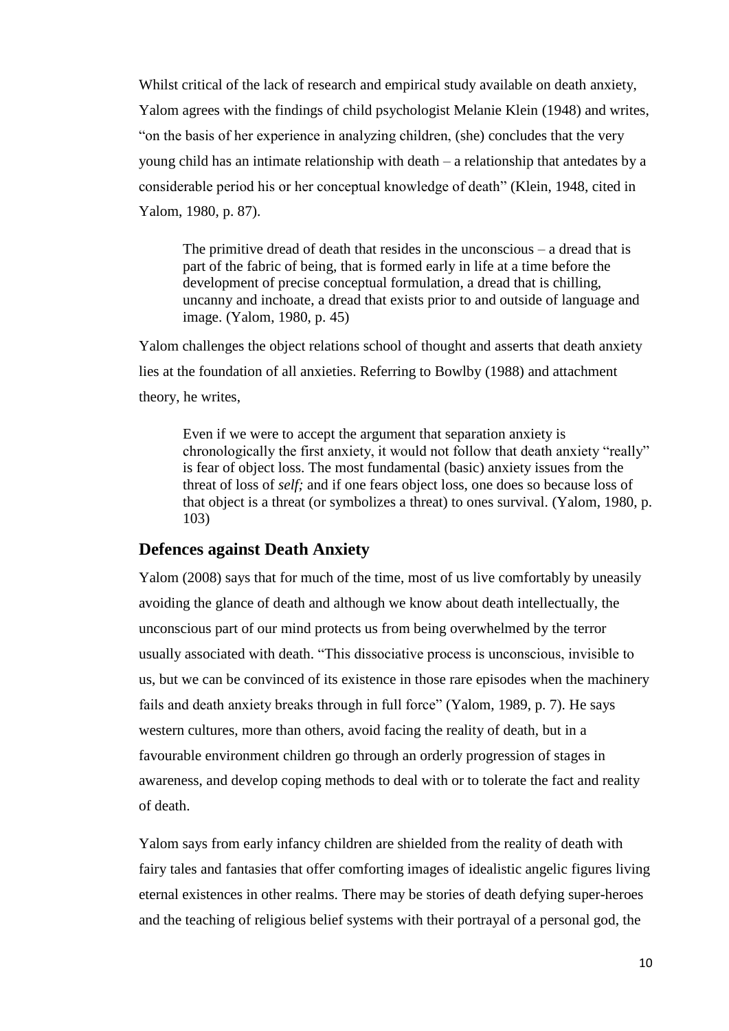Whilst critical of the lack of research and empirical study available on death anxiety, Yalom agrees with the findings of child psychologist Melanie Klein (1948) and writes, "on the basis of her experience in analyzing children, (she) concludes that the very young child has an intimate relationship with death – a relationship that antedates by a considerable period his or her conceptual knowledge of death" (Klein, 1948, cited in Yalom, 1980, p. 87).

> The primitive dread of death that resides in the unconscious – a dread that is part of the fabric of being, that is formed early in life at a time before the development of precise conceptual formulation, a dread that is chilling, uncanny and inchoate, a dread that exists prior to and outside of language and image. (Yalom, 1980, p. 45)

Yalom challenges the object relations school of thought and asserts that death anxiety lies at the foundation of all anxieties. Referring to Bowlby (1988) and attachment theory, he writes,

> Even if we were to accept the argument that separation anxiety is chronologically the first anxiety, it would not follow that death anxiety "really" is fear of object loss. The most fundamental (basic) anxiety issues from the threat of loss of *self;* and if one fears object loss, one does so because loss of that object is a threat (or symbolizes a threat) to ones survival. (Yalom, 1980, p. 103)

## Defences against Death Anxiety

Yalom (2008) says that for much of the time, most of us live comfortably by uneasily avoiding the glance of death and although we know about death intellectually, the unconscious part of our mind protects us from being overwhelmed by the terror usually associated with death. "This dissociative process is unconscious, invisible to us, but we can be convinced of its existence in those rare episodes when the machinery fails and death anxiety breaks through in full force" (Yalom, 1989, p. 7). He says western cultures, more than others, avoid facing the reality of death, but in a favourable environment children go through an orderly progression of stages in awareness, and develop coping methods to deal with or to tolerate the fact and reality of death.

Yalom says from early infancy children are shielded from the reality of death with fairy tales and fantasies that offer comforting images of idealistic angelic figures living eternal existences in other realms. There may be stories of death defying super-heroes and the teaching of religious belief systems with their portrayal of a personal god, the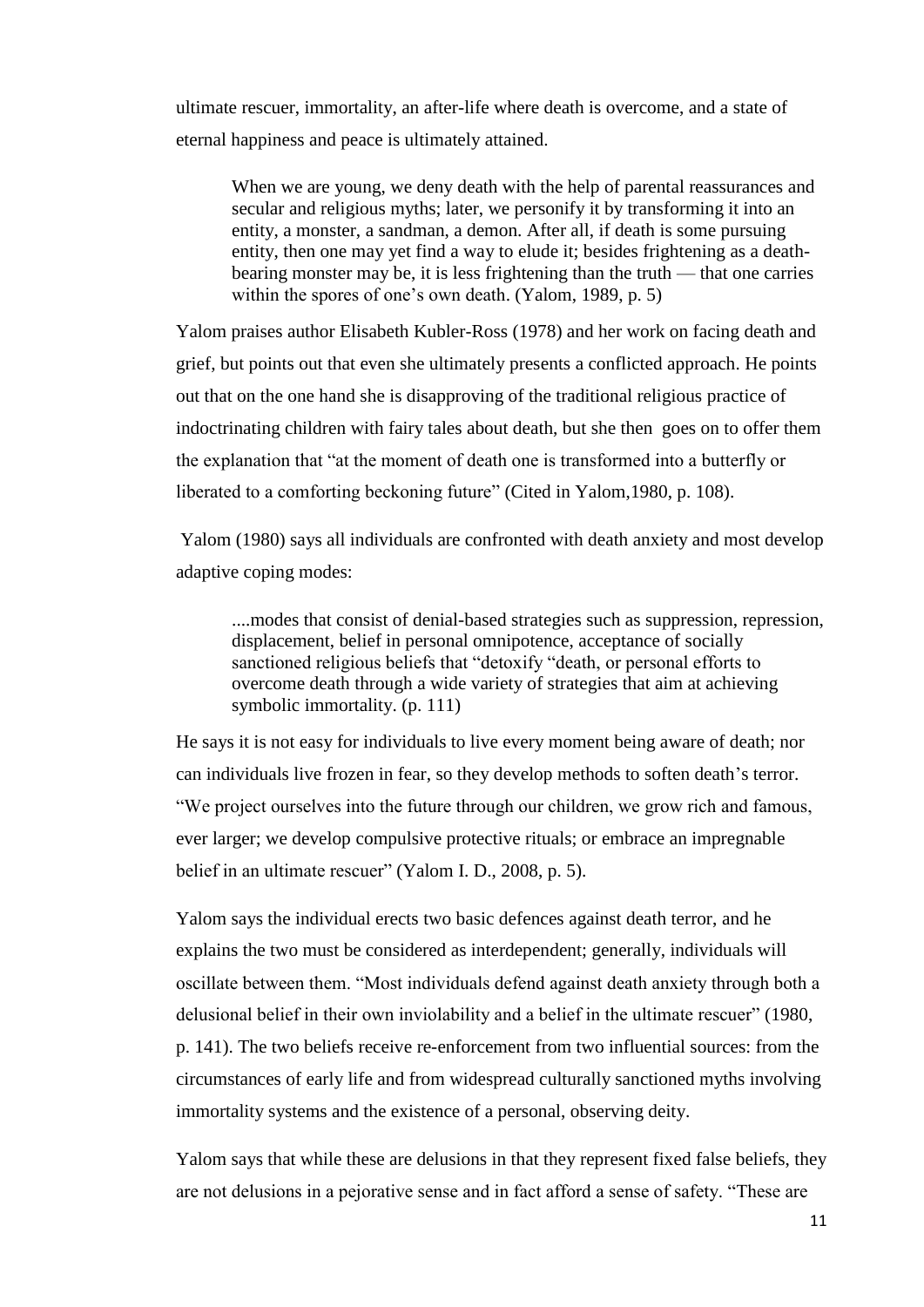ultimate rescuer, immortality, an after-life where death is overcome, and a state of eternal happiness and peace is ultimately attained.

> When we are young, we deny death with the help of parental reassurances and secular and religious myths; later, we personify it by transforming it into an entity, a monster, a sandman, a demon. After all, if death is some pursuing entity, then one may yet find a way to elude it; besides frightening as a death-bearing monster may be, it is less frightening than the truth — that one carries within the spores of one's own death. (Yalom, 1989, p. 5)

Yalom praises author Elisabeth Kubler-Ross (1978) and her work on facing death and grief, but points out that even she ultimately presents a conflicted approach. He points out that on the one hand she is disapproving of the traditional religious practice of indoctrinating children with fairy tales about death, but she then goes on to offer them the explanation that "at the moment of death one is transformed into a butterfly or liberated to a comforting beckoning future" (Cited in Yalom,1980, p. 108).

Yalom (1980) says all individuals are confronted with death anxiety and most develop adaptive coping modes:

> ....modes that consist of denial-based strategies such as suppression, repression, displacement, belief in personal omnipotence, acceptance of socially sanctioned religious beliefs that "detoxify "death, or personal efforts to overcome death through a wide variety of strategies that aim at achieving symbolic immortality. (p. 111)

He says it is not easy for individuals to live every moment being aware of death; nor can individuals live frozen in fear, so they develop methods to soften death's terror. "We project ourselves into the future through our children, we grow rich and famous, ever larger; we develop compulsive protective rituals; or embrace an impregnable belief in an ultimate rescuer" (Yalom I. D., 2008, p. 5).

Yalom says the individual erects two basic defences against death terror, and he explains the two must be considered as interdependent; generally, individuals will oscillate between them. "Most individuals defend against death anxiety through both a delusional belief in their own inviolability and a belief in the ultimate rescuer" (1980, p. 141). The two beliefs receive re-enforcement from two influential sources: from the circumstances of early life and from widespread culturally sanctioned myths involving immortality systems and the existence of a personal, observing deity.

Yalom says that while these are delusions in that they represent fixed false beliefs, they are not delusions in a pejorative sense and in fact afford a sense of safety. "These are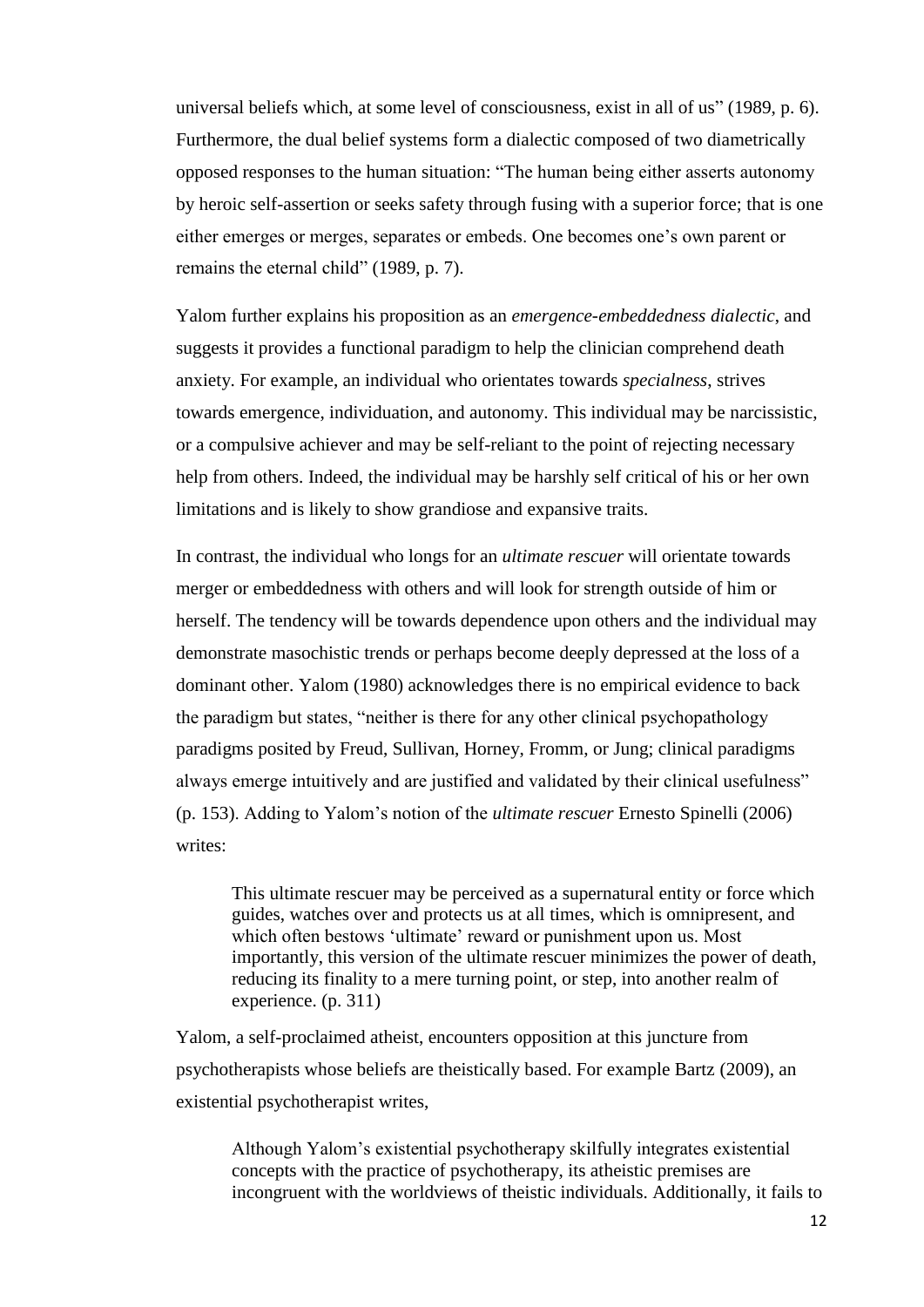universal beliefs which, at some level of consciousness, exist in all of us" (1989, p. 6). Furthermore, the dual belief systems form a dialectic composed of two diametrically opposed responses to the human situation: "The human being either asserts autonomy by heroic self-assertion or seeks safety through fusing with a superior force; that is one either emerges or merges, separates or embeds. One becomes one's own parent or remains the eternal child" (1989, p. 7).

Yalom further explains his proposition as an *emergence-embeddedness dialectic*, and suggests it provides a functional paradigm to help the clinician comprehend death anxiety. For example, an individual who orientates towards *specialness*, strives towards emergence, individuation, and autonomy. This individual may be narcissistic, or a compulsive achiever and may be self-reliant to the point of rejecting necessary help from others. Indeed, the individual may be harshly self critical of his or her own limitations and is likely to show grandiose and expansive traits.

In contrast, the individual who longs for an *ultimate rescuer* will orientate towards merger or embeddedness with others and will look for strength outside of him or herself. The tendency will be towards dependence upon others and the individual may demonstrate masochistic trends or perhaps become deeply depressed at the loss of a dominant other. Yalom (1980) acknowledges there is no empirical evidence to back the paradigm but states, "neither is there for any other clinical psychopathology paradigms posited by Freud, Sullivan, Horney, Fromm, or Jung; clinical paradigms always emerge intuitively and are justified and validated by their clinical usefulness" (p. 153). Adding to Yalom's notion of the *ultimate rescuer* Ernesto Spinelli (2006) writes:

> This ultimate rescuer may be perceived as a supernatural entity or force which guides, watches over and protects us at all times, which is omnipresent, and which often bestows 'ultimate' reward or punishment upon us. Most importantly, this version of the ultimate rescuer minimizes the power of death, reducing its finality to a mere turning point, or step, into another realm of experience. (p. 311)

Yalom, a self-proclaimed atheist, encounters opposition at this juncture from psychotherapists whose beliefs are theistically based. For example Bartz (2009), an existential psychotherapist writes,

> Although Yalom's existential psychotherapy skilfully integrates existential concepts with the practice of psychotherapy, its atheistic premises are incongruent with the worldviews of theistic individuals. Additionally, it fails to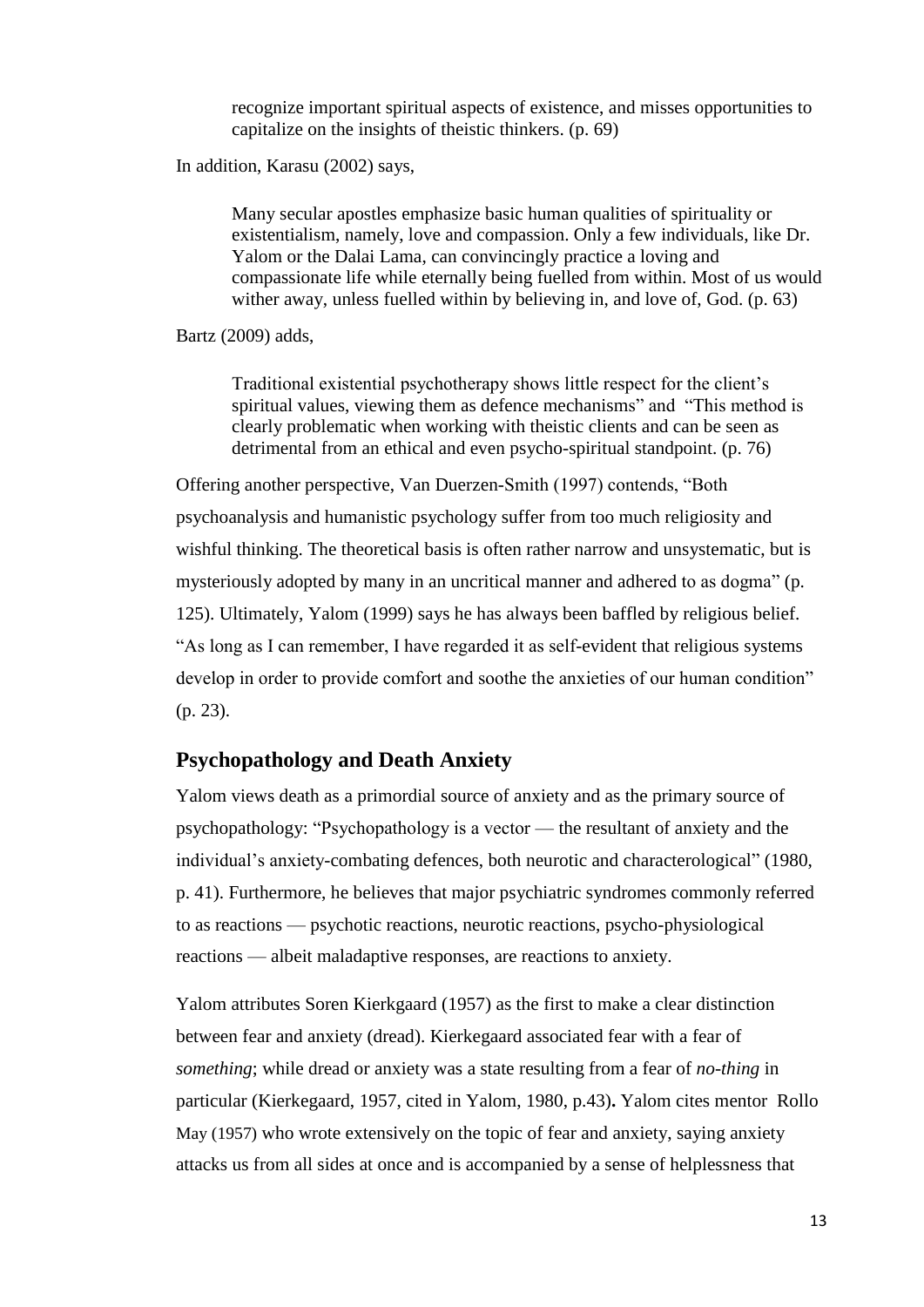> recognize important spiritual aspects of existence, and misses opportunities to capitalize on the insights of theistic thinkers. (p. 69)

In addition, Karasu (2002) says,

> Many secular apostles emphasize basic human qualities of spirituality or existentialism, namely, love and compassion. Only a few individuals, like Dr. Yalom or the Dalai Lama, can convincingly practice a loving and compassionate life while eternally being fuelled from within. Most of us would wither away, unless fuelled within by believing in, and love of, God. (p. 63)

Bartz (2009) adds,

> Traditional existential psychotherapy shows little respect for the client's spiritual values, viewing them as defence mechanisms" and "This method is clearly problematic when working with theistic clients and can be seen as detrimental from an ethical and even psycho-spiritual standpoint. (p. 76)

Offering another perspective, Van Duerzen-Smith (1997) contends, "Both psychoanalysis and humanistic psychology suffer from too much religiosity and wishful thinking. The theoretical basis is often rather narrow and unsystematic, but is mysteriously adopted by many in an uncritical manner and adhered to as dogma" (p. 125). Ultimately, Yalom (1999) says he has always been baffled by religious belief. "As long as I can remember, I have regarded it as self-evident that religious systems develop in order to provide comfort and soothe the anxieties of our human condition" (p. 23).

## Psychopathology and Death Anxiety

Yalom views death as a primordial source of anxiety and as the primary source of psychopathology: "Psychopathology is a vector — the resultant of anxiety and the individual's anxiety-combating defences, both neurotic and characterological" (1980, p. 41). Furthermore, he believes that major psychiatric syndromes commonly referred to as reactions — psychotic reactions, neurotic reactions, psycho-physiological reactions — albeit maladaptive responses, are reactions to anxiety.

Yalom attributes Soren Kierkgaard (1957) as the first to make a clear distinction between fear and anxiety (dread). Kierkegaard associated fear with a fear of *something*; while dread or anxiety was a state resulting from a fear of *no-thing* in particular (Kierkegaard, 1957, cited in Yalom, 1980, p.43). Yalom cites mentor Rollo May (1957) who wrote extensively on the topic of fear and anxiety, saying anxiety attacks us from all sides at once and is accompanied by a sense of helplessness that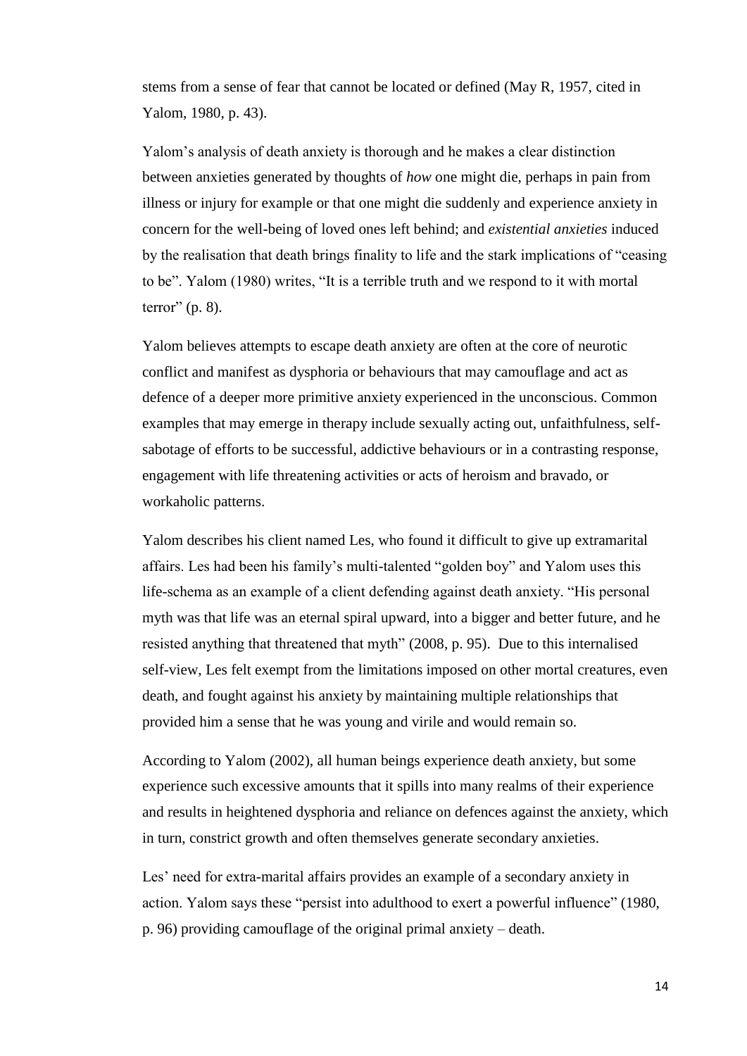stems from a sense of fear that cannot be located or defined (May R, 1957, cited in Yalom, 1980, p. 43).

Yalom's analysis of death anxiety is thorough and he makes a clear distinction between anxieties generated by thoughts of *how* one might die, perhaps in pain from illness or injury for example or that one might die suddenly and experience anxiety in concern for the well-being of loved ones left behind; and *existential anxieties* induced by the realisation that death brings finality to life and the stark implications of "ceasing to be". Yalom (1980) writes, "It is a terrible truth and we respond to it with mortal terror" (p. 8).

Yalom believes attempts to escape death anxiety are often at the core of neurotic conflict and manifest as dysphoria or behaviours that may camouflage and act as defence of a deeper more primitive anxiety experienced in the unconscious. Common examples that may emerge in therapy include sexually acting out, unfaithfulness, self-sabotage of efforts to be successful, addictive behaviours or in a contrasting response, engagement with life threatening activities or acts of heroism and bravado, or workaholic patterns.

Yalom describes his client named Les, who found it difficult to give up extramarital affairs. Les had been his family's multi-talented "golden boy" and Yalom uses this life-schema as an example of a client defending against death anxiety. "His personal myth was that life was an eternal spiral upward, into a bigger and better future, and he resisted anything that threatened that myth" (2008, p. 95). Due to this internalised self-view, Les felt exempt from the limitations imposed on other mortal creatures, even death, and fought against his anxiety by maintaining multiple relationships that provided him a sense that he was young and virile and would remain so.

According to Yalom (2002), all human beings experience death anxiety, but some experience such excessive amounts that it spills into many realms of their experience and results in heightened dysphoria and reliance on defences against the anxiety, which in turn, constrict growth and often themselves generate secondary anxieties.

Les' need for extra-marital affairs provides an example of a secondary anxiety in action. Yalom says these "persist into adulthood to exert a powerful influence" (1980, p. 96) providing camouflage of the original primal anxiety – death.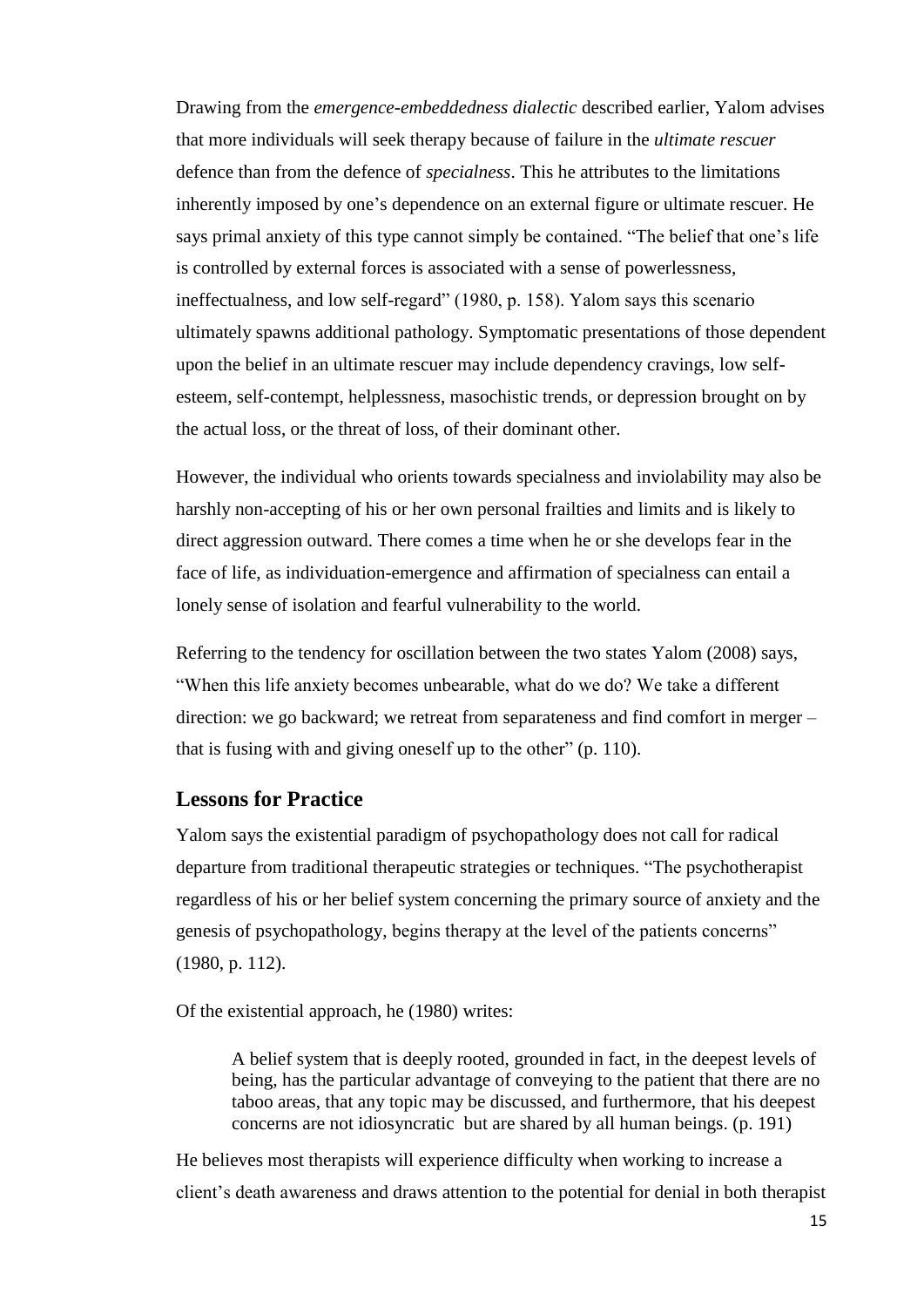Drawing from the *emergence-embeddedness dialectic* described earlier, Yalom advises that more individuals will seek therapy because of failure in the *ultimate rescuer* defence than from the defence of *specialness*. This he attributes to the limitations inherently imposed by one's dependence on an external figure or ultimate rescuer. He says primal anxiety of this type cannot simply be contained. "The belief that one's life is controlled by external forces is associated with a sense of powerlessness, ineffectualness, and low self-regard" (1980, p. 158). Yalom says this scenario ultimately spawns additional pathology. Symptomatic presentations of those dependent upon the belief in an ultimate rescuer may include dependency cravings, low self-esteem, self-contempt, helplessness, masochistic trends, or depression brought on by the actual loss, or the threat of loss, of their dominant other.

However, the individual who orients towards specialness and inviolability may also be harshly non-accepting of his or her own personal frailties and limits and is likely to direct aggression outward. There comes a time when he or she develops fear in the face of life, as individuation-emergence and affirmation of specialness can entail a lonely sense of isolation and fearful vulnerability to the world.

Referring to the tendency for oscillation between the two states Yalom (2008) says, "When this life anxiety becomes unbearable, what do we do? We take a different direction: we go backward; we retreat from separateness and find comfort in merger – that is fusing with and giving oneself up to the other" (p. 110).

## Lessons for Practice

Yalom says the existential paradigm of psychopathology does not call for radical departure from traditional therapeutic strategies or techniques. "The psychotherapist regardless of his or her belief system concerning the primary source of anxiety and the genesis of psychopathology, begins therapy at the level of the patients concerns" (1980, p. 112).

Of the existential approach, he (1980) writes:

> A belief system that is deeply rooted, grounded in fact, in the deepest levels of being, has the particular advantage of conveying to the patient that there are no taboo areas, that any topic may be discussed, and furthermore, that his deepest concerns are not idiosyncratic but are shared by all human beings. (p. 191)

He believes most therapists will experience difficulty when working to increase a client's death awareness and draws attention to the potential for denial in both therapist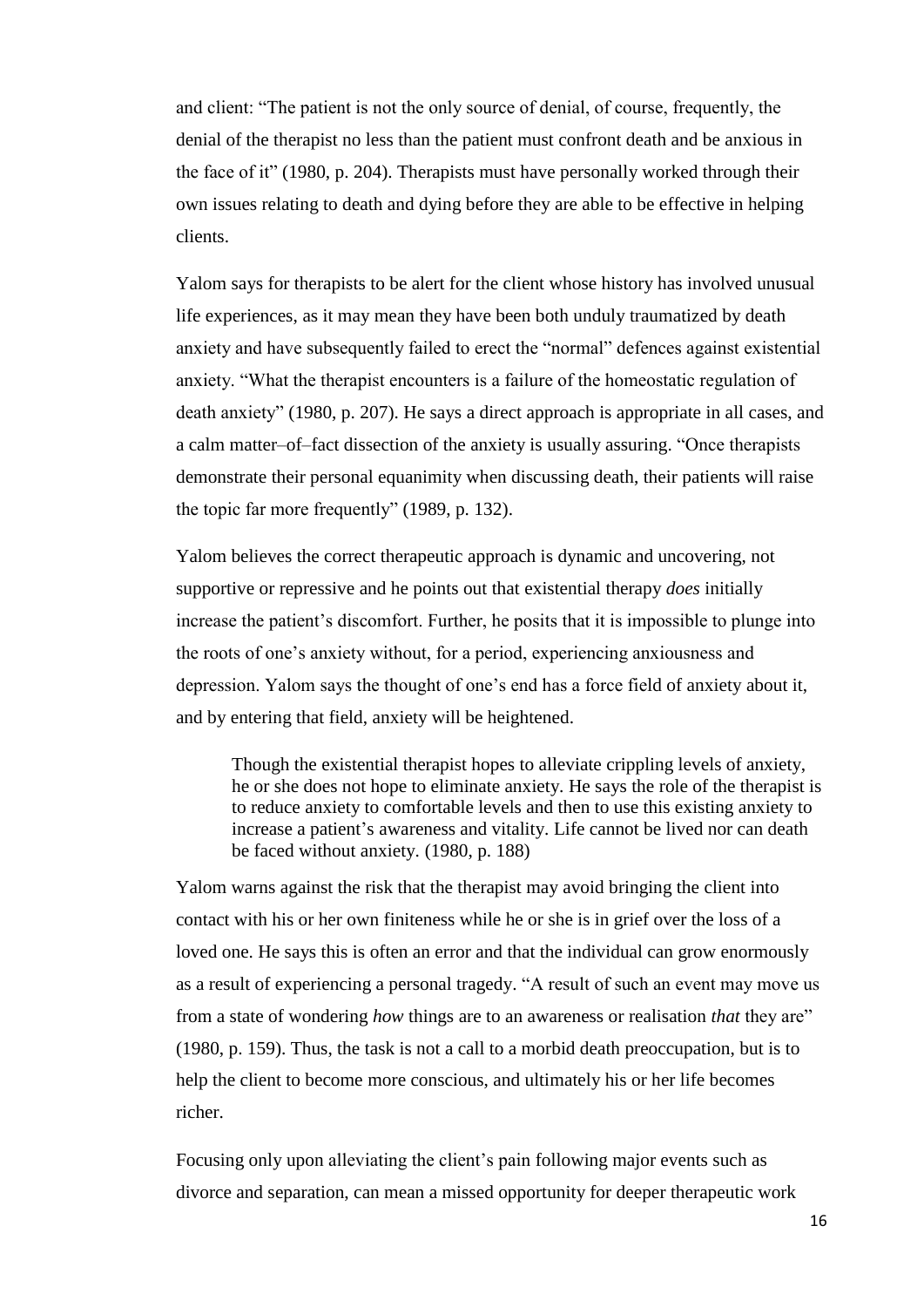and client: "The patient is not the only source of denial, of course, frequently, the denial of the therapist no less than the patient must confront death and be anxious in the face of it" (1980, p. 204). Therapists must have personally worked through their own issues relating to death and dying before they are able to be effective in helping clients.

Yalom says for therapists to be alert for the client whose history has involved unusual life experiences, as it may mean they have been both unduly traumatized by death anxiety and have subsequently failed to erect the "normal" defences against existential anxiety. "What the therapist encounters is a failure of the homeostatic regulation of death anxiety" (1980, p. 207). He says a direct approach is appropriate in all cases, and a calm matter–of–fact dissection of the anxiety is usually assuring. "Once therapists demonstrate their personal equanimity when discussing death, their patients will raise the topic far more frequently" (1989, p. 132).

Yalom believes the correct therapeutic approach is dynamic and uncovering, not supportive or repressive and he points out that existential therapy *does* initially increase the patient's discomfort. Further, he posits that it is impossible to plunge into the roots of one's anxiety without, for a period, experiencing anxiousness and depression. Yalom says the thought of one's end has a force field of anxiety about it, and by entering that field, anxiety will be heightened.

> Though the existential therapist hopes to alleviate crippling levels of anxiety, he or she does not hope to eliminate anxiety. He says the role of the therapist is to reduce anxiety to comfortable levels and then to use this existing anxiety to increase a patient's awareness and vitality. Life cannot be lived nor can death be faced without anxiety. (1980, p. 188)

Yalom warns against the risk that the therapist may avoid bringing the client into contact with his or her own finiteness while he or she is in grief over the loss of a loved one. He says this is often an error and that the individual can grow enormously as a result of experiencing a personal tragedy. "A result of such an event may move us from a state of wondering *how* things are to an awareness or realisation *that* they are" (1980, p. 159). Thus, the task is not a call to a morbid death preoccupation, but is to help the client to become more conscious, and ultimately his or her life becomes richer.

Focusing only upon alleviating the client's pain following major events such as divorce and separation, can mean a missed opportunity for deeper therapeutic work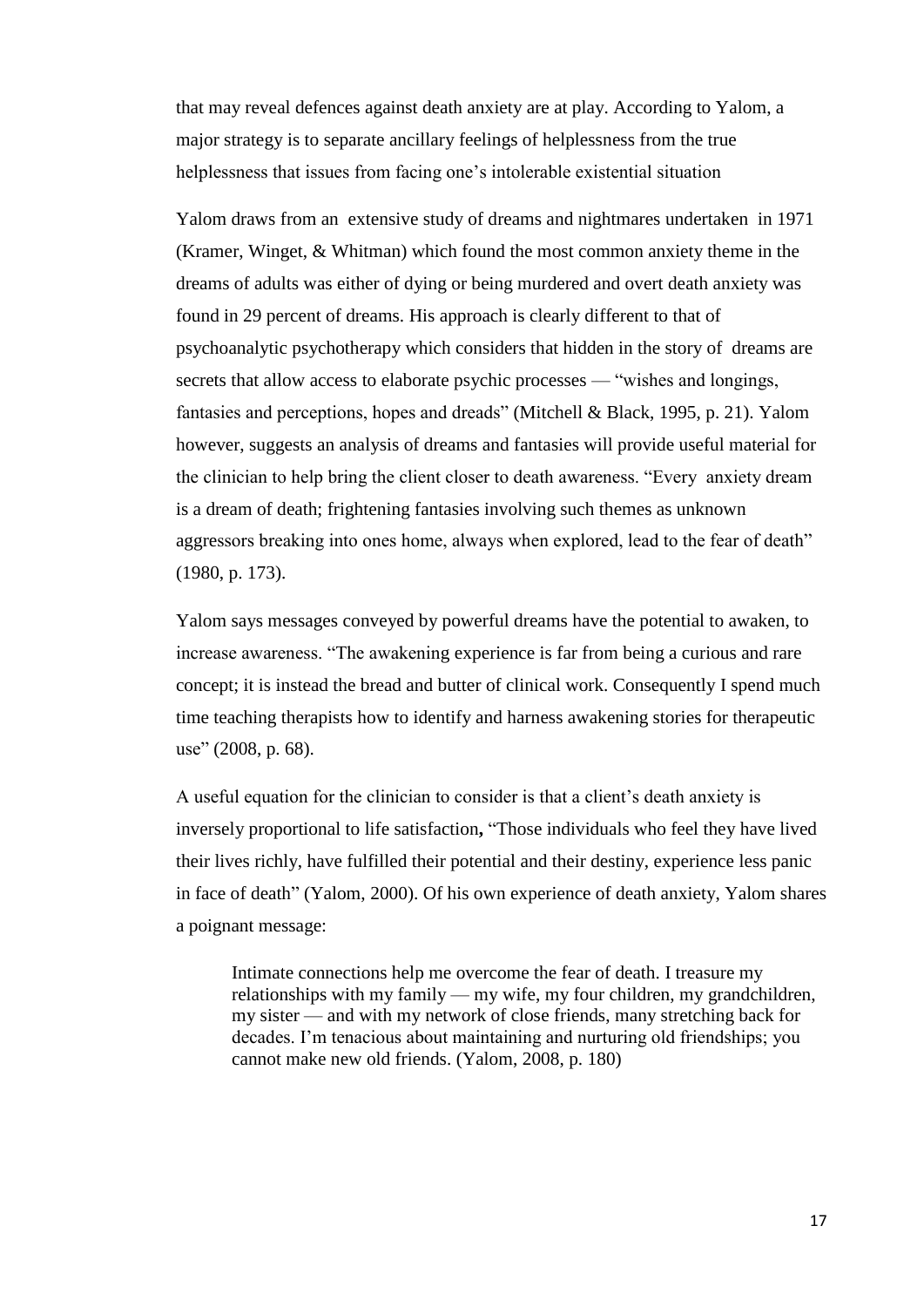that may reveal defences against death anxiety are at play. According to Yalom, a major strategy is to separate ancillary feelings of helplessness from the true helplessness that issues from facing one's intolerable existential situation

Yalom draws from an extensive study of dreams and nightmares undertaken in 1971 (Kramer, Winget, & Whitman) which found the most common anxiety theme in the dreams of adults was either of dying or being murdered and overt death anxiety was found in 29 percent of dreams. His approach is clearly different to that of psychoanalytic psychotherapy which considers that hidden in the story of dreams are secrets that allow access to elaborate psychic processes — "wishes and longings, fantasies and perceptions, hopes and dreads" (Mitchell & Black, 1995, p. 21). Yalom however, suggests an analysis of dreams and fantasies will provide useful material for the clinician to help bring the client closer to death awareness. "Every anxiety dream is a dream of death; frightening fantasies involving such themes as unknown aggressors breaking into ones home, always when explored, lead to the fear of death" (1980, p. 173).

Yalom says messages conveyed by powerful dreams have the potential to awaken, to increase awareness. "The awakening experience is far from being a curious and rare concept; it is instead the bread and butter of clinical work. Consequently I spend much time teaching therapists how to identify and harness awakening stories for therapeutic use" (2008, p. 68).

A useful equation for the clinician to consider is that a client's death anxiety is inversely proportional to life satisfaction**,** "Those individuals who feel they have lived their lives richly, have fulfilled their potential and their destiny, experience less panic in face of death" (Yalom, 2000). Of his own experience of death anxiety, Yalom shares a poignant message:

> Intimate connections help me overcome the fear of death. I treasure my relationships with my family — my wife, my four children, my grandchildren, my sister — and with my network of close friends, many stretching back for decades. I'm tenacious about maintaining and nurturing old friendships; you cannot make new old friends. (Yalom, 2008, p. 180)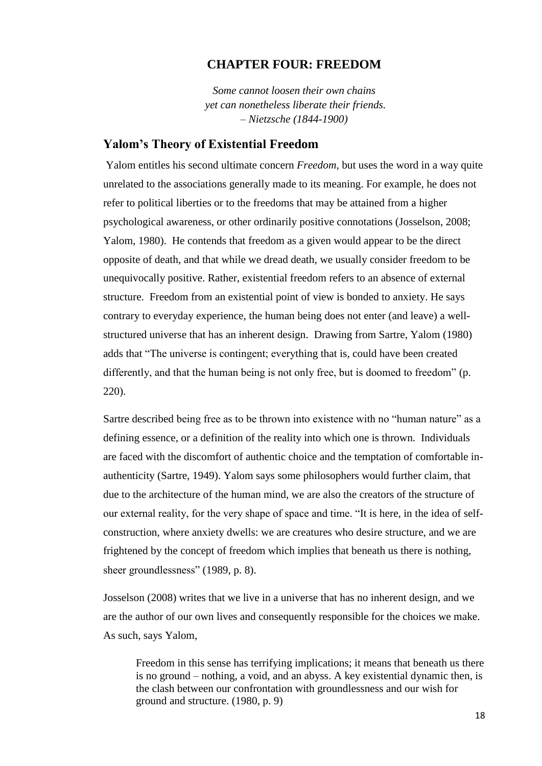# CHAPTER FOUR: FREEDOM

*Some cannot loosen their own chains*
*yet can nonetheless liberate their friends.*
*– Nietzsche (1844-1900)*

## Yalom's Theory of Existential Freedom

Yalom entitles his second ultimate concern *Freedom*, but uses the word in a way quite unrelated to the associations generally made to its meaning. For example, he does not refer to political liberties or to the freedoms that may be attained from a higher psychological awareness, or other ordinarily positive connotations (Josselson, 2008; Yalom, 1980). He contends that freedom as a given would appear to be the direct opposite of death, and that while we dread death, we usually consider freedom to be unequivocally positive. Rather, existential freedom refers to an absence of external structure. Freedom from an existential point of view is bonded to anxiety. He says contrary to everyday experience, the human being does not enter (and leave) a well-structured universe that has an inherent design. Drawing from Sartre, Yalom (1980) adds that "The universe is contingent; everything that is, could have been created differently, and that the human being is not only free, but is doomed to freedom" (p. 220).

Sartre described being free as to be thrown into existence with no "human nature" as a defining essence, or a definition of the reality into which one is thrown. Individuals are faced with the discomfort of authentic choice and the temptation of comfortable in-authenticity (Sartre, 1949). Yalom says some philosophers would further claim, that due to the architecture of the human mind, we are also the creators of the structure of our external reality, for the very shape of space and time. "It is here, in the idea of self-construction, where anxiety dwells: we are creatures who desire structure, and we are frightened by the concept of freedom which implies that beneath us there is nothing, sheer groundlessness" (1989, p. 8).

Josselson (2008) writes that we live in a universe that has no inherent design, and we are the author of our own lives and consequently responsible for the choices we make. As such, says Yalom,

> Freedom in this sense has terrifying implications; it means that beneath us there is no ground – nothing, a void, and an abyss. A key existential dynamic then, is the clash between our confrontation with groundlessness and our wish for ground and structure. (1980, p. 9)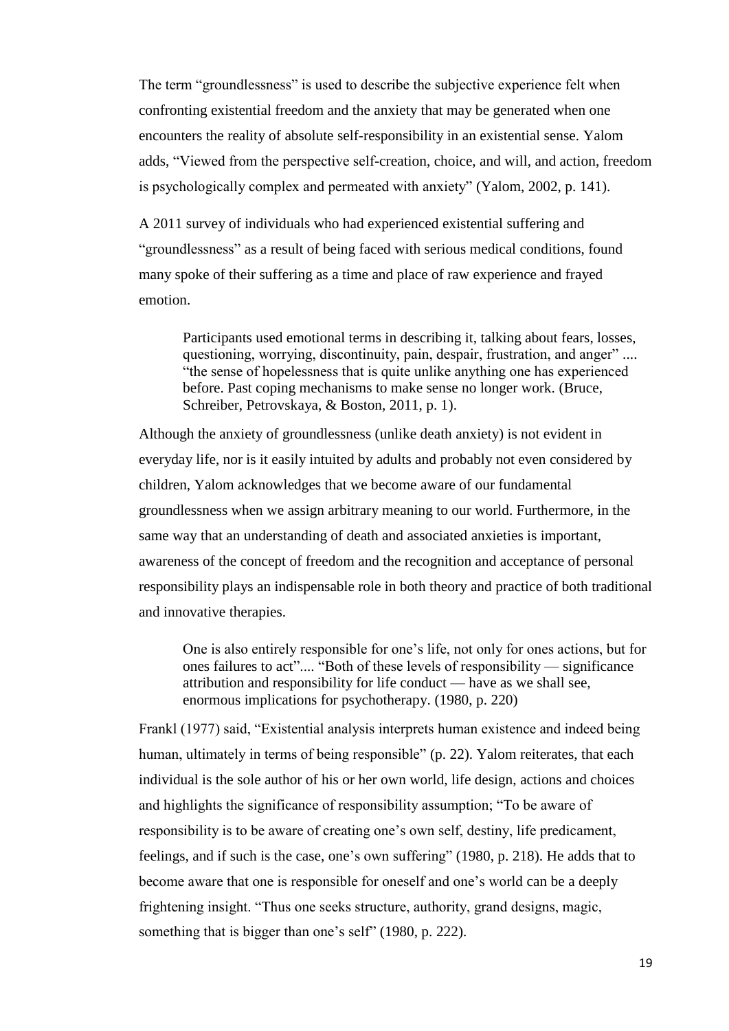The term “groundlessness” is used to describe the subjective experience felt when confronting existential freedom and the anxiety that may be generated when one encounters the reality of absolute self-responsibility in an existential sense. Yalom adds, “Viewed from the perspective self-creation, choice, and will, and action, freedom is psychologically complex and permeated with anxiety” (Yalom, 2002, p. 141).

A 2011 survey of individuals who had experienced existential suffering and “groundlessness” as a result of being faced with serious medical conditions, found many spoke of their suffering as a time and place of raw experience and frayed emotion.

> Participants used emotional terms in describing it, talking about fears, losses, questioning, worrying, discontinuity, pain, despair, frustration, and anger” .... “the sense of hopelessness that is quite unlike anything one has experienced before. Past coping mechanisms to make sense no longer work. (Bruce, Schreiber, Petrovskaya, & Boston, 2011, p. 1).

Although the anxiety of groundlessness (unlike death anxiety) is not evident in everyday life, nor is it easily intuited by adults and probably not even considered by children, Yalom acknowledges that we become aware of our fundamental groundlessness when we assign arbitrary meaning to our world. Furthermore, in the same way that an understanding of death and associated anxieties is important, awareness of the concept of freedom and the recognition and acceptance of personal responsibility plays an indispensable role in both theory and practice of both traditional and innovative therapies.

> One is also entirely responsible for one’s life, not only for ones actions, but for ones failures to act”.... “Both of these levels of responsibility — significance attribution and responsibility for life conduct — have as we shall see, enormous implications for psychotherapy. (1980, p. 220)

Frankl (1977) said, “Existential analysis interprets human existence and indeed being human, ultimately in terms of being responsible” (p. 22). Yalom reiterates, that each individual is the sole author of his or her own world, life design, actions and choices and highlights the significance of responsibility assumption; “To be aware of responsibility is to be aware of creating one’s own self, destiny, life predicament, feelings, and if such is the case, one’s own suffering” (1980, p. 218). He adds that to become aware that one is responsible for oneself and one’s world can be a deeply frightening insight. “Thus one seeks structure, authority, grand designs, magic, something that is bigger than one’s self” (1980, p. 222).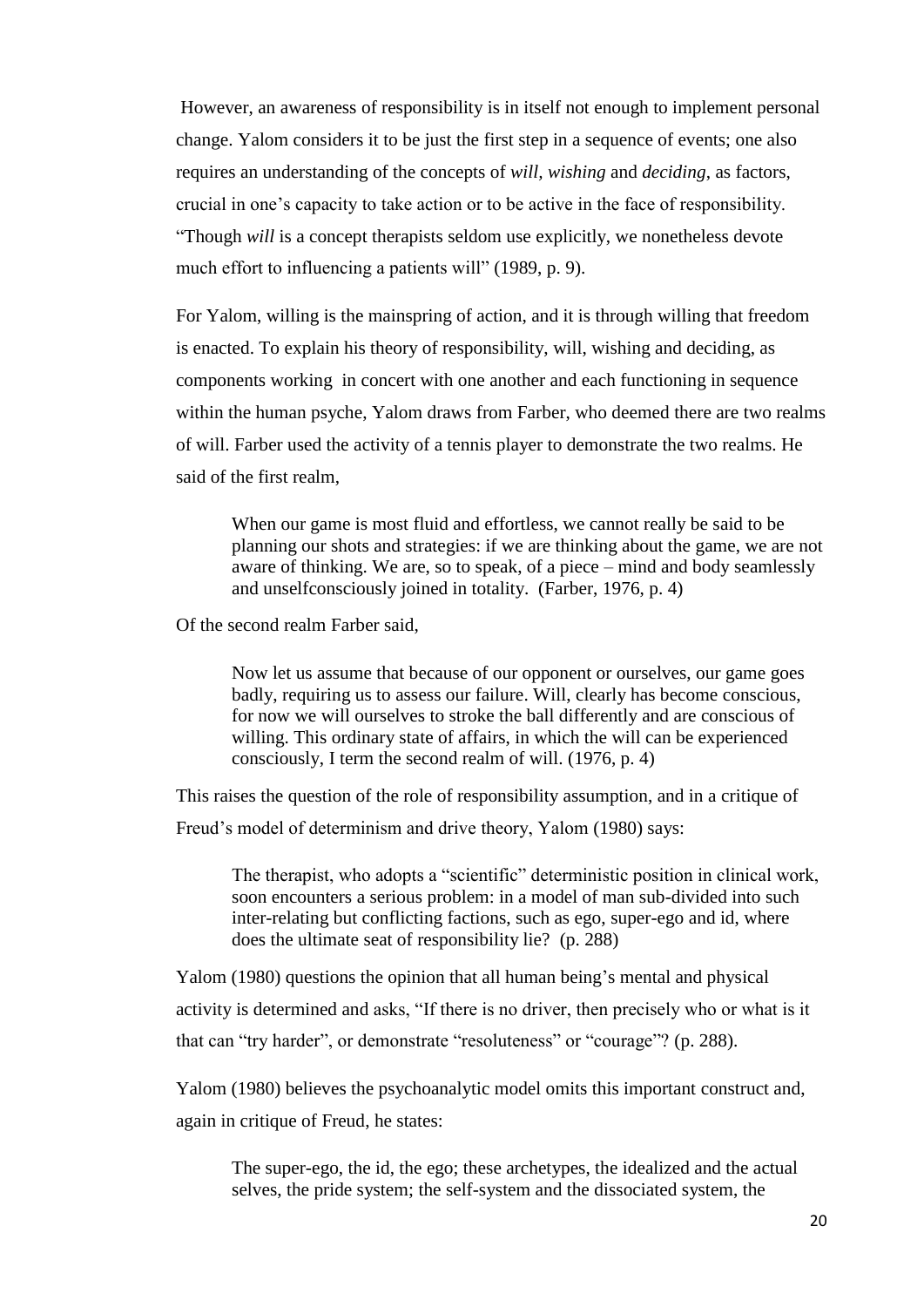However, an awareness of responsibility is in itself not enough to implement personal change. Yalom considers it to be just the first step in a sequence of events; one also requires an understanding of the concepts of *will, wishing* and *deciding*, as factors, crucial in one's capacity to take action or to be active in the face of responsibility. "Though *will* is a concept therapists seldom use explicitly, we nonetheless devote much effort to influencing a patients will" (1989, p. 9).

For Yalom, willing is the mainspring of action, and it is through willing that freedom is enacted. To explain his theory of responsibility, will, wishing and deciding, as components working in concert with one another and each functioning in sequence within the human psyche, Yalom draws from Farber, who deemed there are two realms of will. Farber used the activity of a tennis player to demonstrate the two realms. He said of the first realm,

> When our game is most fluid and effortless, we cannot really be said to be planning our shots and strategies: if we are thinking about the game, we are not aware of thinking. We are, so to speak, of a piece – mind and body seamlessly and unselfconsciously joined in totality. (Farber, 1976, p. 4)

Of the second realm Farber said,

> Now let us assume that because of our opponent or ourselves, our game goes badly, requiring us to assess our failure. Will, clearly has become conscious, for now we will ourselves to stroke the ball differently and are conscious of willing. This ordinary state of affairs, in which the will can be experienced consciously, I term the second realm of will. (1976, p. 4)

This raises the question of the role of responsibility assumption, and in a critique of Freud's model of determinism and drive theory, Yalom (1980) says:

> The therapist, who adopts a "scientific" deterministic position in clinical work, soon encounters a serious problem: in a model of man sub-divided into such inter-relating but conflicting factions, such as ego, super-ego and id, where does the ultimate seat of responsibility lie? (p. 288)

Yalom (1980) questions the opinion that all human being's mental and physical activity is determined and asks, "If there is no driver, then precisely who or what is it that can "try harder", or demonstrate "resoluteness" or "courage"? (p. 288).

Yalom (1980) believes the psychoanalytic model omits this important construct and, again in critique of Freud, he states:

> The super-ego, the id, the ego; these archetypes, the idealized and the actual selves, the pride system; the self-system and the dissociated system, the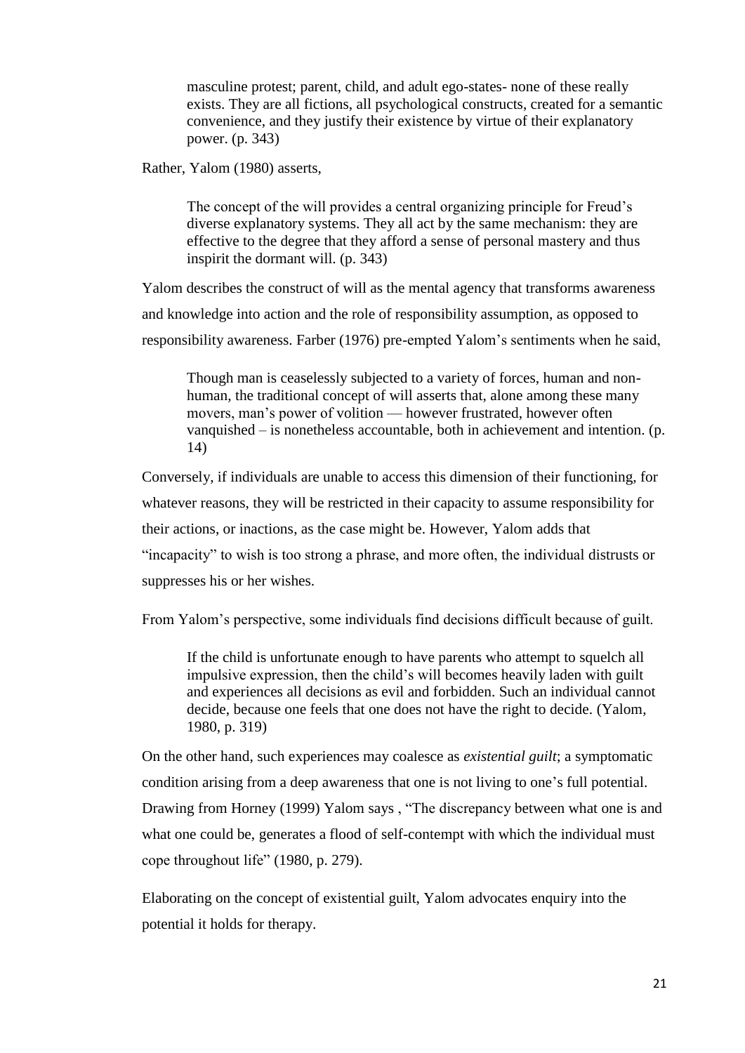> masculine protest; parent, child, and adult ego-states- none of these really exists. They are all fictions, all psychological constructs, created for a semantic convenience, and they justify their existence by virtue of their explanatory power. (p. 343)

Rather, Yalom (1980) asserts,

> The concept of the will provides a central organizing principle for Freud's diverse explanatory systems. They all act by the same mechanism: they are effective to the degree that they afford a sense of personal mastery and thus inspirit the dormant will. (p. 343)

Yalom describes the construct of will as the mental agency that transforms awareness and knowledge into action and the role of responsibility assumption, as opposed to responsibility awareness. Farber (1976) pre-empted Yalom's sentiments when he said,

> Though man is ceaselessly subjected to a variety of forces, human and non-human, the traditional concept of will asserts that, alone among these many movers, man's power of volition — however frustrated, however often vanquished – is nonetheless accountable, both in achievement and intention. (p. 14)

Conversely, if individuals are unable to access this dimension of their functioning, for whatever reasons, they will be restricted in their capacity to assume responsibility for their actions, or inactions, as the case might be. However, Yalom adds that "incapacity" to wish is too strong a phrase, and more often, the individual distrusts or suppresses his or her wishes.

From Yalom's perspective, some individuals find decisions difficult because of guilt.

> If the child is unfortunate enough to have parents who attempt to squelch all impulsive expression, then the child's will becomes heavily laden with guilt and experiences all decisions as evil and forbidden. Such an individual cannot decide, because one feels that one does not have the right to decide. (Yalom, 1980, p. 319)

On the other hand, such experiences may coalesce as *existential guilt*; a symptomatic condition arising from a deep awareness that one is not living to one's full potential. Drawing from Horney (1999) Yalom says , "The discrepancy between what one is and what one could be, generates a flood of self-contempt with which the individual must cope throughout life" (1980, p. 279).

Elaborating on the concept of existential guilt, Yalom advocates enquiry into the potential it holds for therapy.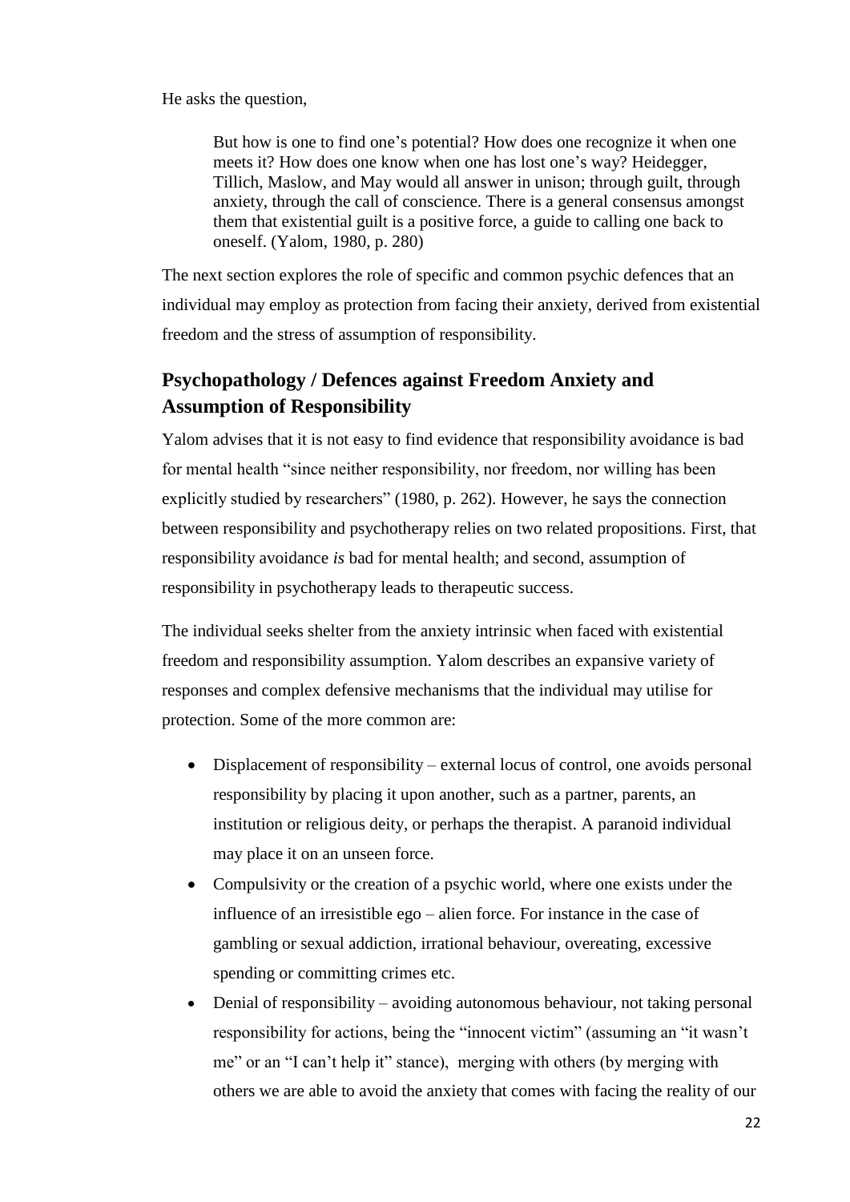He asks the question,

> But how is one to find one's potential? How does one recognize it when one meets it? How does one know when one has lost one's way? Heidegger, Tillich, Maslow, and May would all answer in unison; through guilt, through anxiety, through the call of conscience. There is a general consensus amongst them that existential guilt is a positive force, a guide to calling one back to oneself. (Yalom, 1980, p. 280)

The next section explores the role of specific and common psychic defences that an individual may employ as protection from facing their anxiety, derived from existential freedom and the stress of assumption of responsibility.

## Psychopathology / Defences against Freedom Anxiety and Assumption of Responsibility

Yalom advises that it is not easy to find evidence that responsibility avoidance is bad for mental health "since neither responsibility, nor freedom, nor willing has been explicitly studied by researchers" (1980, p. 262). However, he says the connection between responsibility and psychotherapy relies on two related propositions. First, that responsibility avoidance *is* bad for mental health; and second, assumption of responsibility in psychotherapy leads to therapeutic success.

The individual seeks shelter from the anxiety intrinsic when faced with existential freedom and responsibility assumption. Yalom describes an expansive variety of responses and complex defensive mechanisms that the individual may utilise for protection. Some of the more common are:

- Displacement of responsibility – external locus of control, one avoids personal responsibility by placing it upon another, such as a partner, parents, an institution or religious deity, or perhaps the therapist. A paranoid individual may place it on an unseen force.
- Compulsivity or the creation of a psychic world, where one exists under the influence of an irresistible ego – alien force. For instance in the case of gambling or sexual addiction, irrational behaviour, overeating, excessive spending or committing crimes etc.
- Denial of responsibility – avoiding autonomous behaviour, not taking personal responsibility for actions, being the "innocent victim" (assuming an "it wasn't me" or an "I can't help it" stance), merging with others (by merging with others we are able to avoid the anxiety that comes with facing the reality of our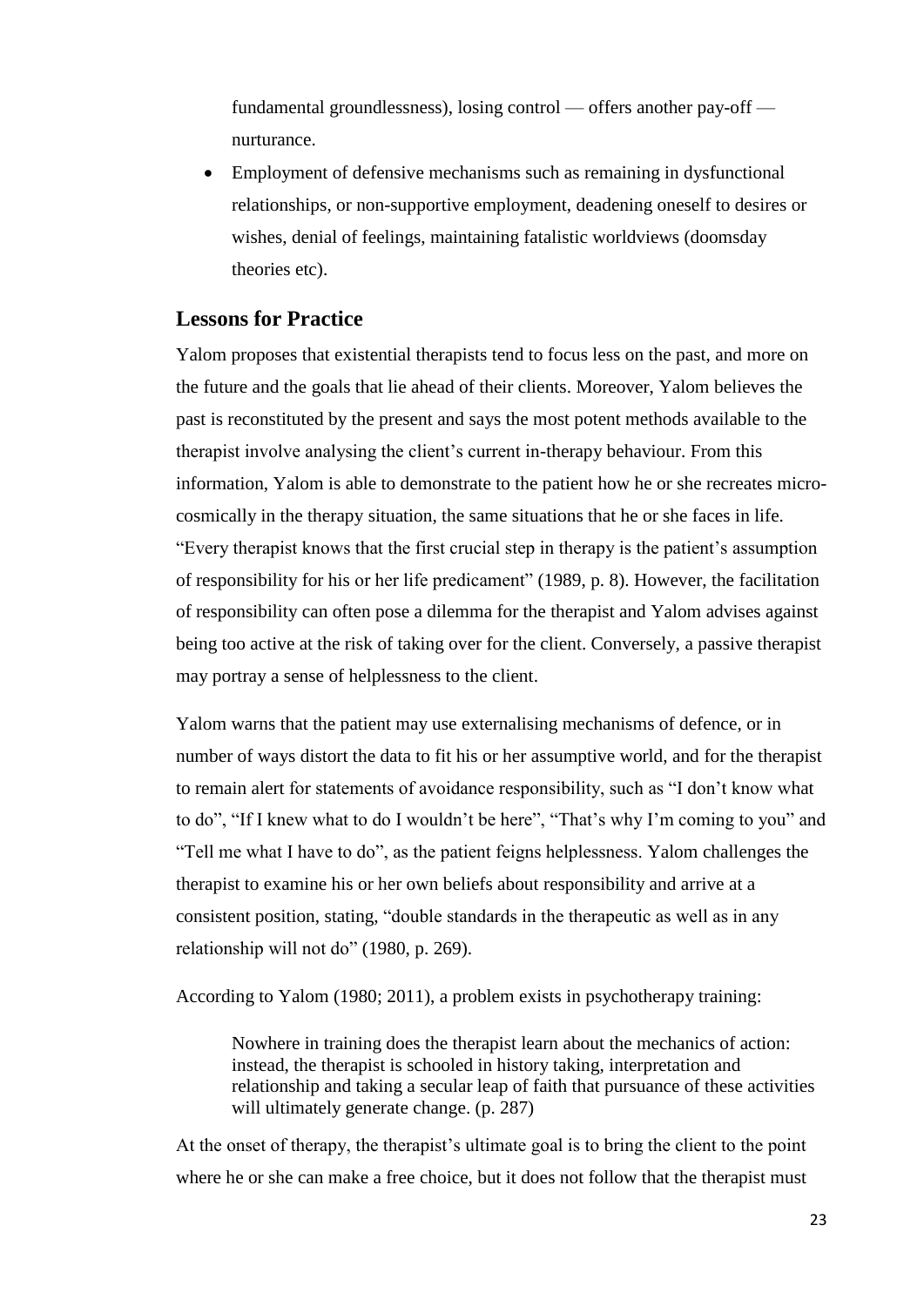fundamental groundlessness), losing control — offers another pay-off — nurturance.

- Employment of defensive mechanisms such as remaining in dysfunctional relationships, or non-supportive employment, deadening oneself to desires or wishes, denial of feelings, maintaining fatalistic worldviews (doomsday theories etc).

## Lessons for Practice

Yalom proposes that existential therapists tend to focus less on the past, and more on the future and the goals that lie ahead of their clients. Moreover, Yalom believes the past is reconstituted by the present and says the most potent methods available to the therapist involve analysing the client's current in-therapy behaviour. From this information, Yalom is able to demonstrate to the patient how he or she recreates micro-cosmically in the therapy situation, the same situations that he or she faces in life. "Every therapist knows that the first crucial step in therapy is the patient's assumption of responsibility for his or her life predicament" (1989, p. 8). However, the facilitation of responsibility can often pose a dilemma for the therapist and Yalom advises against being too active at the risk of taking over for the client. Conversely, a passive therapist may portray a sense of helplessness to the client.

Yalom warns that the patient may use externalising mechanisms of defence, or in number of ways distort the data to fit his or her assumptive world, and for the therapist to remain alert for statements of avoidance responsibility, such as "I don't know what to do", "If I knew what to do I wouldn't be here", "That's why I'm coming to you" and "Tell me what I have to do", as the patient feigns helplessness. Yalom challenges the therapist to examine his or her own beliefs about responsibility and arrive at a consistent position, stating, "double standards in the therapeutic as well as in any relationship will not do" (1980, p. 269).

According to Yalom (1980; 2011), a problem exists in psychotherapy training:

> Nowhere in training does the therapist learn about the mechanics of action: instead, the therapist is schooled in history taking, interpretation and relationship and taking a secular leap of faith that pursuance of these activities will ultimately generate change. (p. 287)

At the onset of therapy, the therapist's ultimate goal is to bring the client to the point where he or she can make a free choice, but it does not follow that the therapist must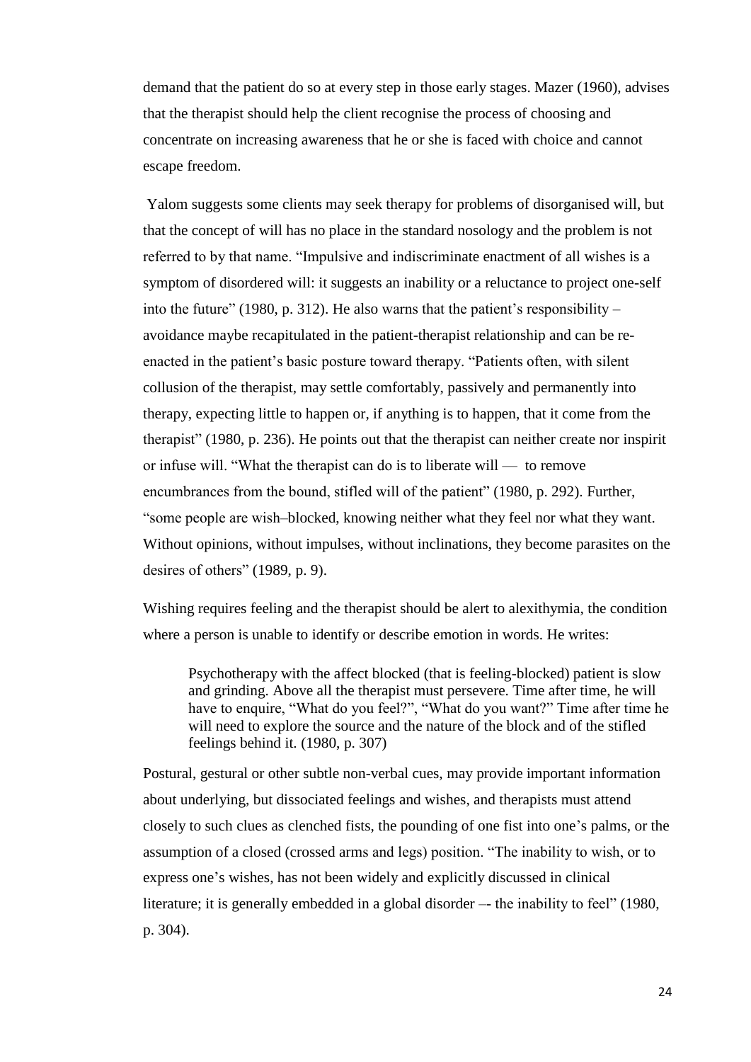demand that the patient do so at every step in those early stages. Mazer (1960), advises that the therapist should help the client recognise the process of choosing and concentrate on increasing awareness that he or she is faced with choice and cannot escape freedom.

Yalom suggests some clients may seek therapy for problems of disorganised will, but that the concept of will has no place in the standard nosology and the problem is not referred to by that name. “Impulsive and indiscriminate enactment of all wishes is a symptom of disordered will: it suggests an inability or a reluctance to project one-self into the future” (1980, p. 312). He also warns that the patient’s responsibility – avoidance maybe recapitulated in the patient-therapist relationship and can be re-enacted in the patient’s basic posture toward therapy. “Patients often, with silent collusion of the therapist, may settle comfortably, passively and permanently into therapy, expecting little to happen or, if anything is to happen, that it come from the therapist” (1980, p. 236). He points out that the therapist can neither create nor inspirit or infuse will. “What the therapist can do is to liberate will — to remove encumbrances from the bound, stifled will of the patient” (1980, p. 292). Further, “some people are wish–blocked, knowing neither what they feel nor what they want. Without opinions, without impulses, without inclinations, they become parasites on the desires of others” (1989, p. 9).

Wishing requires feeling and the therapist should be alert to alexithymia, the condition where a person is unable to identify or describe emotion in words. He writes:

> Psychotherapy with the affect blocked (that is feeling-blocked) patient is slow and grinding. Above all the therapist must persevere. Time after time, he will have to enquire, “What do you feel?”, “What do you want?” Time after time he will need to explore the source and the nature of the block and of the stifled feelings behind it. (1980, p. 307)

Postural, gestural or other subtle non-verbal cues, may provide important information about underlying, but dissociated feelings and wishes, and therapists must attend closely to such clues as clenched fists, the pounding of one fist into one’s palms, or the assumption of a closed (crossed arms and legs) position. “The inability to wish, or to express one’s wishes, has not been widely and explicitly discussed in clinical literature; it is generally embedded in a global disorder –- the inability to feel” (1980, p. 304).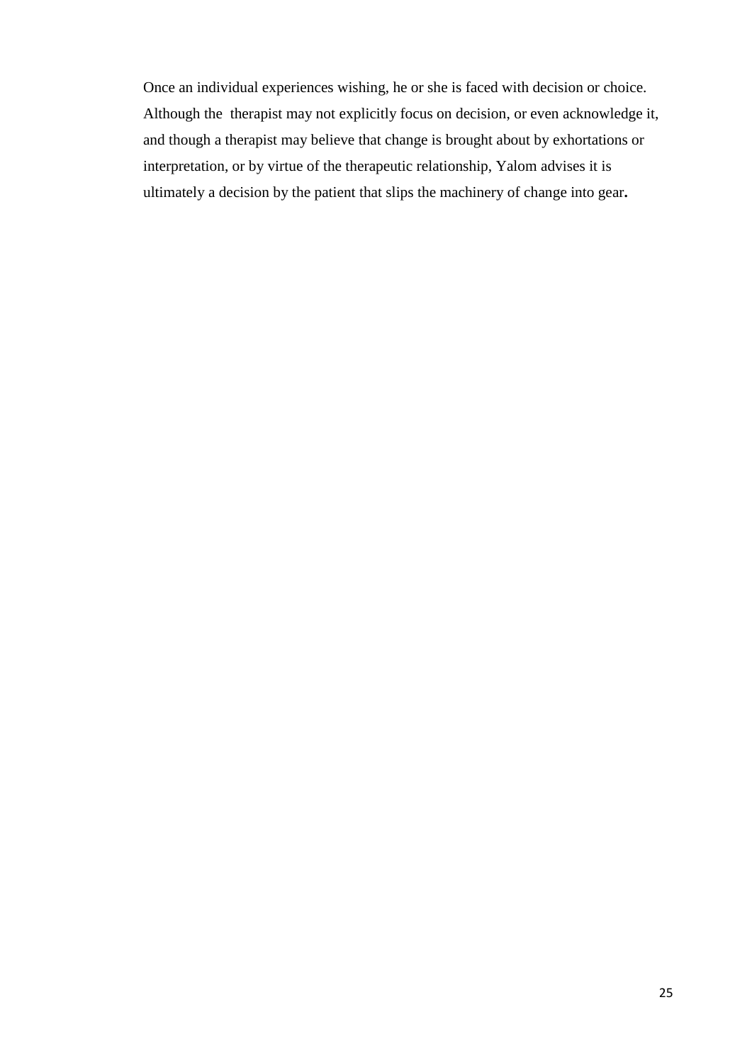Once an individual experiences wishing, he or she is faced with decision or choice. Although the therapist may not explicitly focus on decision, or even acknowledge it, and though a therapist may believe that change is brought about by exhortations or interpretation, or by virtue of the therapeutic relationship, Yalom advises it is ultimately a decision by the patient that slips the machinery of change into gear.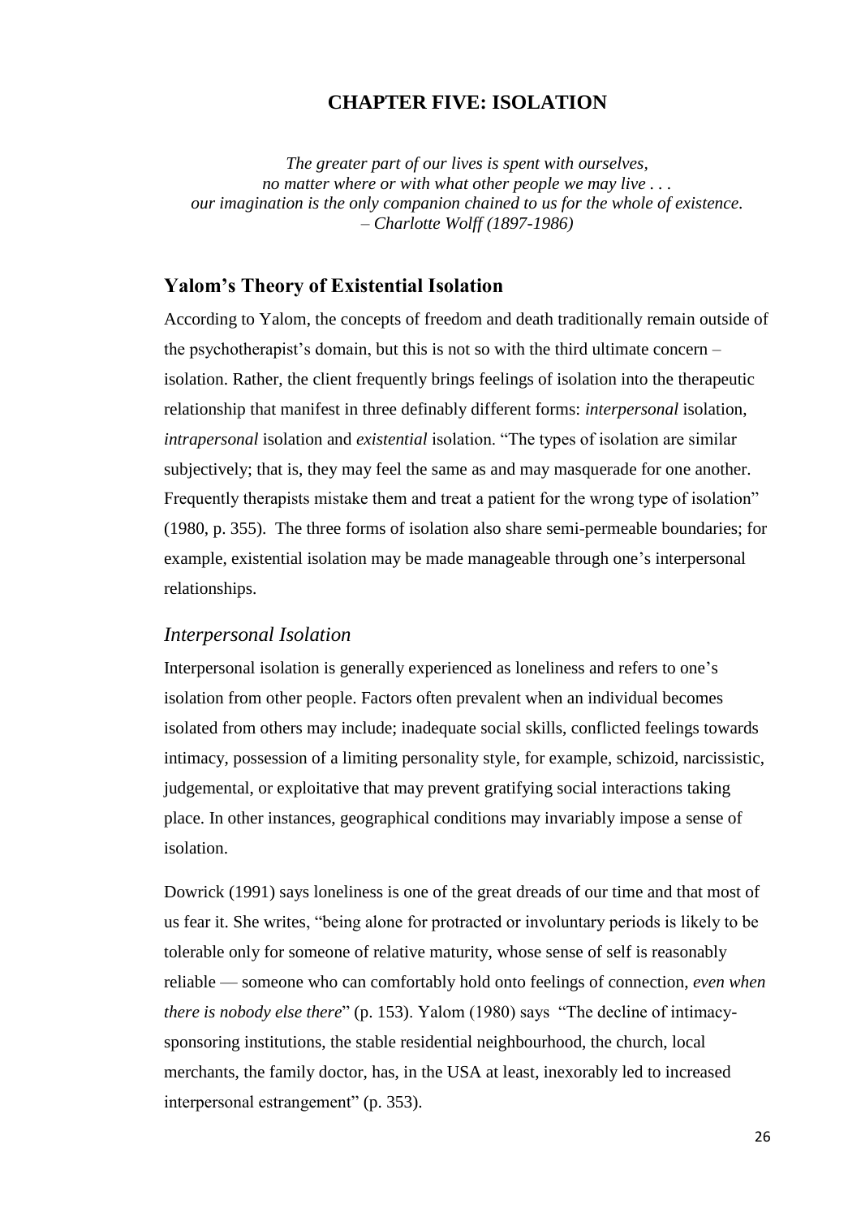# CHAPTER FIVE: ISOLATION

*The greater part of our lives is spent with ourselves,*
*no matter where or with what other people we may live . . .*
*our imagination is the only companion chained to us for the whole of existence.*
*– Charlotte Wolff (1897-1986)*

## Yalom's Theory of Existential Isolation

According to Yalom, the concepts of freedom and death traditionally remain outside of the psychotherapist's domain, but this is not so with the third ultimate concern – isolation. Rather, the client frequently brings feelings of isolation into the therapeutic relationship that manifest in three definably different forms: *interpersonal* isolation, *intrapersonal* isolation and *existential* isolation. "The types of isolation are similar subjectively; that is, they may feel the same as and may masquerade for one another. Frequently therapists mistake them and treat a patient for the wrong type of isolation" (1980, p. 355). The three forms of isolation also share semi-permeable boundaries; for example, existential isolation may be made manageable through one's interpersonal relationships.

### *Interpersonal Isolation*

Interpersonal isolation is generally experienced as loneliness and refers to one's isolation from other people. Factors often prevalent when an individual becomes isolated from others may include; inadequate social skills, conflicted feelings towards intimacy, possession of a limiting personality style, for example, schizoid, narcissistic, judgemental, or exploitative that may prevent gratifying social interactions taking place. In other instances, geographical conditions may invariably impose a sense of isolation.

Dowrick (1991) says loneliness is one of the great dreads of our time and that most of us fear it. She writes, "being alone for protracted or involuntary periods is likely to be tolerable only for someone of relative maturity, whose sense of self is reasonably reliable — someone who can comfortably hold onto feelings of connection, *even when there is nobody else there*" (p. 153). Yalom (1980) says "The decline of intimacy-sponsoring institutions, the stable residential neighbourhood, the church, local merchants, the family doctor, has, in the USA at least, inexorably led to increased interpersonal estrangement" (p. 353).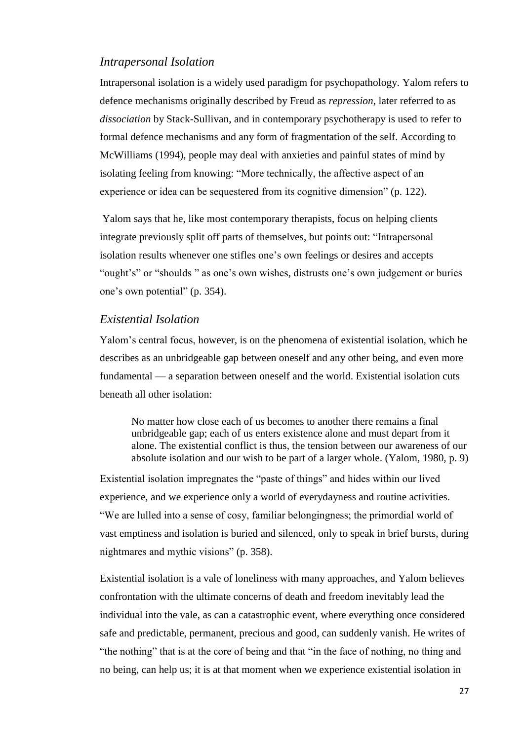### *Intrapersonal Isolation*

Intrapersonal isolation is a widely used paradigm for psychopathology. Yalom refers to defence mechanisms originally described by Freud as *repression*, later referred to as *dissociation* by Stack-Sullivan, and in contemporary psychotherapy is used to refer to formal defence mechanisms and any form of fragmentation of the self. According to McWilliams (1994), people may deal with anxieties and painful states of mind by isolating feeling from knowing: "More technically, the affective aspect of an experience or idea can be sequestered from its cognitive dimension" (p. 122).

Yalom says that he, like most contemporary therapists, focus on helping clients integrate previously split off parts of themselves, but points out: "Intrapersonal isolation results whenever one stifles one's own feelings or desires and accepts "ought's" or "shoulds " as one's own wishes, distrusts one's own judgement or buries one's own potential" (p. 354).

### *Existential Isolation*

Yalom's central focus, however, is on the phenomena of existential isolation, which he describes as an unbridgeable gap between oneself and any other being, and even more fundamental — a separation between oneself and the world. Existential isolation cuts beneath all other isolation:

> No matter how close each of us becomes to another there remains a final unbridgeable gap; each of us enters existence alone and must depart from it alone. The existential conflict is thus, the tension between our awareness of our absolute isolation and our wish to be part of a larger whole. (Yalom, 1980, p. 9)

Existential isolation impregnates the "paste of things" and hides within our lived experience, and we experience only a world of everydayness and routine activities. "We are lulled into a sense of cosy, familiar belongingness; the primordial world of vast emptiness and isolation is buried and silenced, only to speak in brief bursts, during nightmares and mythic visions" (p. 358).

Existential isolation is a vale of loneliness with many approaches, and Yalom believes confrontation with the ultimate concerns of death and freedom inevitably lead the individual into the vale, as can a catastrophic event, where everything once considered safe and predictable, permanent, precious and good, can suddenly vanish. He writes of "the nothing" that is at the core of being and that "in the face of nothing, no thing and no being, can help us; it is at that moment when we experience existential isolation in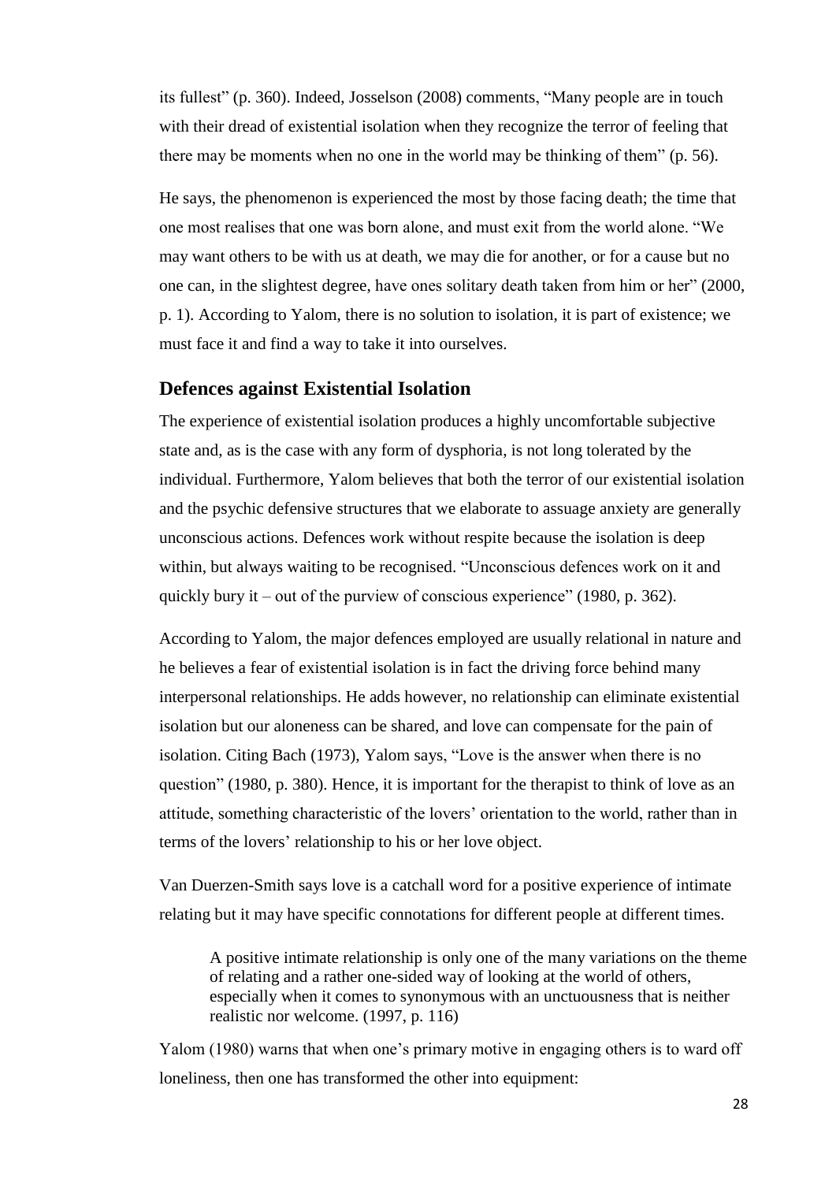its fullest" (p. 360). Indeed, Josselson (2008) comments, "Many people are in touch with their dread of existential isolation when they recognize the terror of feeling that there may be moments when no one in the world may be thinking of them" (p. 56).

He says, the phenomenon is experienced the most by those facing death; the time that one most realises that one was born alone, and must exit from the world alone. "We may want others to be with us at death, we may die for another, or for a cause but no one can, in the slightest degree, have ones solitary death taken from him or her" (2000, p. 1). According to Yalom, there is no solution to isolation, it is part of existence; we must face it and find a way to take it into ourselves.

## Defences against Existential Isolation

The experience of existential isolation produces a highly uncomfortable subjective state and, as is the case with any form of dysphoria, is not long tolerated by the individual. Furthermore, Yalom believes that both the terror of our existential isolation and the psychic defensive structures that we elaborate to assuage anxiety are generally unconscious actions. Defences work without respite because the isolation is deep within, but always waiting to be recognised. "Unconscious defences work on it and quickly bury it – out of the purview of conscious experience" (1980, p. 362).

According to Yalom, the major defences employed are usually relational in nature and he believes a fear of existential isolation is in fact the driving force behind many interpersonal relationships. He adds however, no relationship can eliminate existential isolation but our aloneness can be shared, and love can compensate for the pain of isolation. Citing Bach (1973), Yalom says, "Love is the answer when there is no question" (1980, p. 380). Hence, it is important for the therapist to think of love as an attitude, something characteristic of the lovers' orientation to the world, rather than in terms of the lovers' relationship to his or her love object.

Van Duerzen-Smith says love is a catchall word for a positive experience of intimate relating but it may have specific connotations for different people at different times.

> A positive intimate relationship is only one of the many variations on the theme of relating and a rather one-sided way of looking at the world of others, especially when it comes to synonymous with an unctuousness that is neither realistic nor welcome. (1997, p. 116)

Yalom (1980) warns that when one's primary motive in engaging others is to ward off loneliness, then one has transformed the other into equipment: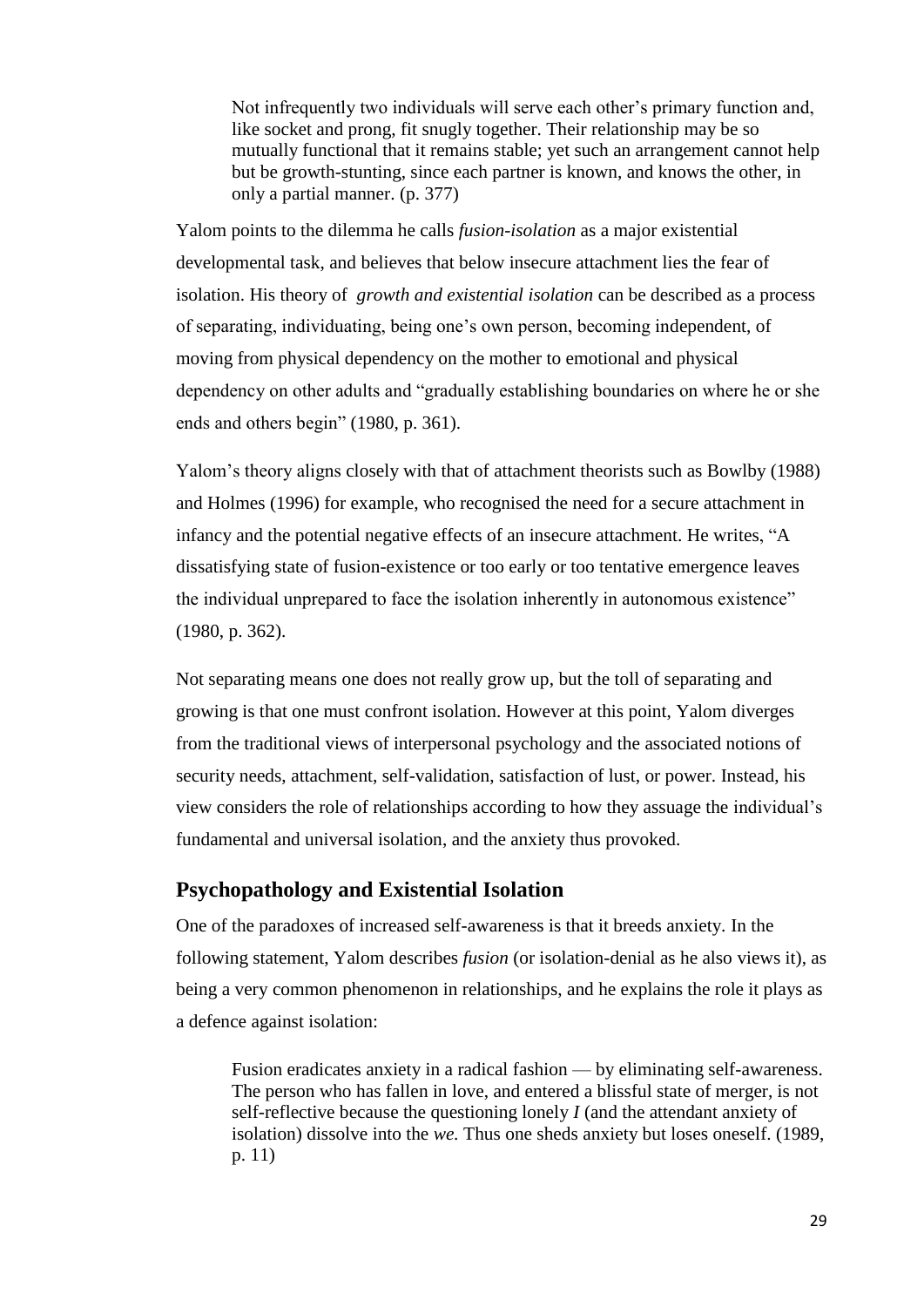> Not infrequently two individuals will serve each other's primary function and, like socket and prong, fit snugly together. Their relationship may be so mutually functional that it remains stable; yet such an arrangement cannot help but be growth-stunting, since each partner is known, and knows the other, in only a partial manner. (p. 377)

Yalom points to the dilemma he calls *fusion-isolation* as a major existential developmental task, and believes that below insecure attachment lies the fear of isolation. His theory of *growth and existential isolation* can be described as a process of separating, individuating, being one's own person, becoming independent, of moving from physical dependency on the mother to emotional and physical dependency on other adults and "gradually establishing boundaries on where he or she ends and others begin" (1980, p. 361).

Yalom's theory aligns closely with that of attachment theorists such as Bowlby (1988) and Holmes (1996) for example, who recognised the need for a secure attachment in infancy and the potential negative effects of an insecure attachment. He writes, "A dissatisfying state of fusion-existence or too early or too tentative emergence leaves the individual unprepared to face the isolation inherently in autonomous existence" (1980, p. 362).

Not separating means one does not really grow up, but the toll of separating and growing is that one must confront isolation. However at this point, Yalom diverges from the traditional views of interpersonal psychology and the associated notions of security needs, attachment, self-validation, satisfaction of lust, or power. Instead, his view considers the role of relationships according to how they assuage the individual's fundamental and universal isolation, and the anxiety thus provoked.

## Psychopathology and Existential Isolation

One of the paradoxes of increased self-awareness is that it breeds anxiety. In the following statement, Yalom describes *fusion* (or isolation-denial as he also views it), as being a very common phenomenon in relationships, and he explains the role it plays as a defence against isolation:

> Fusion eradicates anxiety in a radical fashion — by eliminating self-awareness. The person who has fallen in love, and entered a blissful state of merger, is not self-reflective because the questioning lonely *I* (and the attendant anxiety of isolation) dissolve into the *we.* Thus one sheds anxiety but loses oneself. (1989, p. 11)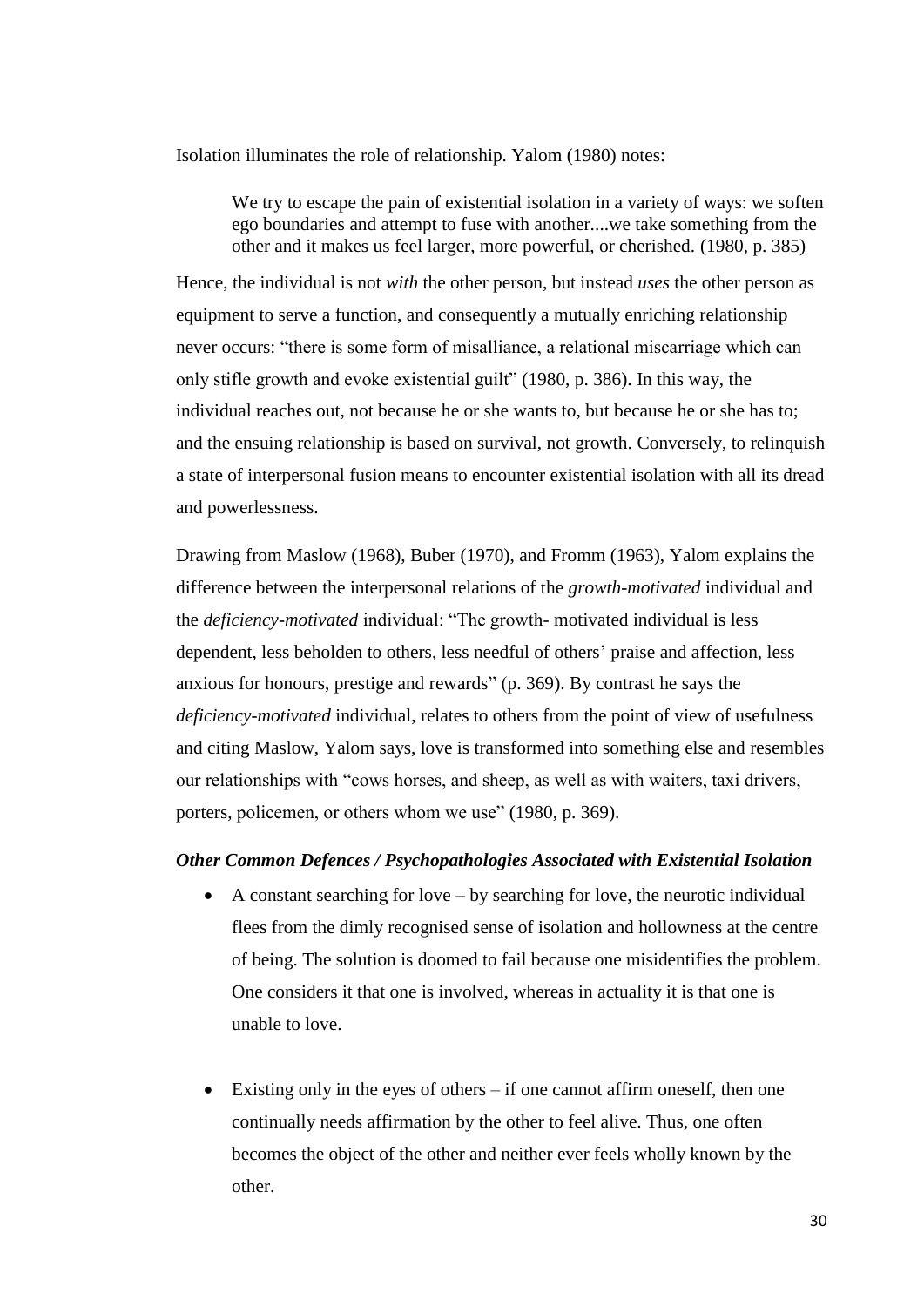Isolation illuminates the role of relationship. Yalom (1980) notes:

> We try to escape the pain of existential isolation in a variety of ways: we soften ego boundaries and attempt to fuse with another....we take something from the other and it makes us feel larger, more powerful, or cherished. (1980, p. 385)

Hence, the individual is not *with* the other person, but instead *uses* the other person as equipment to serve a function, and consequently a mutually enriching relationship never occurs: "there is some form of misalliance, a relational miscarriage which can only stifle growth and evoke existential guilt" (1980, p. 386). In this way, the individual reaches out, not because he or she wants to, but because he or she has to; and the ensuing relationship is based on survival, not growth. Conversely, to relinquish a state of interpersonal fusion means to encounter existential isolation with all its dread and powerlessness.

Drawing from Maslow (1968), Buber (1970), and Fromm (1963), Yalom explains the difference between the interpersonal relations of the *growth-motivated* individual and the *deficiency-motivated* individual: "The growth- motivated individual is less dependent, less beholden to others, less needful of others' praise and affection, less anxious for honours, prestige and rewards" (p. 369). By contrast he says the *deficiency-motivated* individual, relates to others from the point of view of usefulness and citing Maslow, Yalom says, love is transformed into something else and resembles our relationships with "cows horses, and sheep, as well as with waiters, taxi drivers, porters, policemen, or others whom we use" (1980, p. 369).

***Other Common Defences / Psychopathologies Associated with Existential Isolation***

- A constant searching for love – by searching for love, the neurotic individual flees from the dimly recognised sense of isolation and hollowness at the centre of being. The solution is doomed to fail because one misidentifies the problem. One considers it that one is involved, whereas in actuality it is that one is unable to love.

- Existing only in the eyes of others – if one cannot affirm oneself, then one continually needs affirmation by the other to feel alive. Thus, one often becomes the object of the other and neither ever feels wholly known by the other.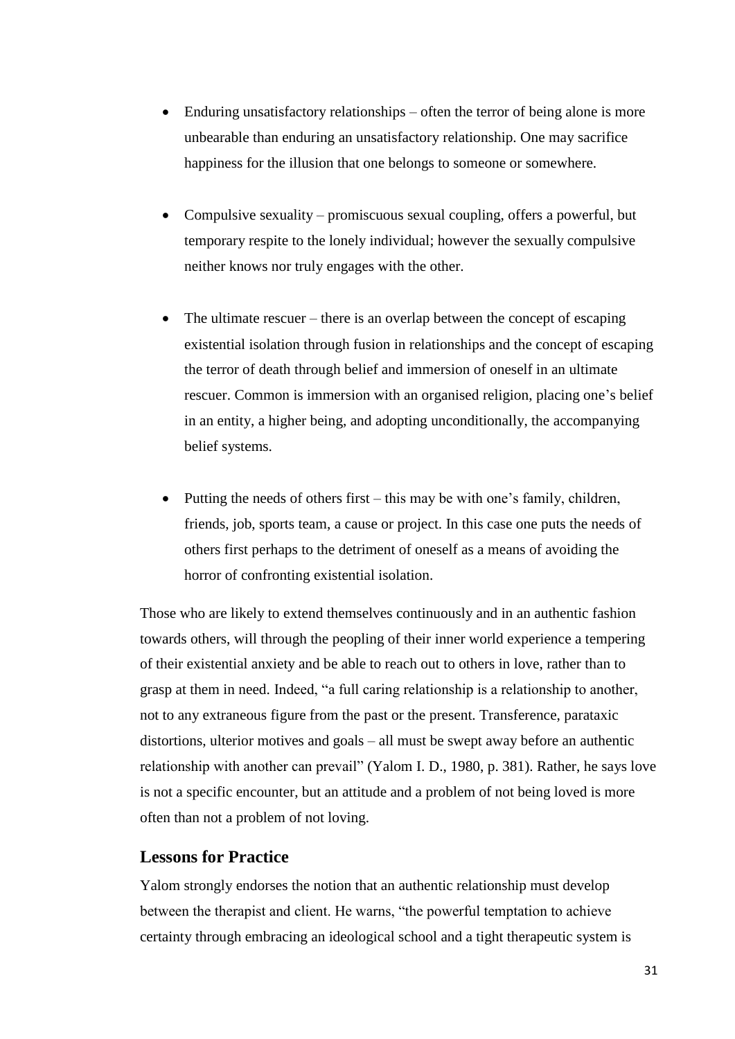- Enduring unsatisfactory relationships – often the terror of being alone is more unbearable than enduring an unsatisfactory relationship. One may sacrifice happiness for the illusion that one belongs to someone or somewhere.

- Compulsive sexuality – promiscuous sexual coupling, offers a powerful, but temporary respite to the lonely individual; however the sexually compulsive neither knows nor truly engages with the other.

- The ultimate rescuer – there is an overlap between the concept of escaping existential isolation through fusion in relationships and the concept of escaping the terror of death through belief and immersion of oneself in an ultimate rescuer. Common is immersion with an organised religion, placing one's belief in an entity, a higher being, and adopting unconditionally, the accompanying belief systems.

- Putting the needs of others first – this may be with one's family, children, friends, job, sports team, a cause or project. In this case one puts the needs of others first perhaps to the detriment of oneself as a means of avoiding the horror of confronting existential isolation.

Those who are likely to extend themselves continuously and in an authentic fashion towards others, will through the peopling of their inner world experience a tempering of their existential anxiety and be able to reach out to others in love, rather than to grasp at them in need. Indeed, "a full caring relationship is a relationship to another, not to any extraneous figure from the past or the present. Transference, parataxic distortions, ulterior motives and goals – all must be swept away before an authentic relationship with another can prevail" (Yalom I. D., 1980, p. 381). Rather, he says love is not a specific encounter, but an attitude and a problem of not being loved is more often than not a problem of not loving.

## Lessons for Practice

Yalom strongly endorses the notion that an authentic relationship must develop between the therapist and client. He warns, "the powerful temptation to achieve certainty through embracing an ideological school and a tight therapeutic system is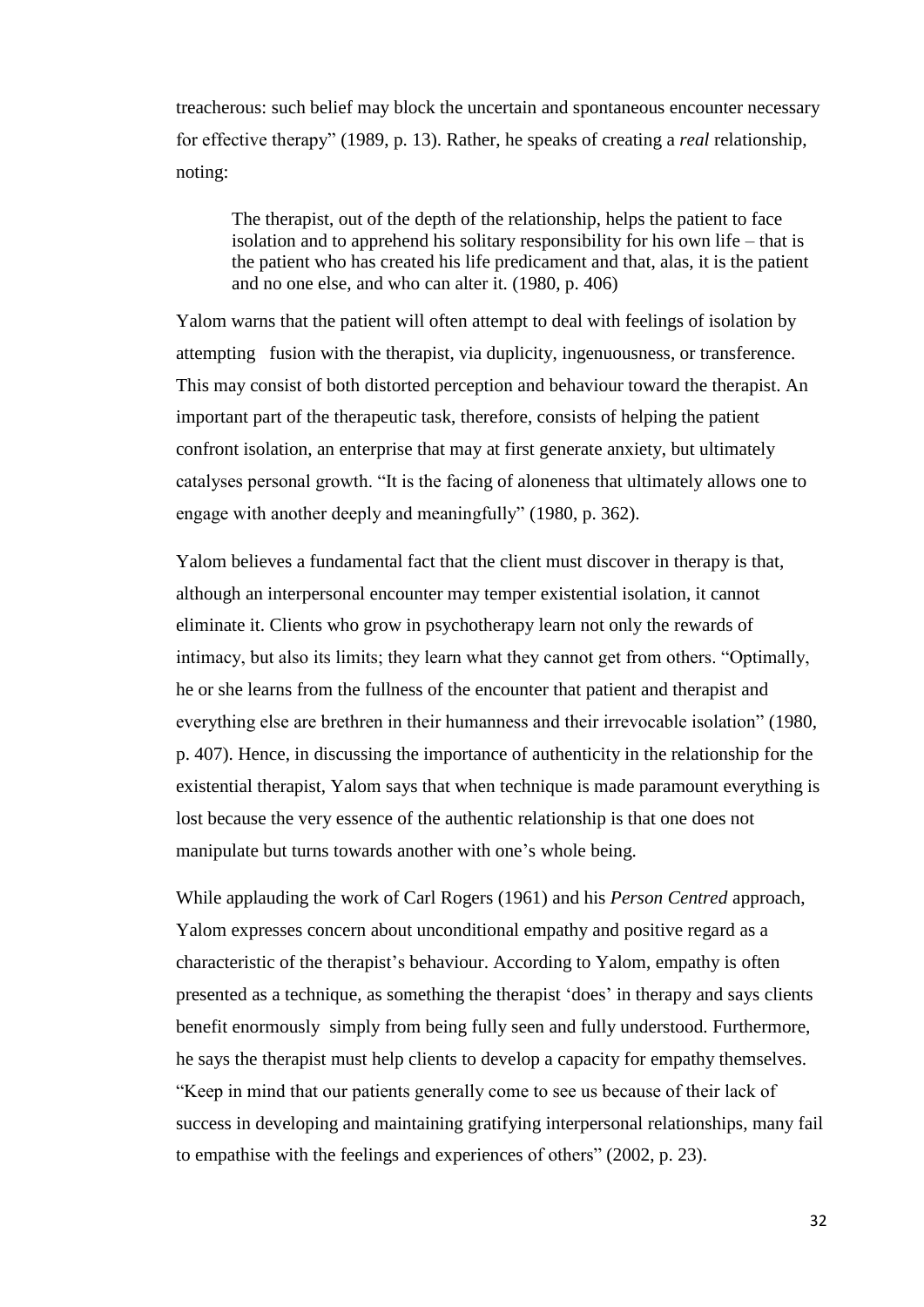treacherous: such belief may block the uncertain and spontaneous encounter necessary for effective therapy" (1989, p. 13). Rather, he speaks of creating a *real* relationship, noting:

> The therapist, out of the depth of the relationship, helps the patient to face isolation and to apprehend his solitary responsibility for his own life – that is the patient who has created his life predicament and that, alas, it is the patient and no one else, and who can alter it. (1980, p. 406)

Yalom warns that the patient will often attempt to deal with feelings of isolation by attempting fusion with the therapist, via duplicity, ingenuousness, or transference. This may consist of both distorted perception and behaviour toward the therapist. An important part of the therapeutic task, therefore, consists of helping the patient confront isolation, an enterprise that may at first generate anxiety, but ultimately catalyses personal growth. "It is the facing of aloneness that ultimately allows one to engage with another deeply and meaningfully" (1980, p. 362).

Yalom believes a fundamental fact that the client must discover in therapy is that, although an interpersonal encounter may temper existential isolation, it cannot eliminate it. Clients who grow in psychotherapy learn not only the rewards of intimacy, but also its limits; they learn what they cannot get from others. "Optimally, he or she learns from the fullness of the encounter that patient and therapist and everything else are brethren in their humanness and their irrevocable isolation" (1980, p. 407). Hence, in discussing the importance of authenticity in the relationship for the existential therapist, Yalom says that when technique is made paramount everything is lost because the very essence of the authentic relationship is that one does not manipulate but turns towards another with one's whole being.

While applauding the work of Carl Rogers (1961) and his *Person Centred* approach, Yalom expresses concern about unconditional empathy and positive regard as a characteristic of the therapist's behaviour. According to Yalom, empathy is often presented as a technique, as something the therapist 'does' in therapy and says clients benefit enormously simply from being fully seen and fully understood. Furthermore, he says the therapist must help clients to develop a capacity for empathy themselves. "Keep in mind that our patients generally come to see us because of their lack of success in developing and maintaining gratifying interpersonal relationships, many fail to empathise with the feelings and experiences of others" (2002, p. 23).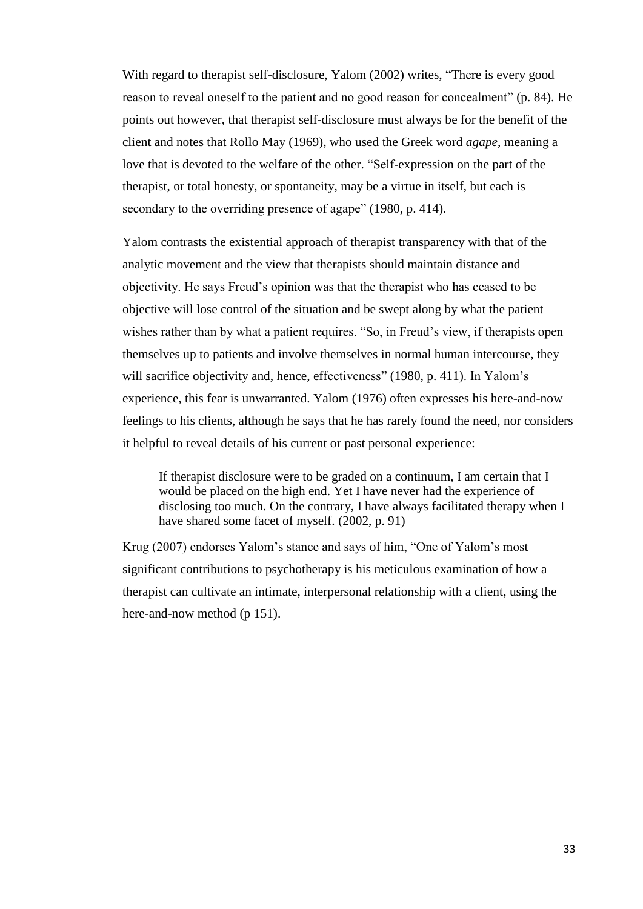With regard to therapist self-disclosure, Yalom (2002) writes, "There is every good reason to reveal oneself to the patient and no good reason for concealment" (p. 84). He points out however, that therapist self-disclosure must always be for the benefit of the client and notes that Rollo May (1969), who used the Greek word *agape*, meaning a love that is devoted to the welfare of the other. "Self-expression on the part of the therapist, or total honesty, or spontaneity, may be a virtue in itself, but each is secondary to the overriding presence of agape" (1980, p. 414).

Yalom contrasts the existential approach of therapist transparency with that of the analytic movement and the view that therapists should maintain distance and objectivity. He says Freud's opinion was that the therapist who has ceased to be objective will lose control of the situation and be swept along by what the patient wishes rather than by what a patient requires. "So, in Freud's view, if therapists open themselves up to patients and involve themselves in normal human intercourse, they will sacrifice objectivity and, hence, effectiveness" (1980, p. 411). In Yalom's experience, this fear is unwarranted. Yalom (1976) often expresses his here-and-now feelings to his clients, although he says that he has rarely found the need, nor considers it helpful to reveal details of his current or past personal experience:

> If therapist disclosure were to be graded on a continuum, I am certain that I would be placed on the high end. Yet I have never had the experience of disclosing too much. On the contrary, I have always facilitated therapy when I have shared some facet of myself. (2002, p. 91)

Krug (2007) endorses Yalom's stance and says of him, "One of Yalom's most significant contributions to psychotherapy is his meticulous examination of how a therapist can cultivate an intimate, interpersonal relationship with a client, using the here-and-now method (p 151).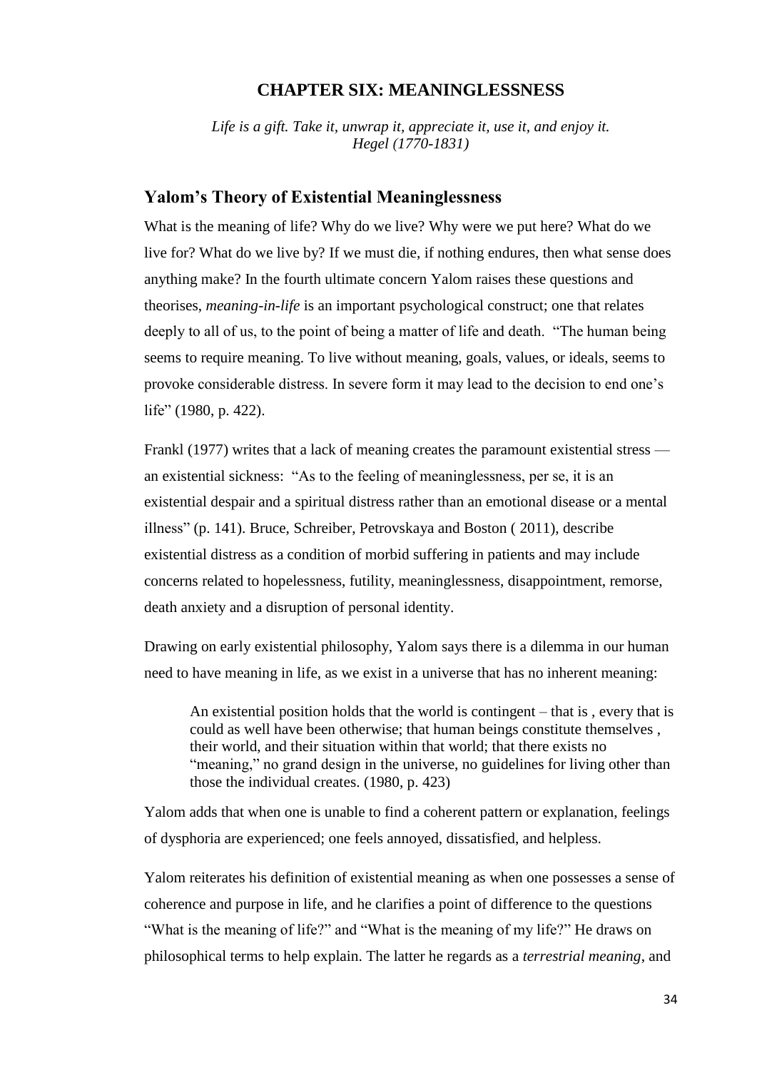# CHAPTER SIX: MEANINGLESSNESS

*Life is a gift. Take it, unwrap it, appreciate it, use it, and enjoy it.*
*Hegel (1770-1831)*

## Yalom's Theory of Existential Meaninglessness

What is the meaning of life? Why do we live? Why were we put here? What do we live for? What do we live by? If we must die, if nothing endures, then what sense does anything make? In the fourth ultimate concern Yalom raises these questions and theorises, *meaning-in-life* is an important psychological construct; one that relates deeply to all of us, to the point of being a matter of life and death. "The human being seems to require meaning. To live without meaning, goals, values, or ideals, seems to provoke considerable distress. In severe form it may lead to the decision to end one's life" (1980, p. 422).

Frankl (1977) writes that a lack of meaning creates the paramount existential stress — an existential sickness: "As to the feeling of meaninglessness, per se, it is an existential despair and a spiritual distress rather than an emotional disease or a mental illness" (p. 141). Bruce, Schreiber, Petrovskaya and Boston ( 2011), describe existential distress as a condition of morbid suffering in patients and may include concerns related to hopelessness, futility, meaninglessness, disappointment, remorse, death anxiety and a disruption of personal identity.

Drawing on early existential philosophy, Yalom says there is a dilemma in our human need to have meaning in life, as we exist in a universe that has no inherent meaning:

> An existential position holds that the world is contingent – that is , every that is could as well have been otherwise; that human beings constitute themselves , their world, and their situation within that world; that there exists no "meaning," no grand design in the universe, no guidelines for living other than those the individual creates. (1980, p. 423)

Yalom adds that when one is unable to find a coherent pattern or explanation, feelings of dysphoria are experienced; one feels annoyed, dissatisfied, and helpless.

Yalom reiterates his definition of existential meaning as when one possesses a sense of coherence and purpose in life, and he clarifies a point of difference to the questions "What is the meaning of life?" and "What is the meaning of my life?" He draws on philosophical terms to help explain. The latter he regards as a *terrestrial meaning*, and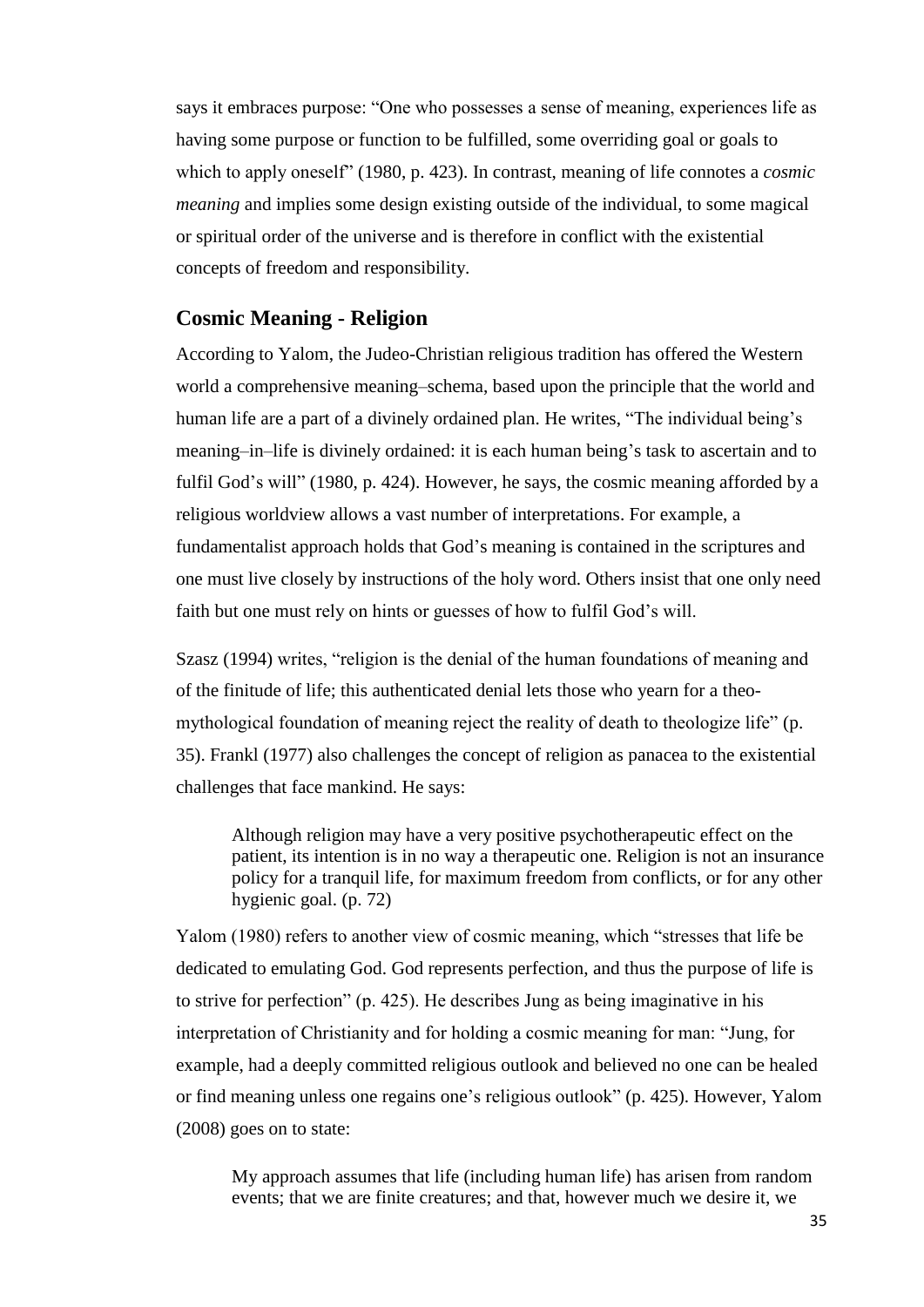says it embraces purpose: "One who possesses a sense of meaning, experiences life as having some purpose or function to be fulfilled, some overriding goal or goals to which to apply oneself" (1980, p. 423). In contrast, meaning of life connotes a *cosmic meaning* and implies some design existing outside of the individual, to some magical or spiritual order of the universe and is therefore in conflict with the existential concepts of freedom and responsibility.

## Cosmic Meaning - Religion

According to Yalom, the Judeo-Christian religious tradition has offered the Western world a comprehensive meaning–schema, based upon the principle that the world and human life are a part of a divinely ordained plan. He writes, "The individual being's meaning–in–life is divinely ordained: it is each human being's task to ascertain and to fulfil God's will" (1980, p. 424). However, he says, the cosmic meaning afforded by a religious worldview allows a vast number of interpretations. For example, a fundamentalist approach holds that God's meaning is contained in the scriptures and one must live closely by instructions of the holy word. Others insist that one only need faith but one must rely on hints or guesses of how to fulfil God's will.

Szasz (1994) writes, "religion is the denial of the human foundations of meaning and of the finitude of life; this authenticated denial lets those who yearn for a theo-mythological foundation of meaning reject the reality of death to theologize life" (p. 35). Frankl (1977) also challenges the concept of religion as panacea to the existential challenges that face mankind. He says:

> Although religion may have a very positive psychotherapeutic effect on the patient, its intention is in no way a therapeutic one. Religion is not an insurance policy for a tranquil life, for maximum freedom from conflicts, or for any other hygienic goal. (p. 72)

Yalom (1980) refers to another view of cosmic meaning, which "stresses that life be dedicated to emulating God. God represents perfection, and thus the purpose of life is to strive for perfection" (p. 425). He describes Jung as being imaginative in his interpretation of Christianity and for holding a cosmic meaning for man: "Jung, for example, had a deeply committed religious outlook and believed no one can be healed or find meaning unless one regains one's religious outlook" (p. 425). However, Yalom (2008) goes on to state:

> My approach assumes that life (including human life) has arisen from random events; that we are finite creatures; and that, however much we desire it, we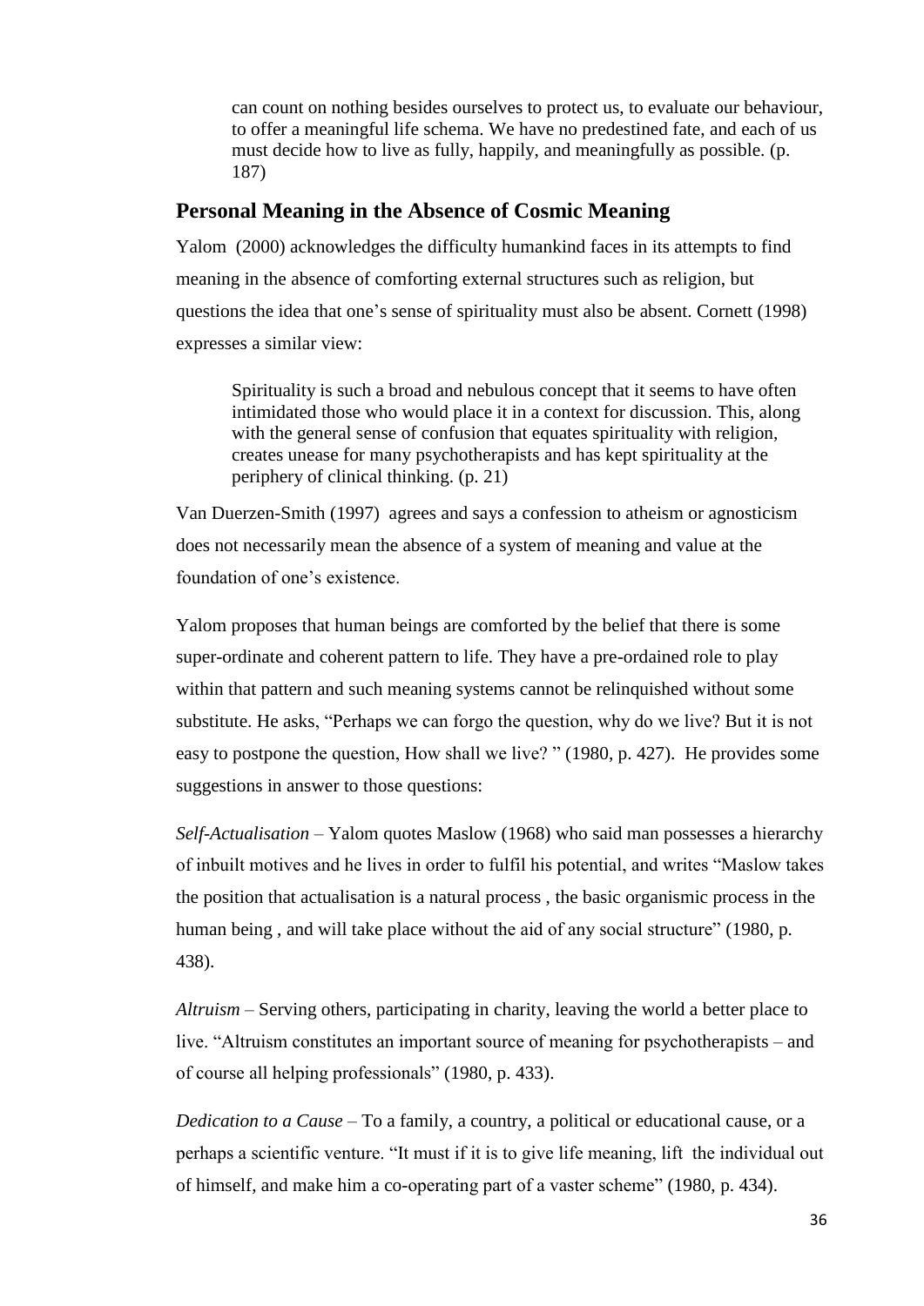> can count on nothing besides ourselves to protect us, to evaluate our behaviour, to offer a meaningful life schema. We have no predestined fate, and each of us must decide how to live as fully, happily, and meaningfully as possible. (p. 187)

## Personal Meaning in the Absence of Cosmic Meaning

Yalom (2000) acknowledges the difficulty humankind faces in its attempts to find meaning in the absence of comforting external structures such as religion, but questions the idea that one's sense of spirituality must also be absent. Cornett (1998) expresses a similar view:

> Spirituality is such a broad and nebulous concept that it seems to have often intimidated those who would place it in a context for discussion. This, along with the general sense of confusion that equates spirituality with religion, creates unease for many psychotherapists and has kept spirituality at the periphery of clinical thinking. (p. 21)

Van Duerzen-Smith (1997) agrees and says a confession to atheism or agnosticism does not necessarily mean the absence of a system of meaning and value at the foundation of one's existence.

Yalom proposes that human beings are comforted by the belief that there is some super-ordinate and coherent pattern to life. They have a pre-ordained role to play within that pattern and such meaning systems cannot be relinquished without some substitute. He asks, "Perhaps we can forgo the question, why do we live? But it is not easy to postpone the question, How shall we live? " (1980, p. 427). He provides some suggestions in answer to those questions:

*Self-Actualisation* – Yalom quotes Maslow (1968) who said man possesses a hierarchy of inbuilt motives and he lives in order to fulfil his potential, and writes "Maslow takes the position that actualisation is a natural process , the basic organismic process in the human being , and will take place without the aid of any social structure" (1980, p. 438).

*Altruism* – Serving others, participating in charity, leaving the world a better place to live. "Altruism constitutes an important source of meaning for psychotherapists – and of course all helping professionals" (1980, p. 433).

*Dedication to a Cause* – To a family, a country, a political or educational cause, or a perhaps a scientific venture. "It must if it is to give life meaning, lift the individual out of himself, and make him a co-operating part of a vaster scheme" (1980, p. 434).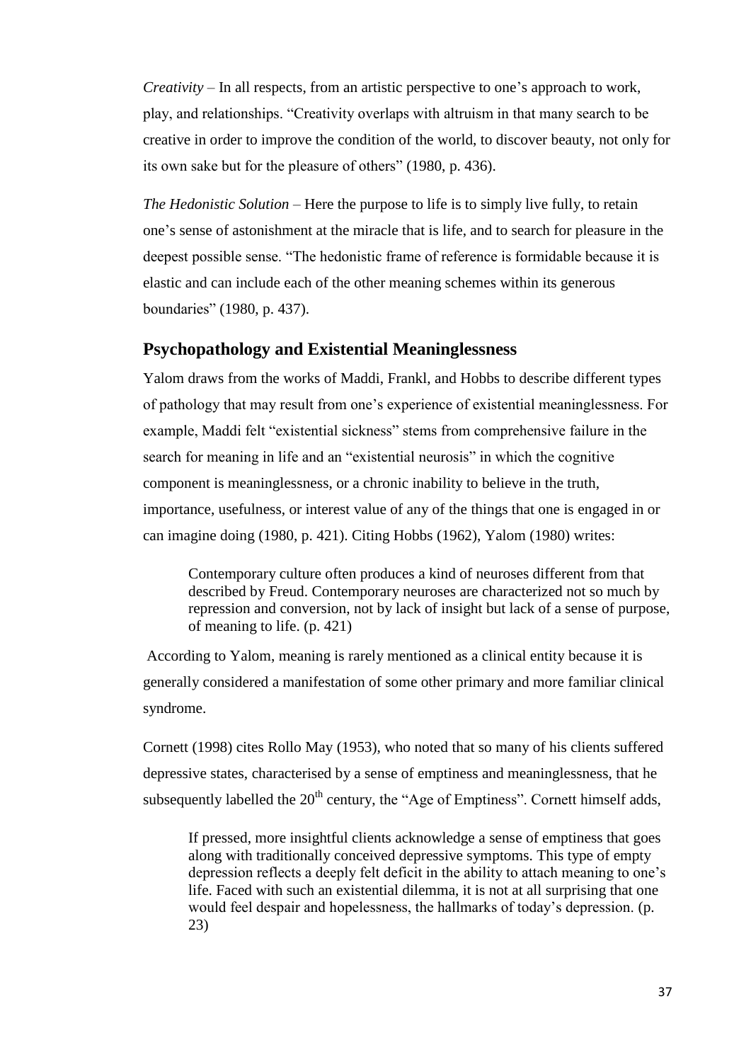*Creativity* – In all respects, from an artistic perspective to one's approach to work, play, and relationships. "Creativity overlaps with altruism in that many search to be creative in order to improve the condition of the world, to discover beauty, not only for its own sake but for the pleasure of others" (1980, p. 436).

*The Hedonistic Solution* – Here the purpose to life is to simply live fully, to retain one's sense of astonishment at the miracle that is life, and to search for pleasure in the deepest possible sense. "The hedonistic frame of reference is formidable because it is elastic and can include each of the other meaning schemes within its generous boundaries" (1980, p. 437).

## Psychopathology and Existential Meaninglessness

Yalom draws from the works of Maddi, Frankl, and Hobbs to describe different types of pathology that may result from one's experience of existential meaninglessness. For example, Maddi felt "existential sickness" stems from comprehensive failure in the search for meaning in life and an "existential neurosis" in which the cognitive component is meaninglessness, or a chronic inability to believe in the truth, importance, usefulness, or interest value of any of the things that one is engaged in or can imagine doing (1980, p. 421). Citing Hobbs (1962), Yalom (1980) writes:

> Contemporary culture often produces a kind of neuroses different from that described by Freud. Contemporary neuroses are characterized not so much by repression and conversion, not by lack of insight but lack of a sense of purpose, of meaning to life. (p. 421)

According to Yalom, meaning is rarely mentioned as a clinical entity because it is generally considered a manifestation of some other primary and more familiar clinical syndrome.

Cornett (1998) cites Rollo May (1953), who noted that so many of his clients suffered depressive states, characterised by a sense of emptiness and meaninglessness, that he subsequently labelled the 20th century, the "Age of Emptiness". Cornett himself adds,

> If pressed, more insightful clients acknowledge a sense of emptiness that goes along with traditionally conceived depressive symptoms. This type of empty depression reflects a deeply felt deficit in the ability to attach meaning to one's life. Faced with such an existential dilemma, it is not at all surprising that one would feel despair and hopelessness, the hallmarks of today's depression. (p. 23)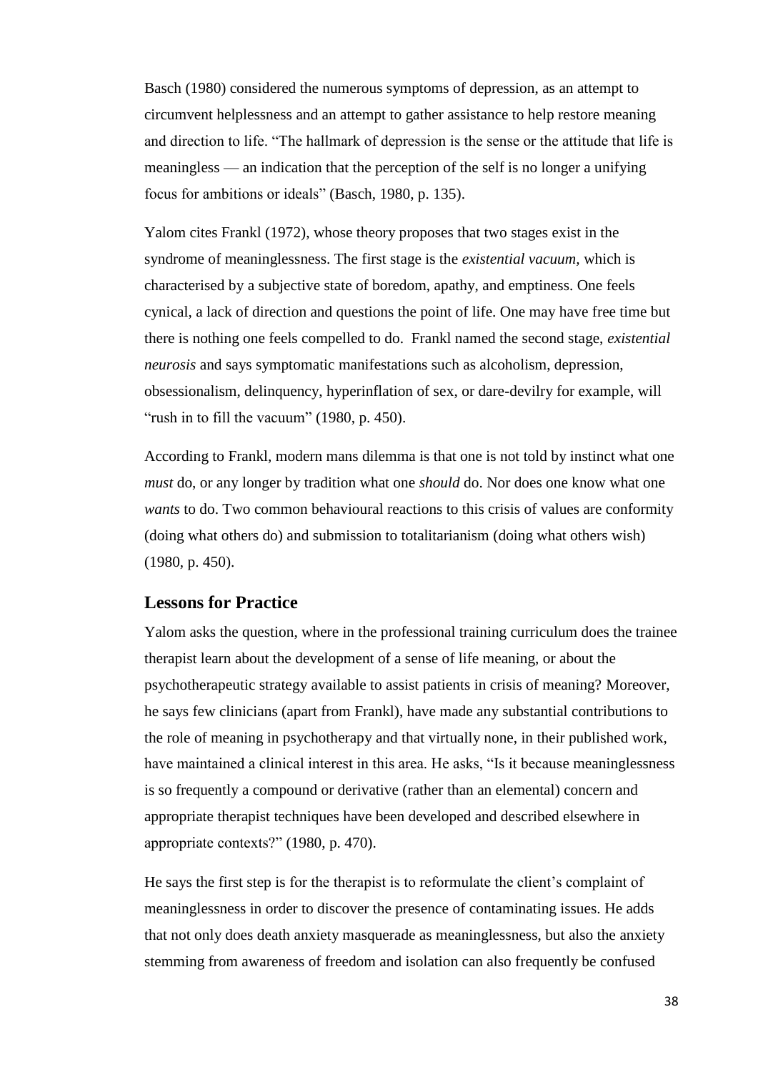Basch (1980) considered the numerous symptoms of depression, as an attempt to circumvent helplessness and an attempt to gather assistance to help restore meaning and direction to life. "The hallmark of depression is the sense or the attitude that life is meaningless — an indication that the perception of the self is no longer a unifying focus for ambitions or ideals" (Basch, 1980, p. 135).

Yalom cites Frankl (1972), whose theory proposes that two stages exist in the syndrome of meaninglessness. The first stage is the *existential vacuum,* which is characterised by a subjective state of boredom, apathy, and emptiness. One feels cynical, a lack of direction and questions the point of life. One may have free time but there is nothing one feels compelled to do. Frankl named the second stage, *existential neurosis* and says symptomatic manifestations such as alcoholism, depression, obsessionalism, delinquency, hyperinflation of sex, or dare-devilry for example, will "rush in to fill the vacuum" (1980, p. 450).

According to Frankl, modern mans dilemma is that one is not told by instinct what one *must* do, or any longer by tradition what one *should* do. Nor does one know what one *wants* to do. Two common behavioural reactions to this crisis of values are conformity (doing what others do) and submission to totalitarianism (doing what others wish) (1980, p. 450).

## Lessons for Practice

Yalom asks the question, where in the professional training curriculum does the trainee therapist learn about the development of a sense of life meaning, or about the psychotherapeutic strategy available to assist patients in crisis of meaning? Moreover, he says few clinicians (apart from Frankl), have made any substantial contributions to the role of meaning in psychotherapy and that virtually none, in their published work, have maintained a clinical interest in this area. He asks, "Is it because meaninglessness is so frequently a compound or derivative (rather than an elemental) concern and appropriate therapist techniques have been developed and described elsewhere in appropriate contexts?" (1980, p. 470).

He says the first step is for the therapist is to reformulate the client's complaint of meaninglessness in order to discover the presence of contaminating issues. He adds that not only does death anxiety masquerade as meaninglessness, but also the anxiety stemming from awareness of freedom and isolation can also frequently be confused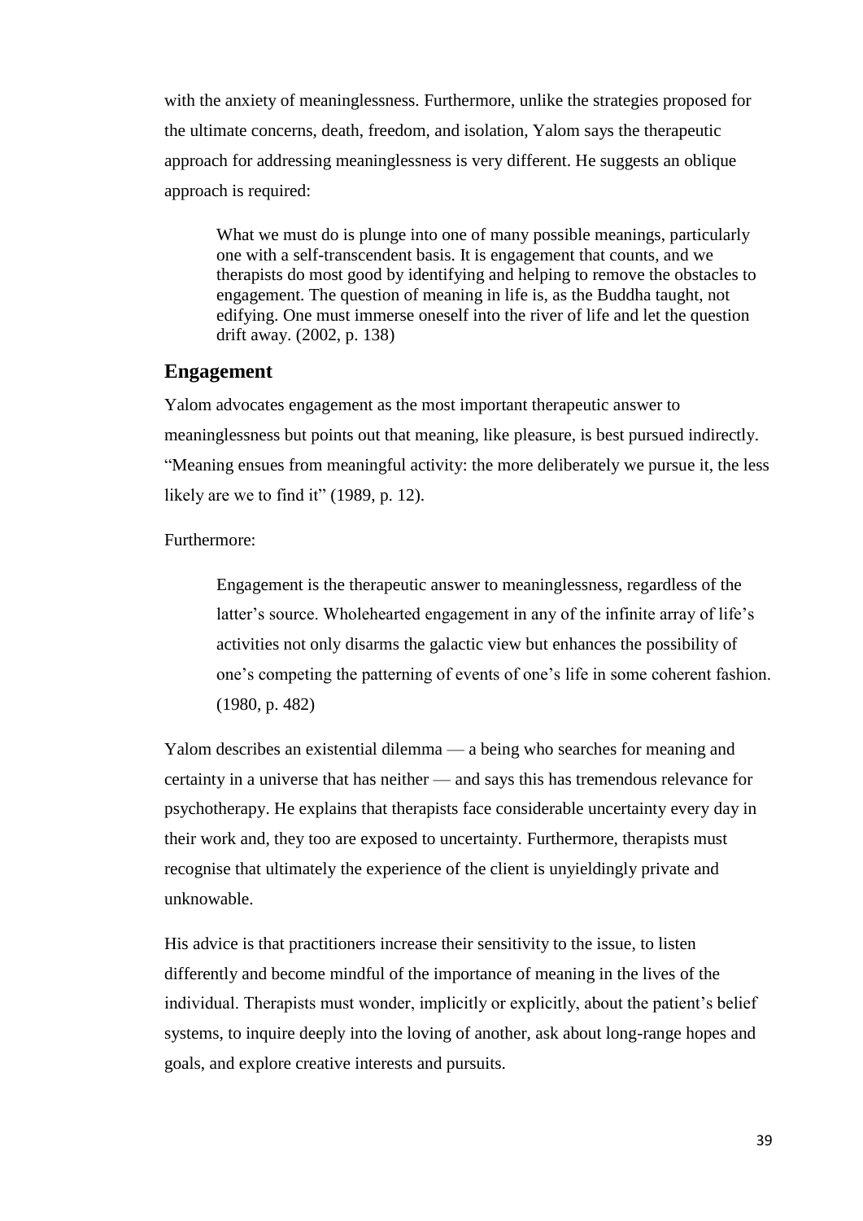with the anxiety of meaninglessness. Furthermore, unlike the strategies proposed for the ultimate concerns, death, freedom, and isolation, Yalom says the therapeutic approach for addressing meaninglessness is very different. He suggests an oblique approach is required:

> What we must do is plunge into one of many possible meanings, particularly one with a self-transcendent basis. It is engagement that counts, and we therapists do most good by identifying and helping to remove the obstacles to engagement. The question of meaning in life is, as the Buddha taught, not edifying. One must immerse oneself into the river of life and let the question drift away. (2002, p. 138)

## Engagement

Yalom advocates engagement as the most important therapeutic answer to meaninglessness but points out that meaning, like pleasure, is best pursued indirectly. "Meaning ensues from meaningful activity: the more deliberately we pursue it, the less likely are we to find it" (1989, p. 12).

Furthermore:

> Engagement is the therapeutic answer to meaninglessness, regardless of the latter's source. Wholehearted engagement in any of the infinite array of life's activities not only disarms the galactic view but enhances the possibility of one's competing the patterning of events of one's life in some coherent fashion. (1980, p. 482)

Yalom describes an existential dilemma — a being who searches for meaning and certainty in a universe that has neither — and says this has tremendous relevance for psychotherapy. He explains that therapists face considerable uncertainty every day in their work and, they too are exposed to uncertainty. Furthermore, therapists must recognise that ultimately the experience of the client is unyieldingly private and unknowable.

His advice is that practitioners increase their sensitivity to the issue, to listen differently and become mindful of the importance of meaning in the lives of the individual. Therapists must wonder, implicitly or explicitly, about the patient's belief systems, to inquire deeply into the loving of another, ask about long-range hopes and goals, and explore creative interests and pursuits.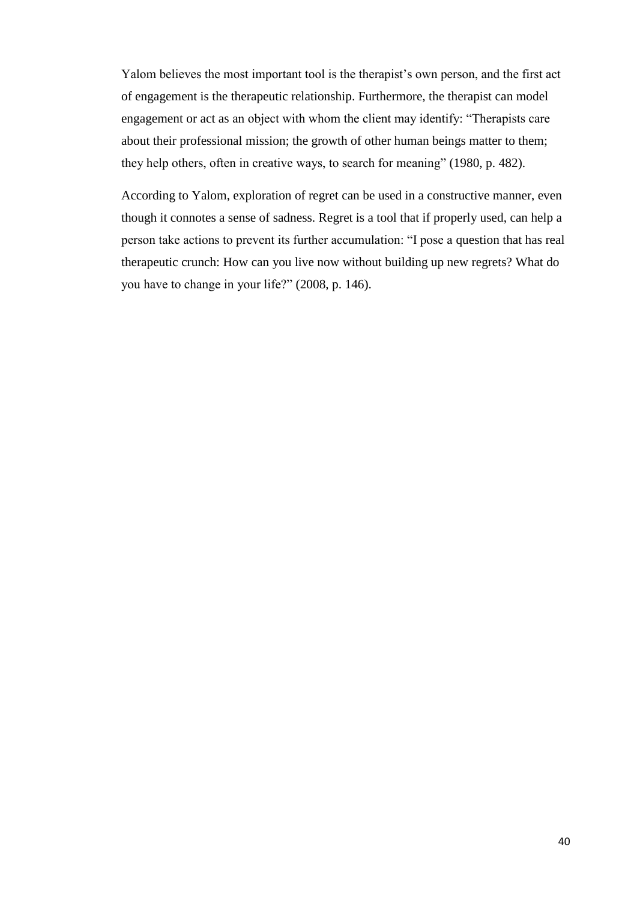Yalom believes the most important tool is the therapist's own person, and the first act of engagement is the therapeutic relationship. Furthermore, the therapist can model engagement or act as an object with whom the client may identify: "Therapists care about their professional mission; the growth of other human beings matter to them; they help others, often in creative ways, to search for meaning" (1980, p. 482).

According to Yalom, exploration of regret can be used in a constructive manner, even though it connotes a sense of sadness. Regret is a tool that if properly used, can help a person take actions to prevent its further accumulation: "I pose a question that has real therapeutic crunch: How can you live now without building up new regrets? What do you have to change in your life?" (2008, p. 146).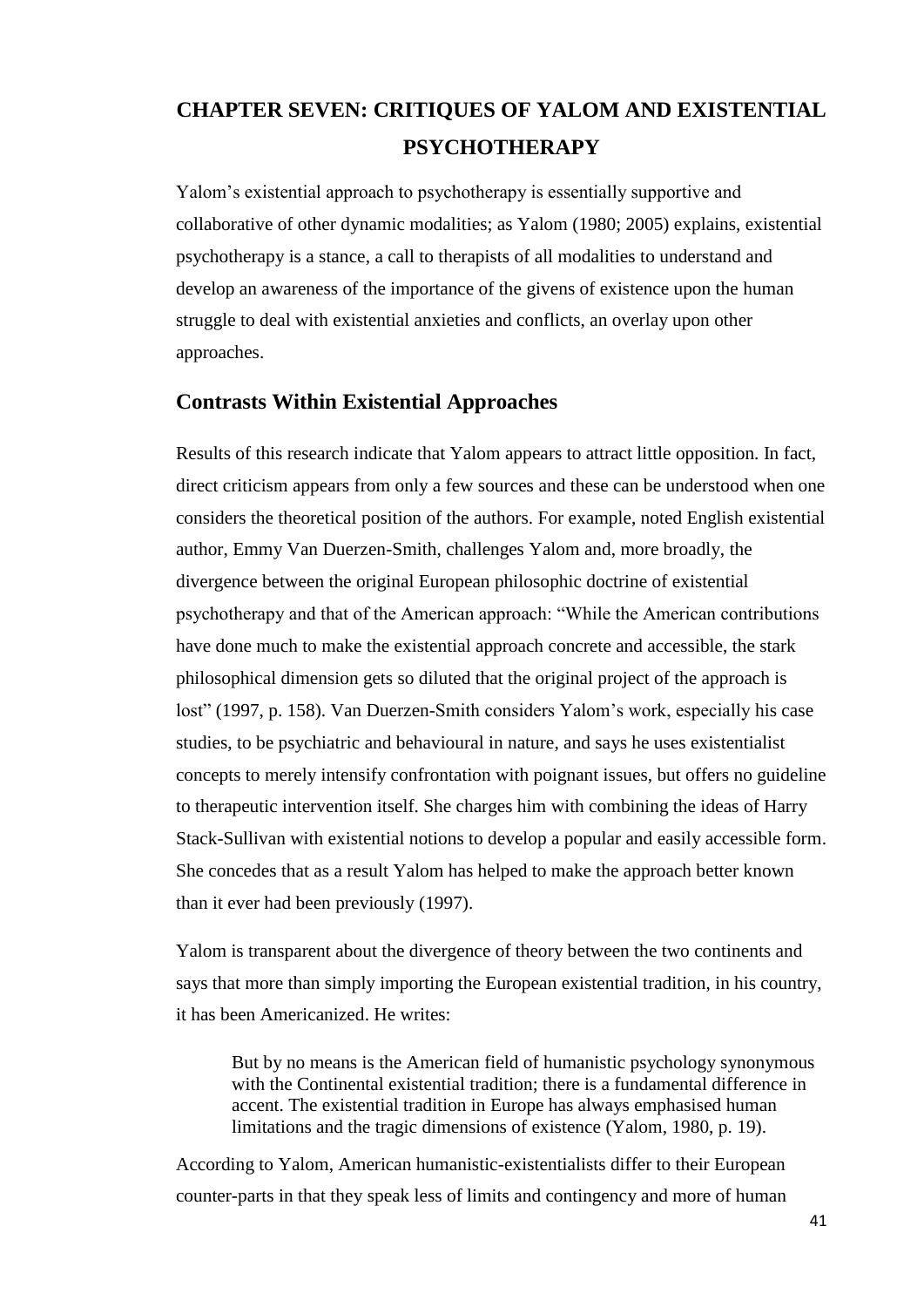# CHAPTER SEVEN: CRITIQUES OF YALOM AND EXISTENTIAL PSYCHOTHERAPY

Yalom's existential approach to psychotherapy is essentially supportive and collaborative of other dynamic modalities; as Yalom (1980; 2005) explains, existential psychotherapy is a stance, a call to therapists of all modalities to understand and develop an awareness of the importance of the givens of existence upon the human struggle to deal with existential anxieties and conflicts, an overlay upon other approaches.

## Contrasts Within Existential Approaches

Results of this research indicate that Yalom appears to attract little opposition. In fact, direct criticism appears from only a few sources and these can be understood when one considers the theoretical position of the authors. For example, noted English existential author, Emmy Van Duerzen-Smith, challenges Yalom and, more broadly, the divergence between the original European philosophic doctrine of existential psychotherapy and that of the American approach: "While the American contributions have done much to make the existential approach concrete and accessible, the stark philosophical dimension gets so diluted that the original project of the approach is lost" (1997, p. 158). Van Duerzen-Smith considers Yalom's work, especially his case studies, to be psychiatric and behavioural in nature, and says he uses existentialist concepts to merely intensify confrontation with poignant issues, but offers no guideline to therapeutic intervention itself. She charges him with combining the ideas of Harry Stack-Sullivan with existential notions to develop a popular and easily accessible form. She concedes that as a result Yalom has helped to make the approach better known than it ever had been previously (1997).

Yalom is transparent about the divergence of theory between the two continents and says that more than simply importing the European existential tradition, in his country, it has been Americanized. He writes:

> But by no means is the American field of humanistic psychology synonymous with the Continental existential tradition; there is a fundamental difference in accent. The existential tradition in Europe has always emphasised human limitations and the tragic dimensions of existence (Yalom, 1980, p. 19).

According to Yalom, American humanistic-existentialists differ to their European counter-parts in that they speak less of limits and contingency and more of human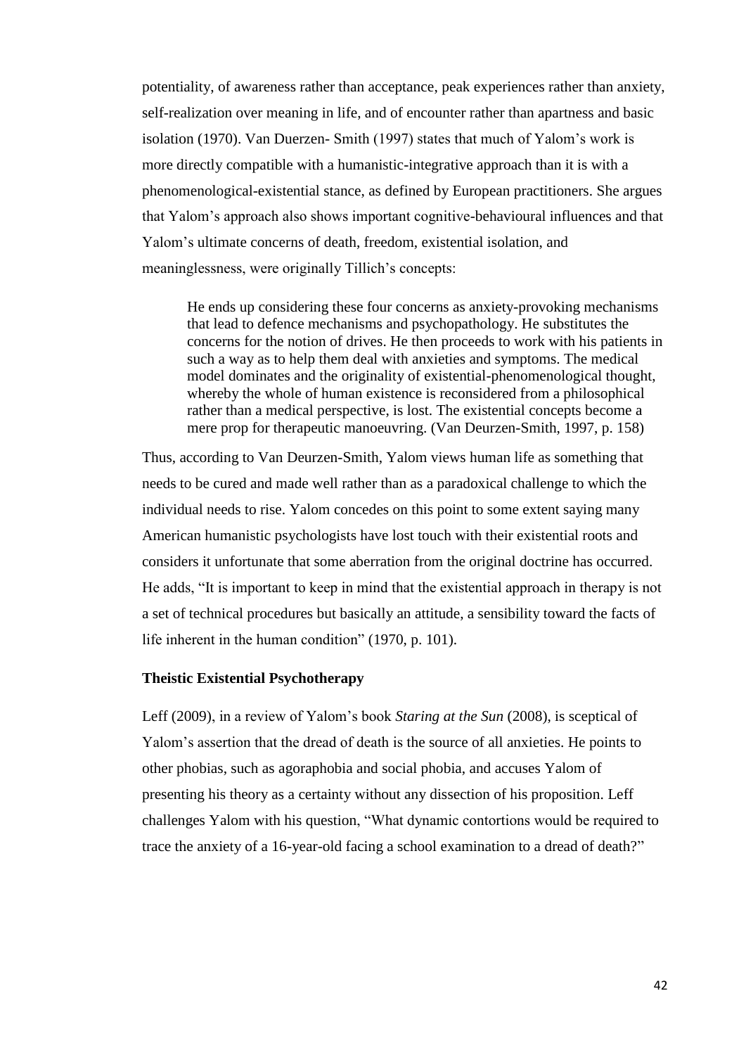potentiality, of awareness rather than acceptance, peak experiences rather than anxiety, self-realization over meaning in life, and of encounter rather than apartness and basic isolation (1970). Van Duerzen- Smith (1997) states that much of Yalom's work is more directly compatible with a humanistic-integrative approach than it is with a phenomenological-existential stance, as defined by European practitioners. She argues that Yalom's approach also shows important cognitive-behavioural influences and that Yalom's ultimate concerns of death, freedom, existential isolation, and meaninglessness, were originally Tillich's concepts:

> He ends up considering these four concerns as anxiety-provoking mechanisms that lead to defence mechanisms and psychopathology. He substitutes the concerns for the notion of drives. He then proceeds to work with his patients in such a way as to help them deal with anxieties and symptoms. The medical model dominates and the originality of existential-phenomenological thought, whereby the whole of human existence is reconsidered from a philosophical rather than a medical perspective, is lost. The existential concepts become a mere prop for therapeutic manoeuvring. (Van Deurzen-Smith, 1997, p. 158)

Thus, according to Van Deurzen-Smith, Yalom views human life as something that needs to be cured and made well rather than as a paradoxical challenge to which the individual needs to rise. Yalom concedes on this point to some extent saying many American humanistic psychologists have lost touch with their existential roots and considers it unfortunate that some aberration from the original doctrine has occurred. He adds, "It is important to keep in mind that the existential approach in therapy is not a set of technical procedures but basically an attitude, a sensibility toward the facts of life inherent in the human condition" (1970, p. 101).

### Theistic Existential Psychotherapy

Leff (2009), in a review of Yalom's book *Staring at the Sun* (2008), is sceptical of Yalom's assertion that the dread of death is the source of all anxieties. He points to other phobias, such as agoraphobia and social phobia, and accuses Yalom of presenting his theory as a certainty without any dissection of his proposition. Leff challenges Yalom with his question, "What dynamic contortions would be required to trace the anxiety of a 16-year-old facing a school examination to a dread of death?"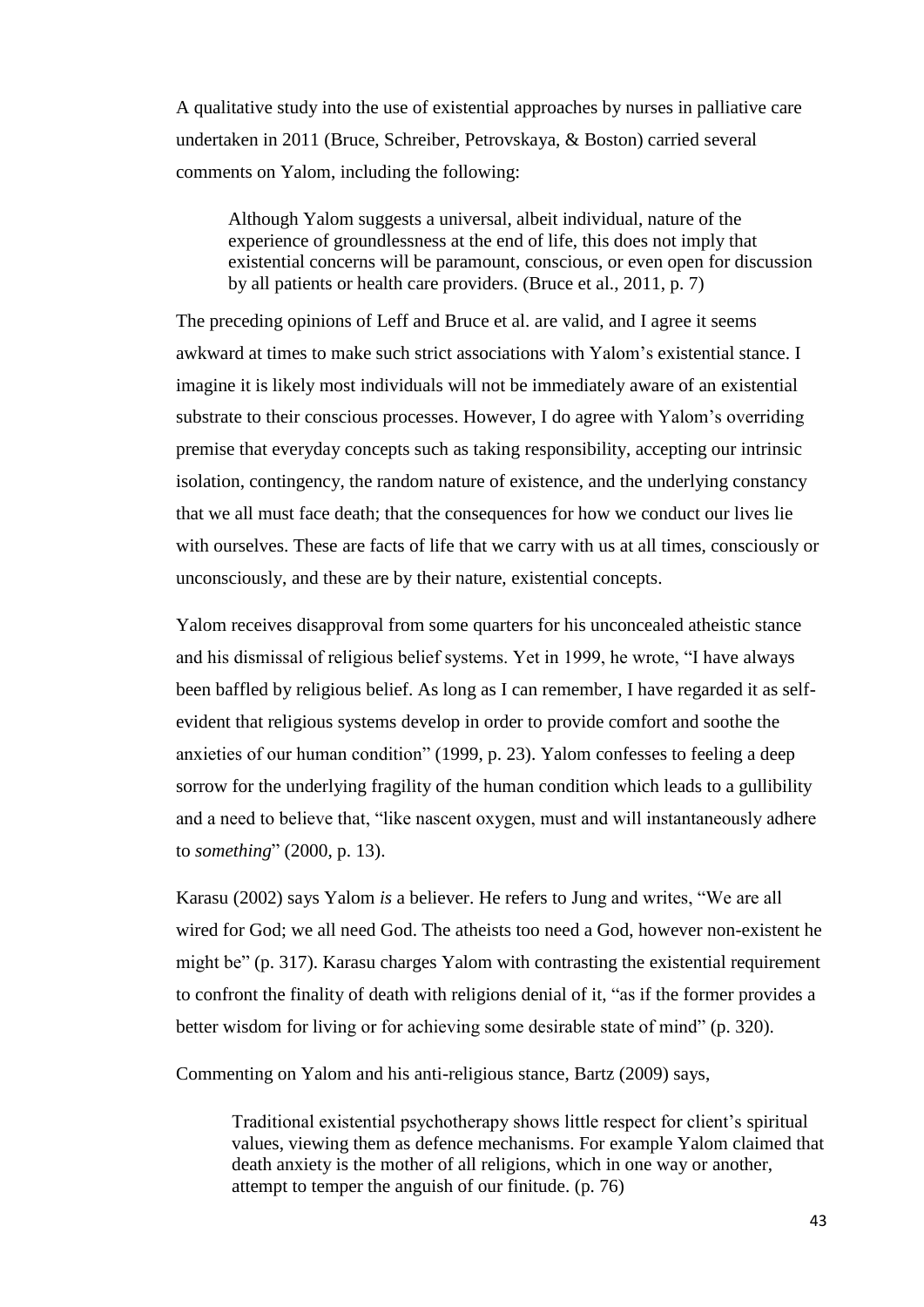A qualitative study into the use of existential approaches by nurses in palliative care undertaken in 2011 (Bruce, Schreiber, Petrovskaya, & Boston) carried several comments on Yalom, including the following:

> Although Yalom suggests a universal, albeit individual, nature of the experience of groundlessness at the end of life, this does not imply that existential concerns will be paramount, conscious, or even open for discussion by all patients or health care providers. (Bruce et al., 2011, p. 7)

The preceding opinions of Leff and Bruce et al. are valid, and I agree it seems awkward at times to make such strict associations with Yalom's existential stance. I imagine it is likely most individuals will not be immediately aware of an existential substrate to their conscious processes. However, I do agree with Yalom's overriding premise that everyday concepts such as taking responsibility, accepting our intrinsic isolation, contingency, the random nature of existence, and the underlying constancy that we all must face death; that the consequences for how we conduct our lives lie with ourselves. These are facts of life that we carry with us at all times, consciously or unconsciously, and these are by their nature, existential concepts.

Yalom receives disapproval from some quarters for his unconcealed atheistic stance and his dismissal of religious belief systems. Yet in 1999, he wrote, "I have always been baffled by religious belief. As long as I can remember, I have regarded it as self-evident that religious systems develop in order to provide comfort and soothe the anxieties of our human condition" (1999, p. 23). Yalom confesses to feeling a deep sorrow for the underlying fragility of the human condition which leads to a gullibility and a need to believe that, "like nascent oxygen, must and will instantaneously adhere to *something*" (2000, p. 13).

Karasu (2002) says Yalom *is* a believer. He refers to Jung and writes, "We are all wired for God; we all need God. The atheists too need a God, however non-existent he might be" (p. 317). Karasu charges Yalom with contrasting the existential requirement to confront the finality of death with religions denial of it, "as if the former provides a better wisdom for living or for achieving some desirable state of mind" (p. 320).

Commenting on Yalom and his anti-religious stance, Bartz (2009) says,

> Traditional existential psychotherapy shows little respect for client's spiritual values, viewing them as defence mechanisms. For example Yalom claimed that death anxiety is the mother of all religions, which in one way or another, attempt to temper the anguish of our finitude. (p. 76)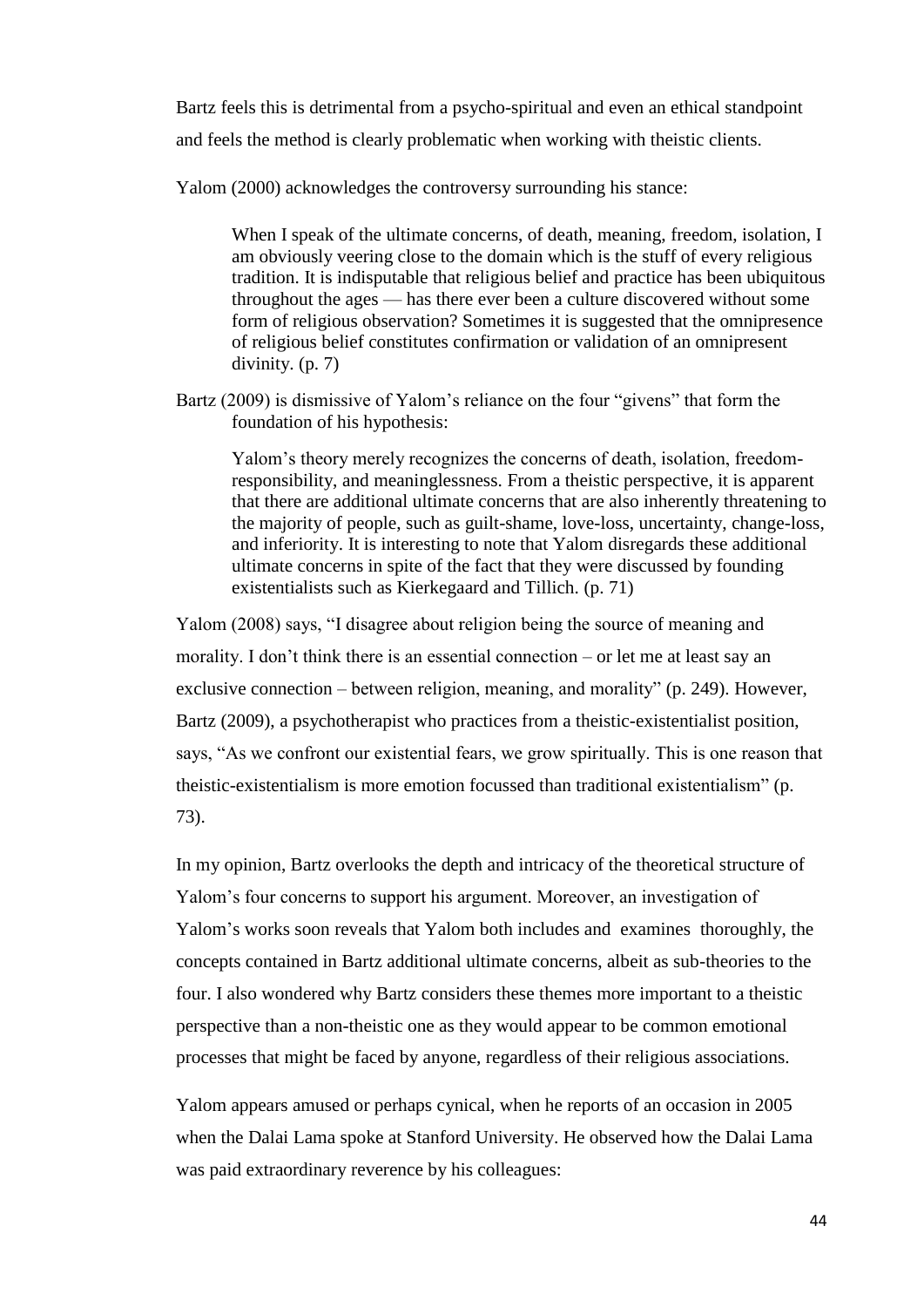Bartz feels this is detrimental from a psycho-spiritual and even an ethical standpoint and feels the method is clearly problematic when working with theistic clients.

Yalom (2000) acknowledges the controversy surrounding his stance:

> When I speak of the ultimate concerns, of death, meaning, freedom, isolation, I am obviously veering close to the domain which is the stuff of every religious tradition. It is indisputable that religious belief and practice has been ubiquitous throughout the ages — has there ever been a culture discovered without some form of religious observation? Sometimes it is suggested that the omnipresence of religious belief constitutes confirmation or validation of an omnipresent divinity. (p. 7)

Bartz (2009) is dismissive of Yalom's reliance on the four "givens" that form the foundation of his hypothesis:

> Yalom's theory merely recognizes the concerns of death, isolation, freedom-responsibility, and meaninglessness. From a theistic perspective, it is apparent that there are additional ultimate concerns that are also inherently threatening to the majority of people, such as guilt-shame, love-loss, uncertainty, change-loss, and inferiority. It is interesting to note that Yalom disregards these additional ultimate concerns in spite of the fact that they were discussed by founding existentialists such as Kierkegaard and Tillich. (p. 71)

Yalom (2008) says, "I disagree about religion being the source of meaning and morality. I don't think there is an essential connection – or let me at least say an exclusive connection – between religion, meaning, and morality" (p. 249). However, Bartz (2009), a psychotherapist who practices from a theistic-existentialist position, says, "As we confront our existential fears, we grow spiritually. This is one reason that theistic-existentialism is more emotion focussed than traditional existentialism" (p. 73).

In my opinion, Bartz overlooks the depth and intricacy of the theoretical structure of Yalom's four concerns to support his argument. Moreover, an investigation of Yalom's works soon reveals that Yalom both includes and examines thoroughly, the concepts contained in Bartz additional ultimate concerns, albeit as sub-theories to the four. I also wondered why Bartz considers these themes more important to a theistic perspective than a non-theistic one as they would appear to be common emotional processes that might be faced by anyone, regardless of their religious associations.

Yalom appears amused or perhaps cynical, when he reports of an occasion in 2005 when the Dalai Lama spoke at Stanford University. He observed how the Dalai Lama was paid extraordinary reverence by his colleagues: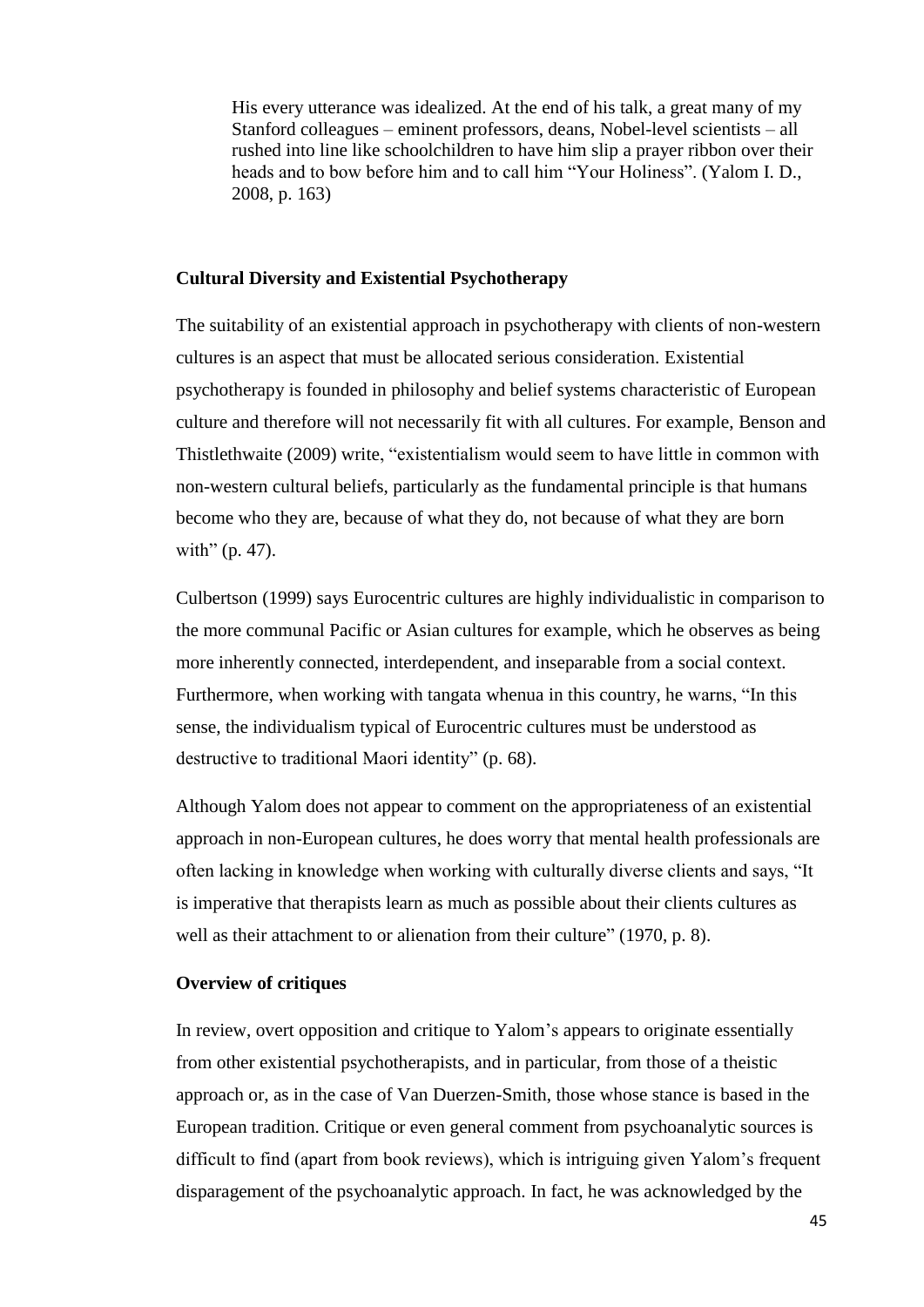> His every utterance was idealized. At the end of his talk, a great many of my Stanford colleagues – eminent professors, deans, Nobel-level scientists – all rushed into line like schoolchildren to have him slip a prayer ribbon over their heads and to bow before him and to call him "Your Holiness". (Yalom I. D., 2008, p. 163)

### Cultural Diversity and Existential Psychotherapy

The suitability of an existential approach in psychotherapy with clients of non-western cultures is an aspect that must be allocated serious consideration. Existential psychotherapy is founded in philosophy and belief systems characteristic of European culture and therefore will not necessarily fit with all cultures. For example, Benson and Thistlethwaite (2009) write, "existentialism would seem to have little in common with non-western cultural beliefs, particularly as the fundamental principle is that humans become who they are, because of what they do, not because of what they are born with" (p. 47).

Culbertson (1999) says Eurocentric cultures are highly individualistic in comparison to the more communal Pacific or Asian cultures for example, which he observes as being more inherently connected, interdependent, and inseparable from a social context. Furthermore, when working with tangata whenua in this country, he warns, "In this sense, the individualism typical of Eurocentric cultures must be understood as destructive to traditional Maori identity" (p. 68).

Although Yalom does not appear to comment on the appropriateness of an existential approach in non-European cultures, he does worry that mental health professionals are often lacking in knowledge when working with culturally diverse clients and says, "It is imperative that therapists learn as much as possible about their clients cultures as well as their attachment to or alienation from their culture" (1970, p. 8).

### Overview of critiques

In review, overt opposition and critique to Yalom's appears to originate essentially from other existential psychotherapists, and in particular, from those of a theistic approach or, as in the case of Van Duerzen-Smith, those whose stance is based in the European tradition. Critique or even general comment from psychoanalytic sources is difficult to find (apart from book reviews), which is intriguing given Yalom's frequent disparagement of the psychoanalytic approach. In fact, he was acknowledged by the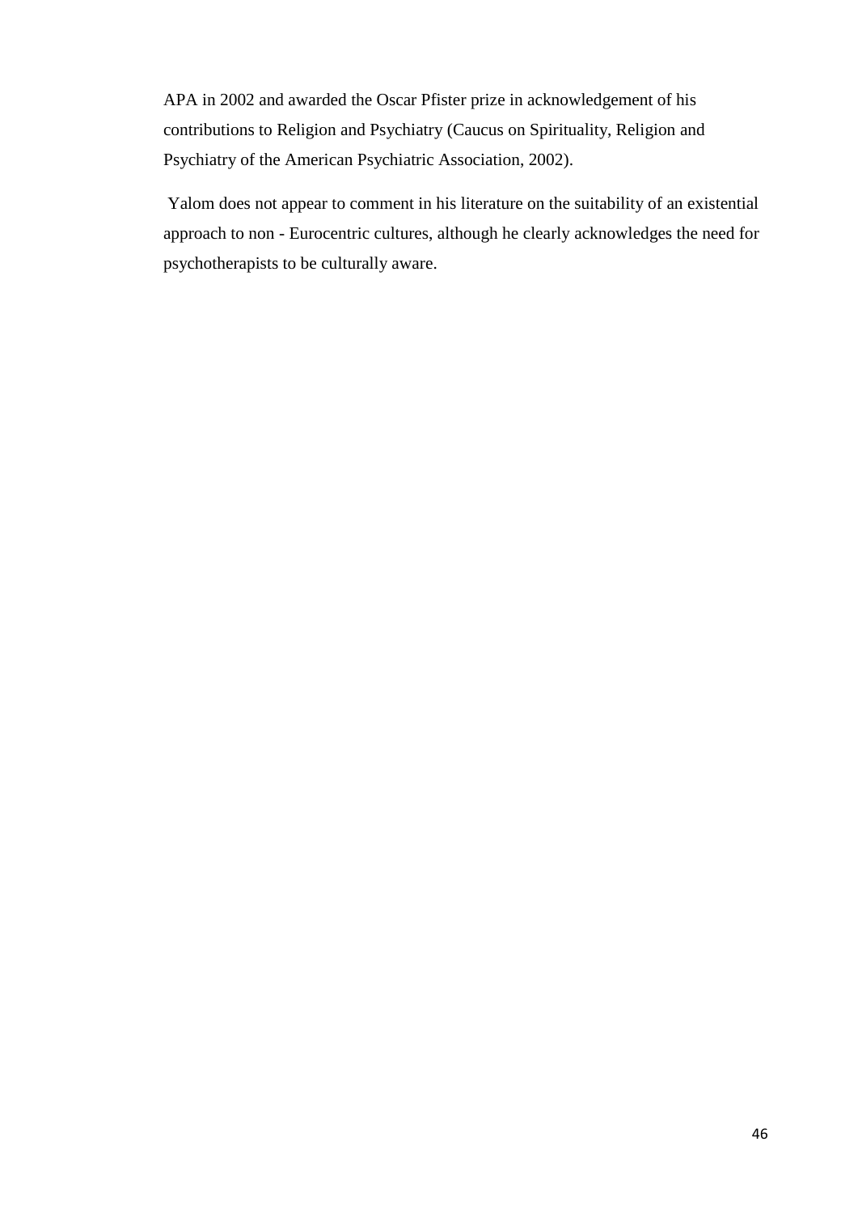APA in 2002 and awarded the Oscar Pfister prize in acknowledgement of his contributions to Religion and Psychiatry (Caucus on Spirituality, Religion and Psychiatry of the American Psychiatric Association, 2002).

Yalom does not appear to comment in his literature on the suitability of an existential approach to non - Eurocentric cultures, although he clearly acknowledges the need for psychotherapists to be culturally aware.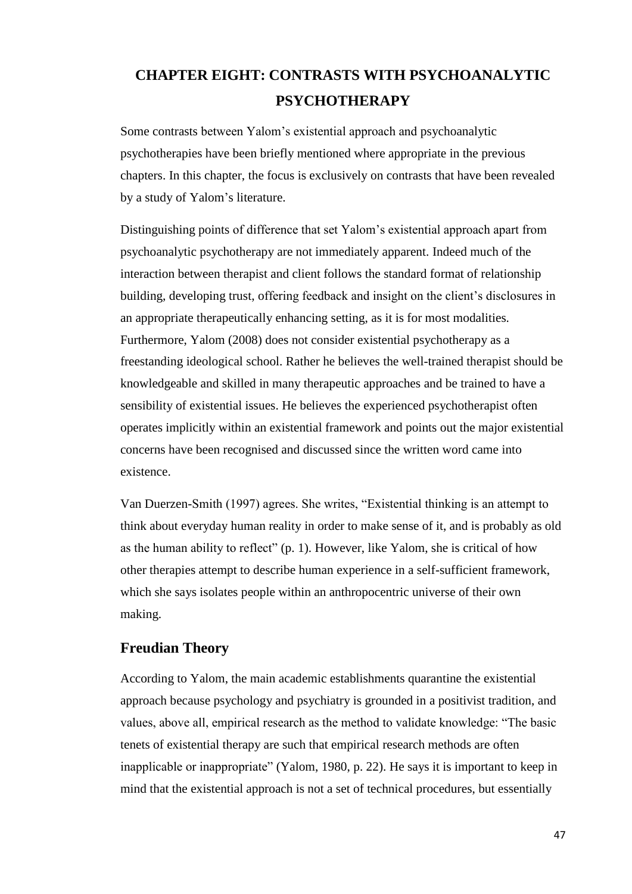# CHAPTER EIGHT: CONTRASTS WITH PSYCHOANALYTIC PSYCHOTHERAPY

Some contrasts between Yalom's existential approach and psychoanalytic psychotherapies have been briefly mentioned where appropriate in the previous chapters. In this chapter, the focus is exclusively on contrasts that have been revealed by a study of Yalom's literature.

Distinguishing points of difference that set Yalom's existential approach apart from psychoanalytic psychotherapy are not immediately apparent. Indeed much of the interaction between therapist and client follows the standard format of relationship building, developing trust, offering feedback and insight on the client's disclosures in an appropriate therapeutically enhancing setting, as it is for most modalities. Furthermore, Yalom (2008) does not consider existential psychotherapy as a freestanding ideological school. Rather he believes the well-trained therapist should be knowledgeable and skilled in many therapeutic approaches and be trained to have a sensibility of existential issues. He believes the experienced psychotherapist often operates implicitly within an existential framework and points out the major existential concerns have been recognised and discussed since the written word came into existence.

Van Duerzen-Smith (1997) agrees. She writes, "Existential thinking is an attempt to think about everyday human reality in order to make sense of it, and is probably as old as the human ability to reflect" (p. 1). However, like Yalom, she is critical of how other therapies attempt to describe human experience in a self-sufficient framework, which she says isolates people within an anthropocentric universe of their own making.

## Freudian Theory

According to Yalom, the main academic establishments quarantine the existential approach because psychology and psychiatry is grounded in a positivist tradition, and values, above all, empirical research as the method to validate knowledge: "The basic tenets of existential therapy are such that empirical research methods are often inapplicable or inappropriate" (Yalom, 1980, p. 22). He says it is important to keep in mind that the existential approach is not a set of technical procedures, but essentially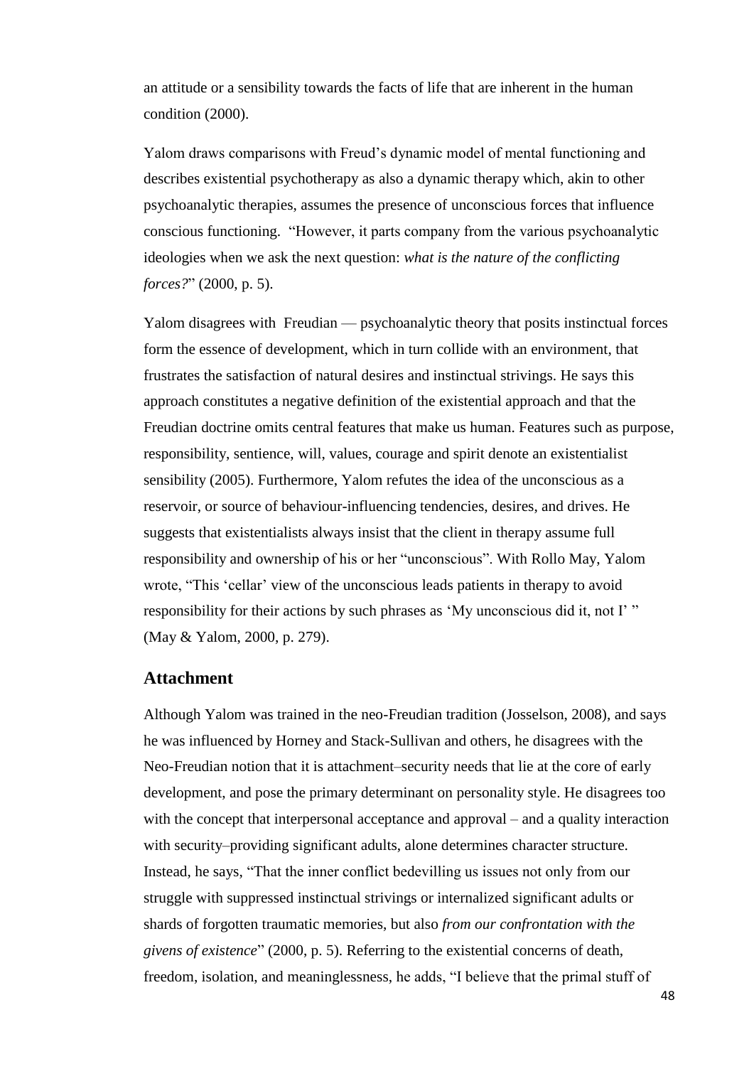an attitude or a sensibility towards the facts of life that are inherent in the human condition (2000).

Yalom draws comparisons with Freud's dynamic model of mental functioning and describes existential psychotherapy as also a dynamic therapy which, akin to other psychoanalytic therapies, assumes the presence of unconscious forces that influence conscious functioning. "However, it parts company from the various psychoanalytic ideologies when we ask the next question: *what is the nature of the conflicting forces?*" (2000, p. 5).

Yalom disagrees with Freudian — psychoanalytic theory that posits instinctual forces form the essence of development, which in turn collide with an environment, that frustrates the satisfaction of natural desires and instinctual strivings. He says this approach constitutes a negative definition of the existential approach and that the Freudian doctrine omits central features that make us human. Features such as purpose, responsibility, sentience, will, values, courage and spirit denote an existentialist sensibility (2005). Furthermore, Yalom refutes the idea of the unconscious as a reservoir, or source of behaviour-influencing tendencies, desires, and drives. He suggests that existentialists always insist that the client in therapy assume full responsibility and ownership of his or her "unconscious". With Rollo May, Yalom wrote, "This 'cellar' view of the unconscious leads patients in therapy to avoid responsibility for their actions by such phrases as 'My unconscious did it, not I' " (May & Yalom, 2000, p. 279).

## Attachment

Although Yalom was trained in the neo-Freudian tradition (Josselson, 2008), and says he was influenced by Horney and Stack-Sullivan and others, he disagrees with the Neo-Freudian notion that it is attachment–security needs that lie at the core of early development, and pose the primary determinant on personality style. He disagrees too with the concept that interpersonal acceptance and approval – and a quality interaction with security–providing significant adults, alone determines character structure. Instead, he says, "That the inner conflict bedevilling us issues not only from our struggle with suppressed instinctual strivings or internalized significant adults or shards of forgotten traumatic memories, but also *from our confrontation with the givens of existence*" (2000, p. 5). Referring to the existential concerns of death, freedom, isolation, and meaninglessness, he adds, "I believe that the primal stuff of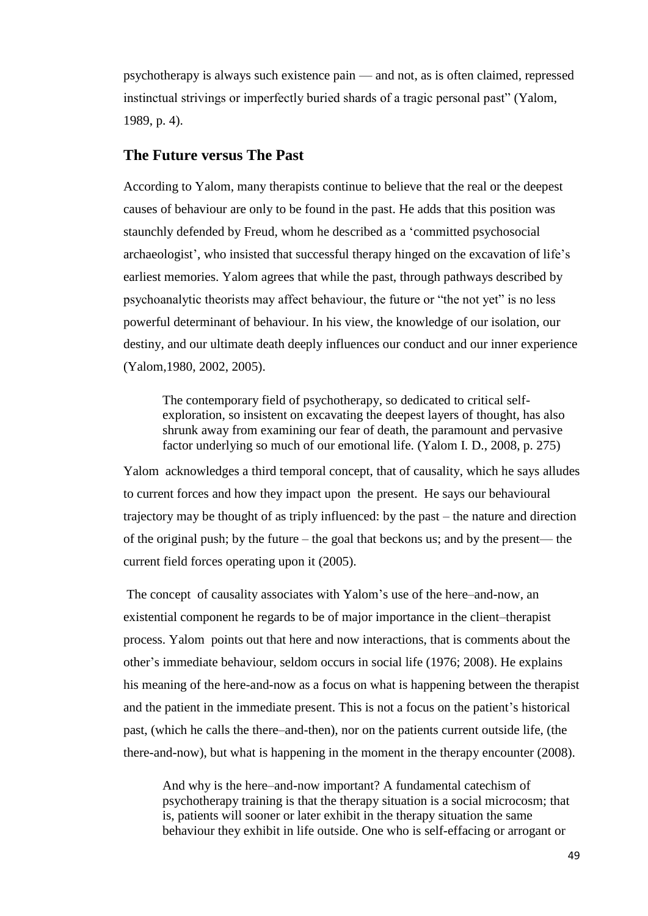psychotherapy is always such existence pain — and not, as is often claimed, repressed instinctual strivings or imperfectly buried shards of a tragic personal past" (Yalom, 1989, p. 4).

## The Future versus The Past

According to Yalom, many therapists continue to believe that the real or the deepest causes of behaviour are only to be found in the past. He adds that this position was staunchly defended by Freud, whom he described as a 'committed psychosocial archaeologist', who insisted that successful therapy hinged on the excavation of life's earliest memories. Yalom agrees that while the past, through pathways described by psychoanalytic theorists may affect behaviour, the future or "the not yet" is no less powerful determinant of behaviour. In his view, the knowledge of our isolation, our destiny, and our ultimate death deeply influences our conduct and our inner experience (Yalom,1980, 2002, 2005).

> The contemporary field of psychotherapy, so dedicated to critical self-exploration, so insistent on excavating the deepest layers of thought, has also shrunk away from examining our fear of death, the paramount and pervasive factor underlying so much of our emotional life. (Yalom I. D., 2008, p. 275)

Yalom acknowledges a third temporal concept, that of causality, which he says alludes to current forces and how they impact upon the present. He says our behavioural trajectory may be thought of as triply influenced: by the past – the nature and direction of the original push; by the future – the goal that beckons us; and by the present— the current field forces operating upon it (2005).

The concept of causality associates with Yalom's use of the here–and-now, an existential component he regards to be of major importance in the client–therapist process. Yalom points out that here and now interactions, that is comments about the other's immediate behaviour, seldom occurs in social life (1976; 2008). He explains his meaning of the here-and-now as a focus on what is happening between the therapist and the patient in the immediate present. This is not a focus on the patient's historical past, (which he calls the there–and-then), nor on the patients current outside life, (the there-and-now), but what is happening in the moment in the therapy encounter (2008).

> And why is the here–and-now important? A fundamental catechism of psychotherapy training is that the therapy situation is a social microcosm; that is, patients will sooner or later exhibit in the therapy situation the same behaviour they exhibit in life outside. One who is self-effacing or arrogant or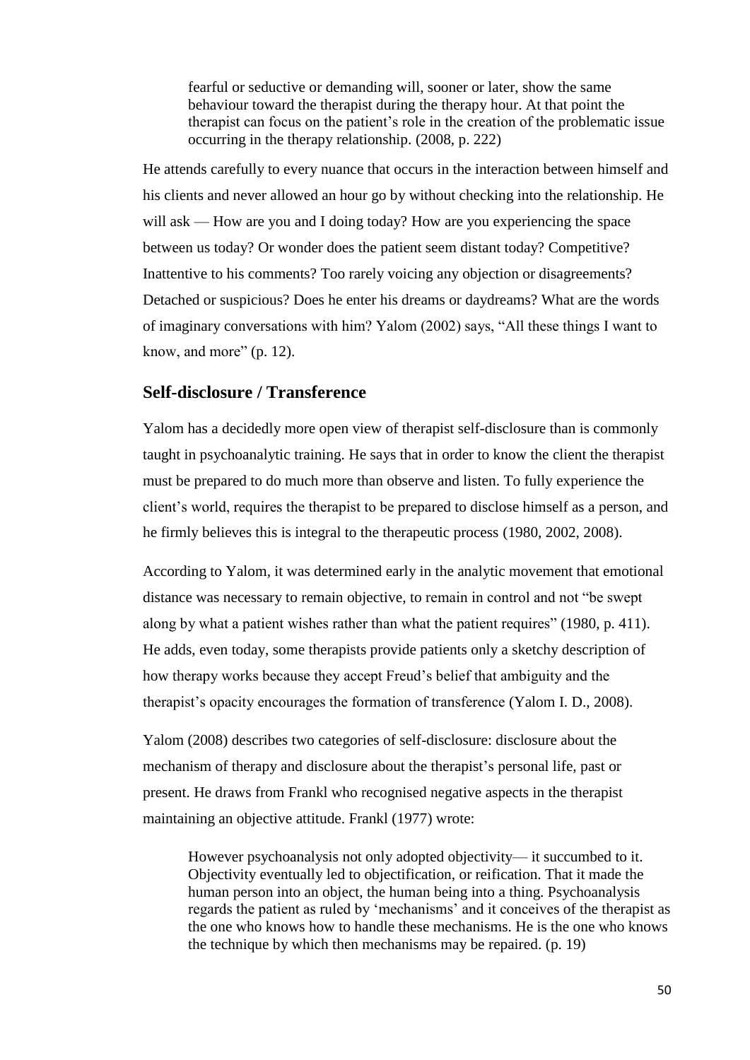> fearful or seductive or demanding will, sooner or later, show the same behaviour toward the therapist during the therapy hour. At that point the therapist can focus on the patient's role in the creation of the problematic issue occurring in the therapy relationship. (2008, p. 222)

He attends carefully to every nuance that occurs in the interaction between himself and his clients and never allowed an hour go by without checking into the relationship. He will ask — How are you and I doing today? How are you experiencing the space between us today? Or wonder does the patient seem distant today? Competitive? Inattentive to his comments? Too rarely voicing any objection or disagreements? Detached or suspicious? Does he enter his dreams or daydreams? What are the words of imaginary conversations with him? Yalom (2002) says, "All these things I want to know, and more" (p. 12).

## Self-disclosure / Transference

Yalom has a decidedly more open view of therapist self-disclosure than is commonly taught in psychoanalytic training. He says that in order to know the client the therapist must be prepared to do much more than observe and listen. To fully experience the client's world, requires the therapist to be prepared to disclose himself as a person, and he firmly believes this is integral to the therapeutic process (1980, 2002, 2008).

According to Yalom, it was determined early in the analytic movement that emotional distance was necessary to remain objective, to remain in control and not "be swept along by what a patient wishes rather than what the patient requires" (1980, p. 411). He adds, even today, some therapists provide patients only a sketchy description of how therapy works because they accept Freud's belief that ambiguity and the therapist's opacity encourages the formation of transference (Yalom I. D., 2008).

Yalom (2008) describes two categories of self-disclosure: disclosure about the mechanism of therapy and disclosure about the therapist's personal life, past or present. He draws from Frankl who recognised negative aspects in the therapist maintaining an objective attitude. Frankl (1977) wrote:

> However psychoanalysis not only adopted objectivity— it succumbed to it. Objectivity eventually led to objectification, or reification. That it made the human person into an object, the human being into a thing. Psychoanalysis regards the patient as ruled by 'mechanisms' and it conceives of the therapist as the one who knows how to handle these mechanisms. He is the one who knows the technique by which then mechanisms may be repaired. (p. 19)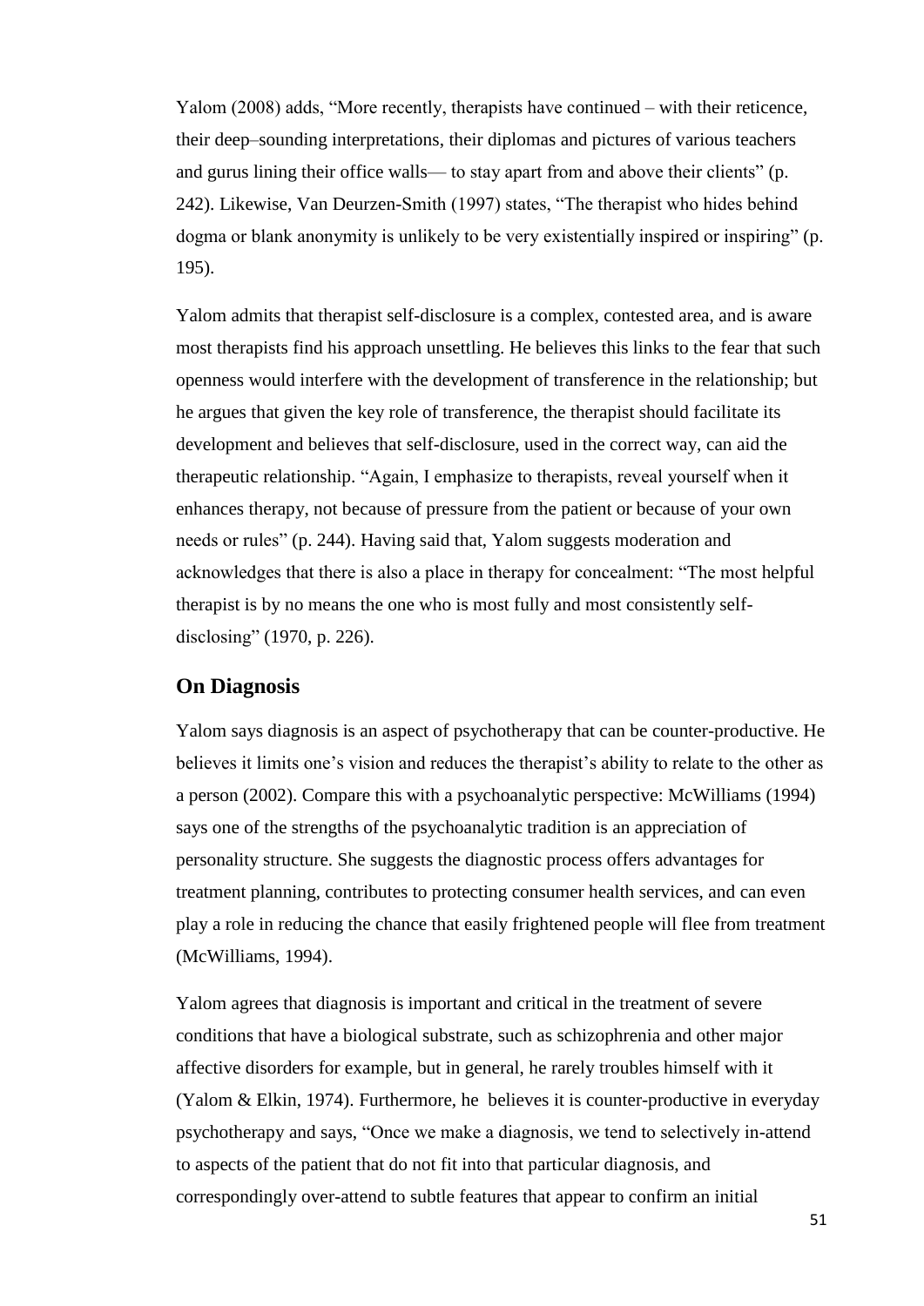Yalom (2008) adds, "More recently, therapists have continued – with their reticence, their deep–sounding interpretations, their diplomas and pictures of various teachers and gurus lining their office walls— to stay apart from and above their clients" (p. 242). Likewise, Van Deurzen-Smith (1997) states, "The therapist who hides behind dogma or blank anonymity is unlikely to be very existentially inspired or inspiring" (p. 195).

Yalom admits that therapist self-disclosure is a complex, contested area, and is aware most therapists find his approach unsettling. He believes this links to the fear that such openness would interfere with the development of transference in the relationship; but he argues that given the key role of transference, the therapist should facilitate its development and believes that self-disclosure, used in the correct way, can aid the therapeutic relationship. "Again, I emphasize to therapists, reveal yourself when it enhances therapy, not because of pressure from the patient or because of your own needs or rules" (p. 244). Having said that, Yalom suggests moderation and acknowledges that there is also a place in therapy for concealment: "The most helpful therapist is by no means the one who is most fully and most consistently self-disclosing" (1970, p. 226).

## On Diagnosis

Yalom says diagnosis is an aspect of psychotherapy that can be counter-productive. He believes it limits one's vision and reduces the therapist's ability to relate to the other as a person (2002). Compare this with a psychoanalytic perspective: McWilliams (1994) says one of the strengths of the psychoanalytic tradition is an appreciation of personality structure. She suggests the diagnostic process offers advantages for treatment planning, contributes to protecting consumer health services, and can even play a role in reducing the chance that easily frightened people will flee from treatment (McWilliams, 1994).

Yalom agrees that diagnosis is important and critical in the treatment of severe conditions that have a biological substrate, such as schizophrenia and other major affective disorders for example, but in general, he rarely troubles himself with it (Yalom & Elkin, 1974). Furthermore, he believes it is counter-productive in everyday psychotherapy and says, "Once we make a diagnosis, we tend to selectively in-attend to aspects of the patient that do not fit into that particular diagnosis, and correspondingly over-attend to subtle features that appear to confirm an initial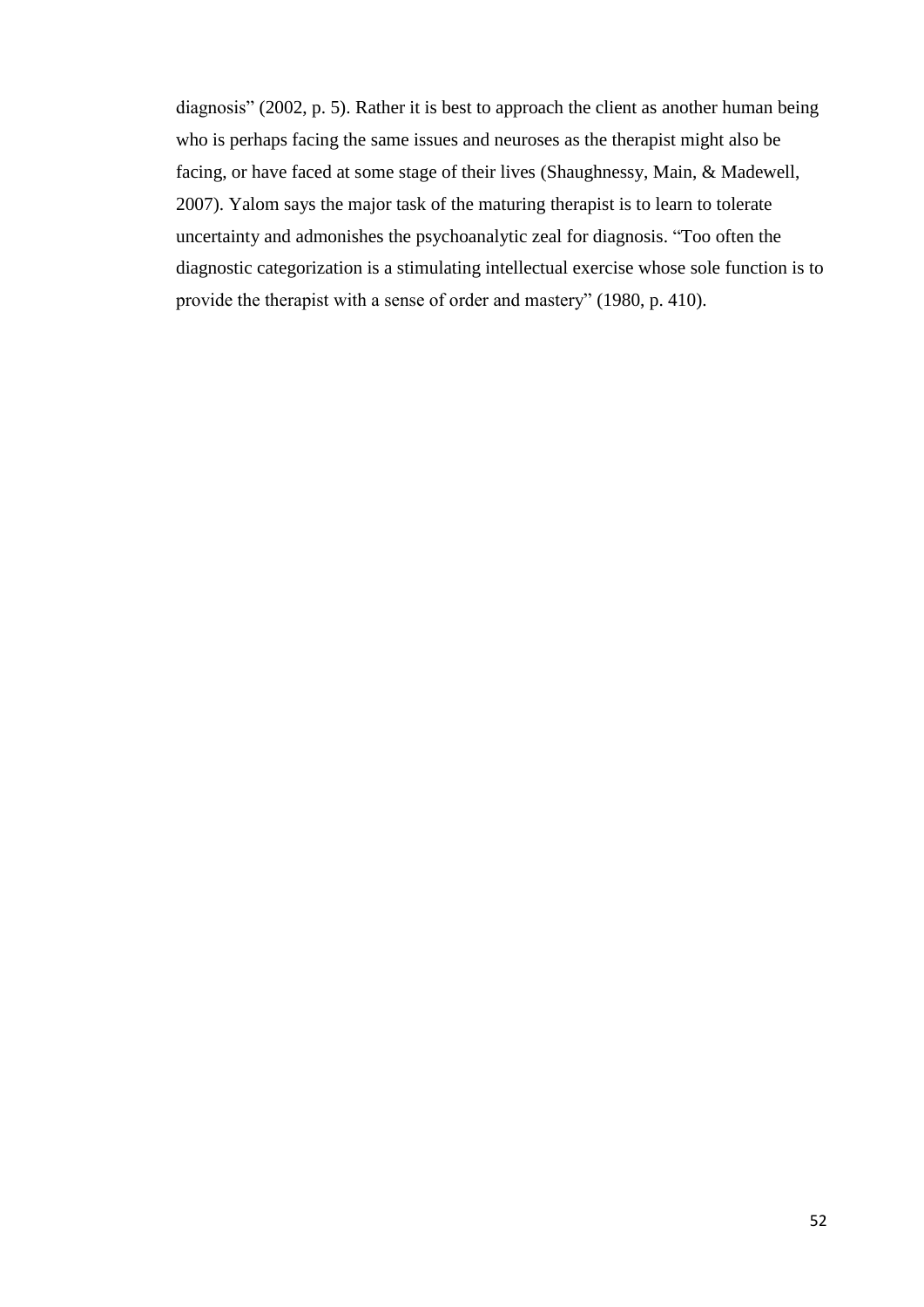diagnosis" (2002, p. 5). Rather it is best to approach the client as another human being who is perhaps facing the same issues and neuroses as the therapist might also be facing, or have faced at some stage of their lives (Shaughnessy, Main, & Madewell, 2007). Yalom says the major task of the maturing therapist is to learn to tolerate uncertainty and admonishes the psychoanalytic zeal for diagnosis. "Too often the diagnostic categorization is a stimulating intellectual exercise whose sole function is to provide the therapist with a sense of order and mastery" (1980, p. 410).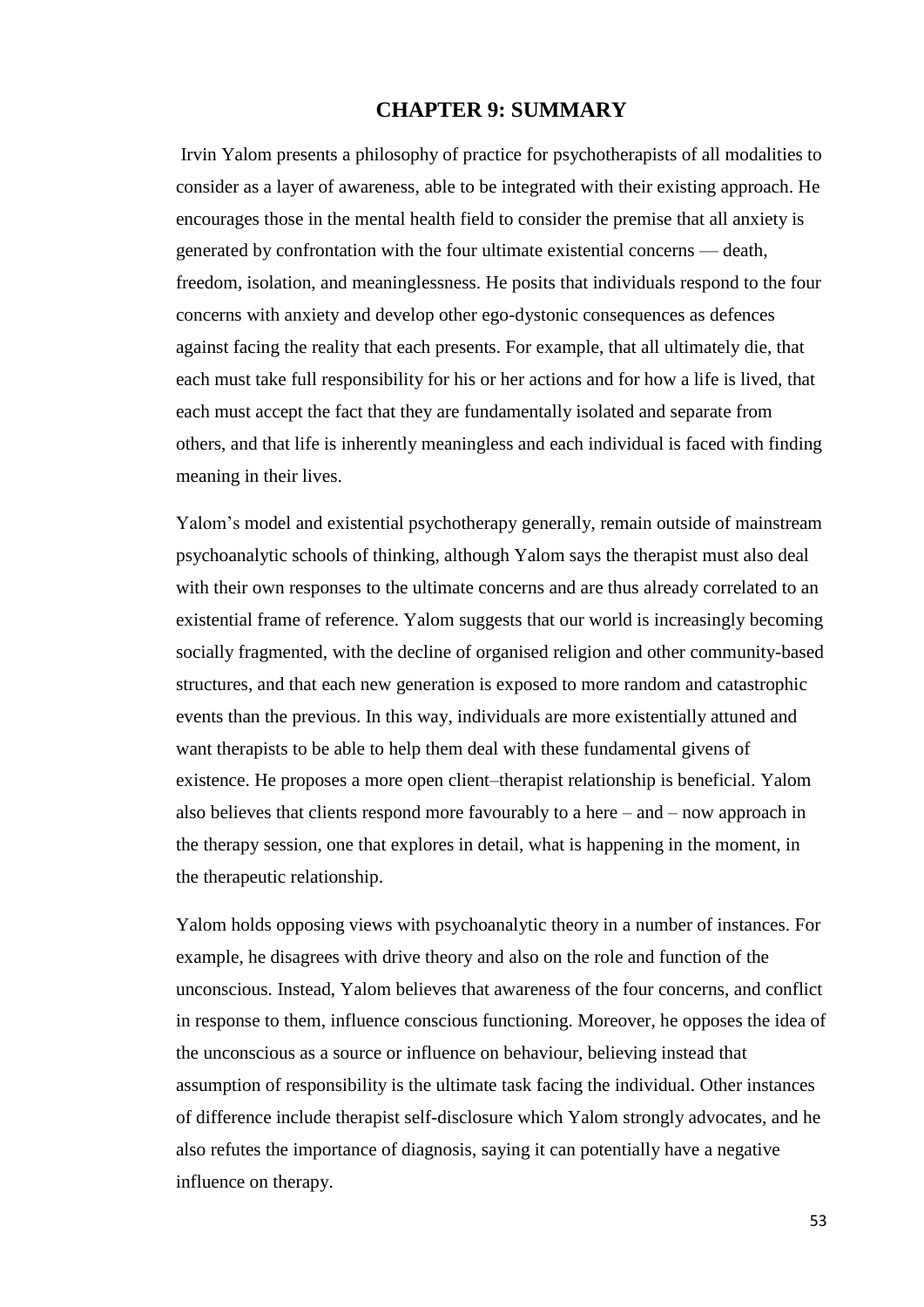# CHAPTER 9: SUMMARY

Irvin Yalom presents a philosophy of practice for psychotherapists of all modalities to consider as a layer of awareness, able to be integrated with their existing approach. He encourages those in the mental health field to consider the premise that all anxiety is generated by confrontation with the four ultimate existential concerns — death, freedom, isolation, and meaninglessness. He posits that individuals respond to the four concerns with anxiety and develop other ego-dystonic consequences as defences against facing the reality that each presents. For example, that all ultimately die, that each must take full responsibility for his or her actions and for how a life is lived, that each must accept the fact that they are fundamentally isolated and separate from others, and that life is inherently meaningless and each individual is faced with finding meaning in their lives.

Yalom's model and existential psychotherapy generally, remain outside of mainstream psychoanalytic schools of thinking, although Yalom says the therapist must also deal with their own responses to the ultimate concerns and are thus already correlated to an existential frame of reference. Yalom suggests that our world is increasingly becoming socially fragmented, with the decline of organised religion and other community-based structures, and that each new generation is exposed to more random and catastrophic events than the previous. In this way, individuals are more existentially attuned and want therapists to be able to help them deal with these fundamental givens of existence. He proposes a more open client–therapist relationship is beneficial. Yalom also believes that clients respond more favourably to a here – and – now approach in the therapy session, one that explores in detail, what is happening in the moment, in the therapeutic relationship.

Yalom holds opposing views with psychoanalytic theory in a number of instances. For example, he disagrees with drive theory and also on the role and function of the unconscious. Instead, Yalom believes that awareness of the four concerns, and conflict in response to them, influence conscious functioning. Moreover, he opposes the idea of the unconscious as a source or influence on behaviour, believing instead that assumption of responsibility is the ultimate task facing the individual. Other instances of difference include therapist self-disclosure which Yalom strongly advocates, and he also refutes the importance of diagnosis, saying it can potentially have a negative influence on therapy.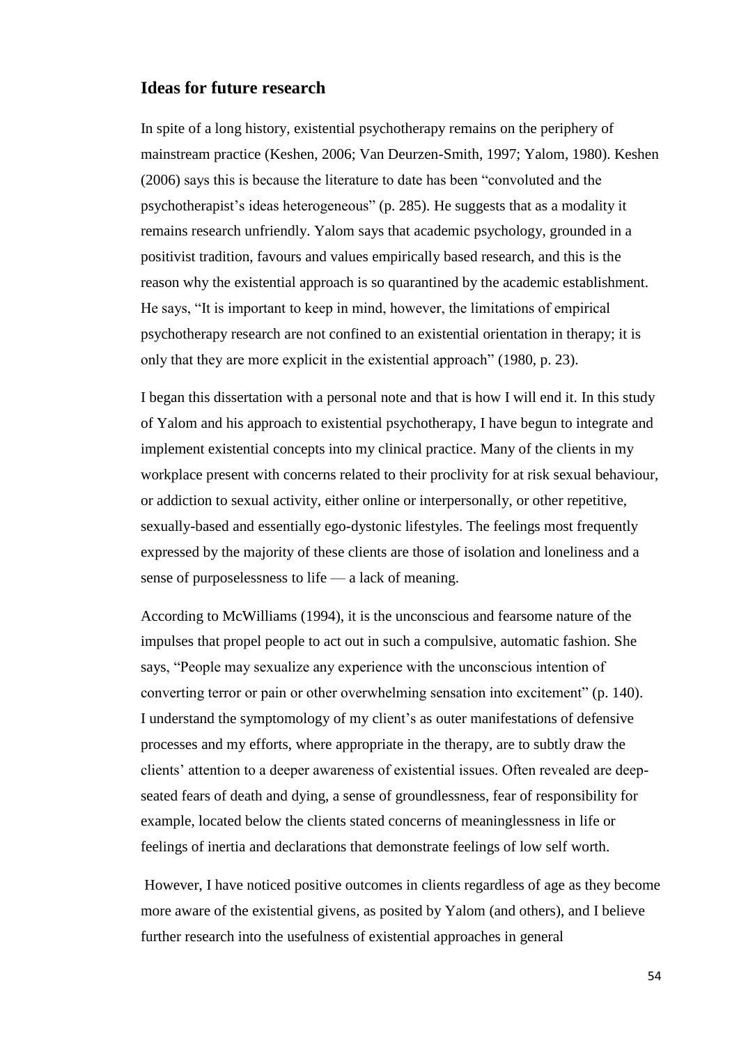## Ideas for future research

In spite of a long history, existential psychotherapy remains on the periphery of mainstream practice (Keshen, 2006; Van Deurzen-Smith, 1997; Yalom, 1980). Keshen (2006) says this is because the literature to date has been “convoluted and the psychotherapist’s ideas heterogeneous” (p. 285). He suggests that as a modality it remains research unfriendly. Yalom says that academic psychology, grounded in a positivist tradition, favours and values empirically based research, and this is the reason why the existential approach is so quarantined by the academic establishment. He says, “It is important to keep in mind, however, the limitations of empirical psychotherapy research are not confined to an existential orientation in therapy; it is only that they are more explicit in the existential approach” (1980, p. 23).

I began this dissertation with a personal note and that is how I will end it. In this study of Yalom and his approach to existential psychotherapy, I have begun to integrate and implement existential concepts into my clinical practice. Many of the clients in my workplace present with concerns related to their proclivity for at risk sexual behaviour, or addiction to sexual activity, either online or interpersonally, or other repetitive, sexually-based and essentially ego-dystonic lifestyles. The feelings most frequently expressed by the majority of these clients are those of isolation and loneliness and a sense of purposelessness to life — a lack of meaning.

According to McWilliams (1994), it is the unconscious and fearsome nature of the impulses that propel people to act out in such a compulsive, automatic fashion. She says, “People may sexualize any experience with the unconscious intention of converting terror or pain or other overwhelming sensation into excitement” (p. 140). I understand the symptomology of my client’s as outer manifestations of defensive processes and my efforts, where appropriate in the therapy, are to subtly draw the clients’ attention to a deeper awareness of existential issues. Often revealed are deep-seated fears of death and dying, a sense of groundlessness, fear of responsibility for example, located below the clients stated concerns of meaninglessness in life or feelings of inertia and declarations that demonstrate feelings of low self worth.

However, I have noticed positive outcomes in clients regardless of age as they become more aware of the existential givens, as posited by Yalom (and others), and I believe further research into the usefulness of existential approaches in general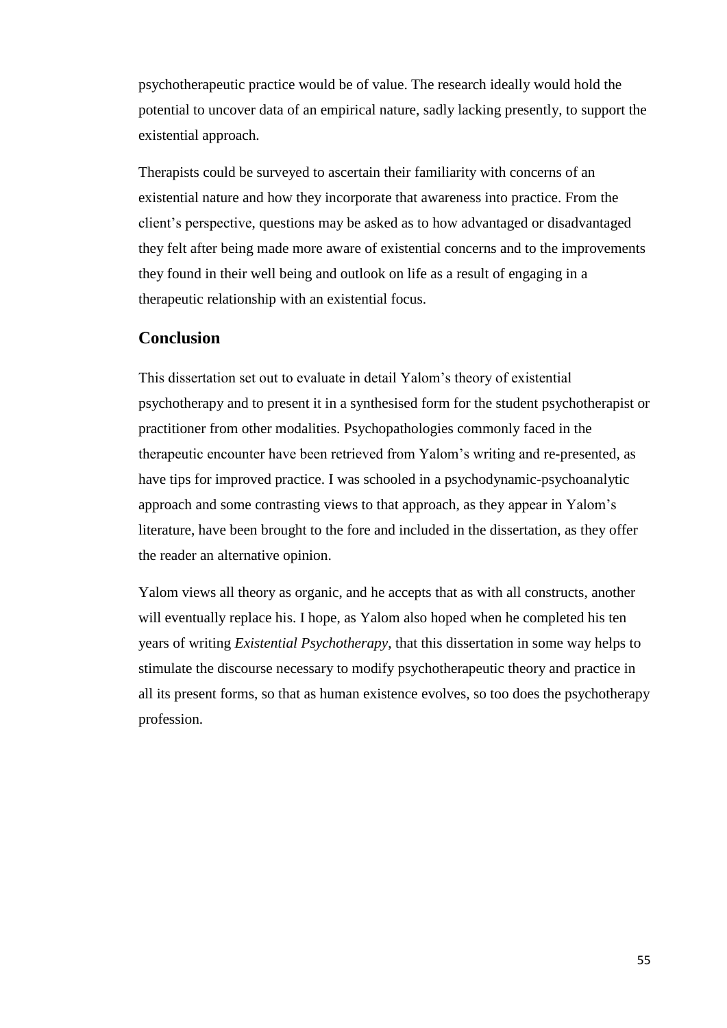psychotherapeutic practice would be of value. The research ideally would hold the potential to uncover data of an empirical nature, sadly lacking presently, to support the existential approach.

Therapists could be surveyed to ascertain their familiarity with concerns of an existential nature and how they incorporate that awareness into practice. From the client's perspective, questions may be asked as to how advantaged or disadvantaged they felt after being made more aware of existential concerns and to the improvements they found in their well being and outlook on life as a result of engaging in a therapeutic relationship with an existential focus.

## Conclusion

This dissertation set out to evaluate in detail Yalom's theory of existential psychotherapy and to present it in a synthesised form for the student psychotherapist or practitioner from other modalities. Psychopathologies commonly faced in the therapeutic encounter have been retrieved from Yalom's writing and re-presented, as have tips for improved practice. I was schooled in a psychodynamic-psychoanalytic approach and some contrasting views to that approach, as they appear in Yalom's literature, have been brought to the fore and included in the dissertation, as they offer the reader an alternative opinion.

Yalom views all theory as organic, and he accepts that as with all constructs, another will eventually replace his. I hope, as Yalom also hoped when he completed his ten years of writing *Existential Psychotherapy*, that this dissertation in some way helps to stimulate the discourse necessary to modify psychotherapeutic theory and practice in all its present forms, so that as human existence evolves, so too does the psychotherapy profession.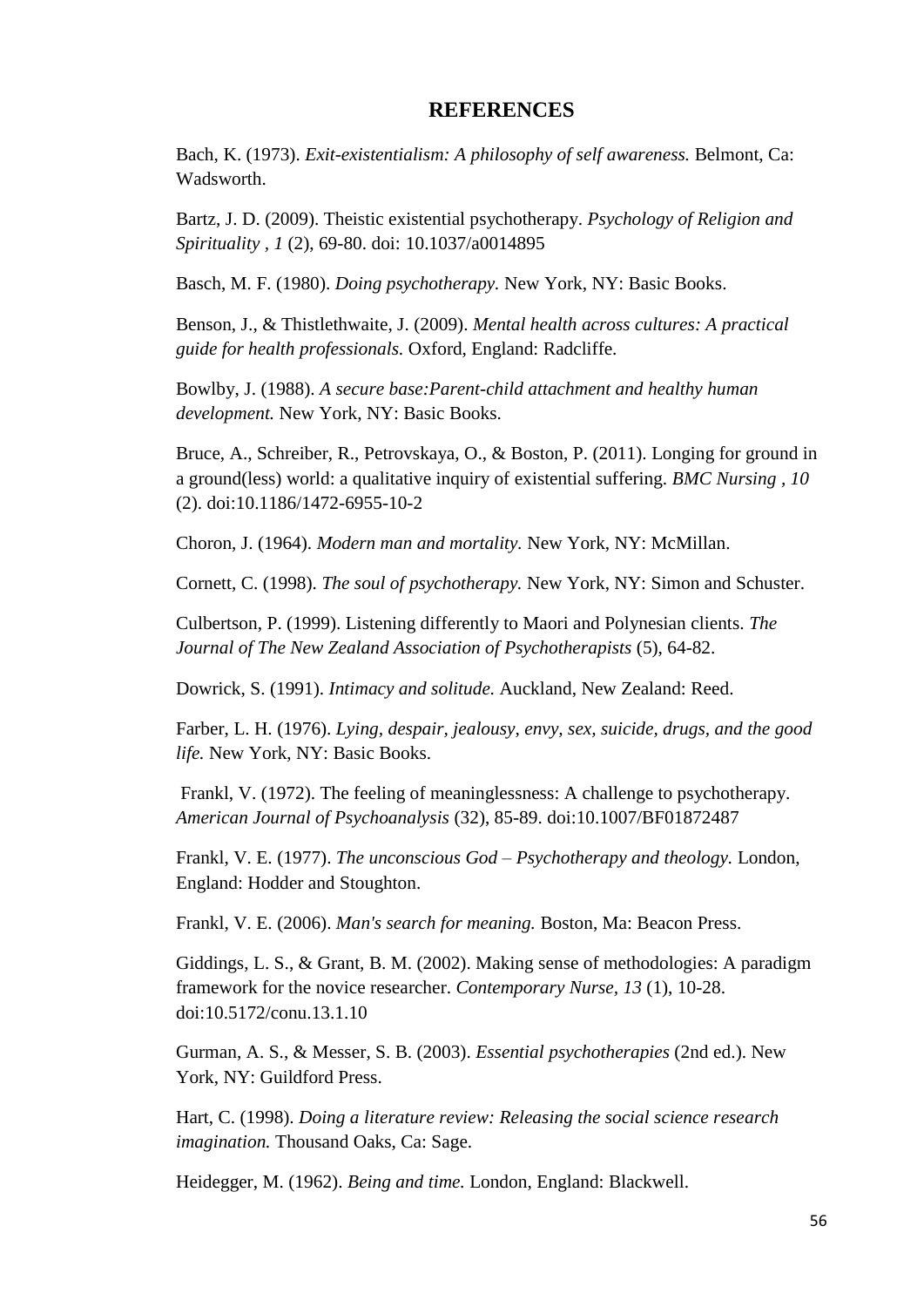# REFERENCES

Bach, K. (1973). *Exit-existentialism: A philosophy of self awareness.* Belmont, Ca: Wadsworth.

Bartz, J. D. (2009). Theistic existential psychotherapy. *Psychology of Religion and Spirituality , 1* (2), 69-80. doi: 10.1037/a0014895

Basch, M. F. (1980). *Doing psychotherapy.* New York, NY: Basic Books.

Benson, J., & Thistlethwaite, J. (2009). *Mental health across cultures: A practical guide for health professionals.* Oxford, England: Radcliffe.

Bowlby, J. (1988). *A secure base:Parent-child attachment and healthy human development.* New York, NY: Basic Books.

Bruce, A., Schreiber, R., Petrovskaya, O., & Boston, P. (2011). Longing for ground in a ground(less) world: a qualitative inquiry of existential suffering. *BMC Nursing , 10* (2). doi:10.1186/1472-6955-10-2

Choron, J. (1964). *Modern man and mortality.* New York, NY: McMillan.

Cornett, C. (1998). *The soul of psychotherapy.* New York, NY: Simon and Schuster.

Culbertson, P. (1999). Listening differently to Maori and Polynesian clients. *The Journal of The New Zealand Association of Psychotherapists* (5), 64-82.

Dowrick, S. (1991). *Intimacy and solitude.* Auckland, New Zealand: Reed.

Farber, L. H. (1976). *Lying, despair, jealousy, envy, sex, suicide, drugs, and the good life.* New York, NY: Basic Books.

Frankl, V. (1972). The feeling of meaninglessness: A challenge to psychotherapy. *American Journal of Psychoanalysis* (32), 85-89. doi:10.1007/BF01872487

Frankl, V. E. (1977). *The unconscious God – Psychotherapy and theology.* London, England: Hodder and Stoughton.

Frankl, V. E. (2006). *Man's search for meaning.* Boston, Ma: Beacon Press.

Giddings, L. S., & Grant, B. M. (2002). Making sense of methodologies: A paradigm framework for the novice researcher. *Contemporary Nurse, 13* (1), 10-28. doi:10.5172/conu.13.1.10

Gurman, A. S., & Messer, S. B. (2003). *Essential psychotherapies* (2nd ed.). New York, NY: Guildford Press.

Hart, C. (1998). *Doing a literature review: Releasing the social science research imagination.* Thousand Oaks, Ca: Sage.

Heidegger, M. (1962). *Being and time.* London, England: Blackwell.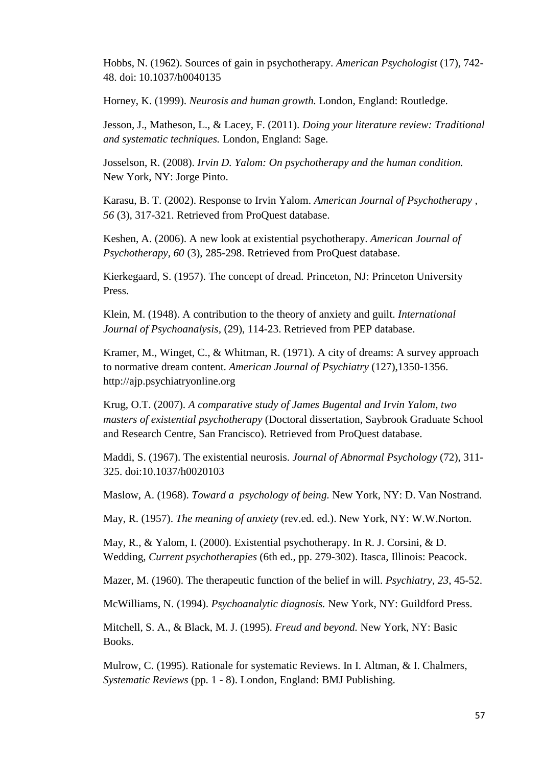Hobbs, N. (1962). Sources of gain in psychotherapy. *American Psychologist* (17), 742-48. doi: 10.1037/h0040135

Horney, K. (1999). *Neurosis and human growth.* London, England: Routledge.

Jesson, J., Matheson, L., & Lacey, F. (2011). *Doing your literature review: Traditional and systematic techniques.* London, England: Sage.

Josselson, R. (2008). *Irvin D. Yalom: On psychotherapy and the human condition.* New York, NY: Jorge Pinto.

Karasu, B. T. (2002). Response to Irvin Yalom. *American Journal of Psychotherapy , 56* (3), 317-321. Retrieved from ProQuest database.

Keshen, A. (2006). A new look at existential psychotherapy. *American Journal of Psychotherapy, 60* (3), 285-298. Retrieved from ProQuest database.

Kierkegaard, S. (1957). The concept of dread. Princeton, NJ: Princeton University Press.

Klein, M. (1948). A contribution to the theory of anxiety and guilt. *International Journal of Psychoanalysis,* (29), 114-23. Retrieved from PEP database.

Kramer, M., Winget, C., & Whitman, R. (1971). A city of dreams: A survey approach to normative dream content. *American Journal of Psychiatry* (127),1350-1356. http://ajp.psychiatryonline.org

Krug, O.T. (2007). *A comparative study of James Bugental and Irvin Yalom, two masters of existential psychotherapy* (Doctoral dissertation, Saybrook Graduate School and Research Centre, San Francisco). Retrieved from ProQuest database.

Maddi, S. (1967). The existential neurosis. *Journal of Abnormal Psychology* (72), 311-325. doi:10.1037/h0020103

Maslow, A. (1968). *Toward a psychology of being.* New York, NY: D. Van Nostrand.

May, R. (1957). *The meaning of anxiety* (rev.ed. ed.). New York, NY: W.W.Norton.

May, R., & Yalom, I. (2000). Existential psychotherapy. In R. J. Corsini, & D. Wedding, *Current psychotherapies* (6th ed., pp. 279-302). Itasca, Illinois: Peacock.

Mazer, M. (1960). The therapeutic function of the belief in will. *Psychiatry, 23*, 45-52.

McWilliams, N. (1994). *Psychoanalytic diagnosis.* New York, NY: Guildford Press.

Mitchell, S. A., & Black, M. J. (1995). *Freud and beyond.* New York, NY: Basic Books.

Mulrow, C. (1995). Rationale for systematic Reviews. In I. Altman, & I. Chalmers, *Systematic Reviews* (pp. 1 - 8). London, England: BMJ Publishing.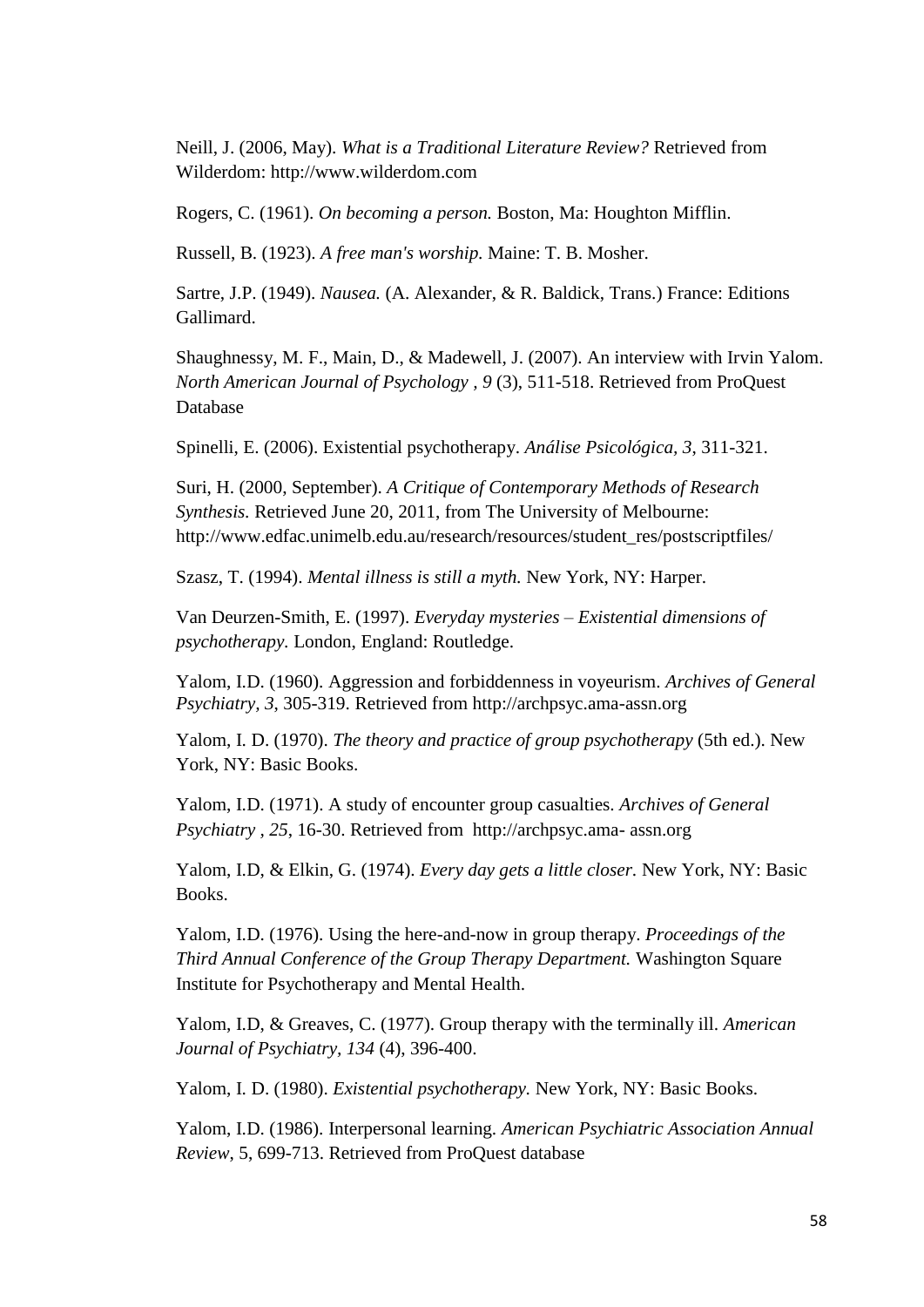Neill, J. (2006, May). *What is a Traditional Literature Review?* Retrieved from Wilderdom: http://www.wilderdom.com

Rogers, C. (1961). *On becoming a person.* Boston, Ma: Houghton Mifflin.

Russell, B. (1923). *A free man's worship.* Maine: T. B. Mosher.

Sartre, J.P. (1949). *Nausea.* (A. Alexander, & R. Baldick, Trans.) France: Editions Gallimard.

Shaughnessy, M. F., Main, D., & Madewell, J. (2007). An interview with Irvin Yalom. *North American Journal of Psychology , 9* (3), 511-518. Retrieved from ProQuest Database

Spinelli, E. (2006). Existential psychotherapy. *Análise Psicológica, 3*, 311-321.

Suri, H. (2000, September). *A Critique of Contemporary Methods of Research Synthesis.* Retrieved June 20, 2011, from The University of Melbourne: http://www.edfac.unimelb.edu.au/research/resources/student_res/postscriptfiles/

Szasz, T. (1994). *Mental illness is still a myth.* New York, NY: Harper.

Van Deurzen-Smith, E. (1997). *Everyday mysteries – Existential dimensions of psychotherapy.* London, England: Routledge.

Yalom, I.D. (1960). Aggression and forbiddenness in voyeurism. *Archives of General Psychiatry, 3*, 305-319. Retrieved from http://archpsyc.ama-assn.org

Yalom, I. D. (1970). *The theory and practice of group psychotherapy* (5th ed.). New York, NY: Basic Books.

Yalom, I.D. (1971). A study of encounter group casualties. *Archives of General Psychiatry , 25*, 16-30. Retrieved from http://archpsyc.ama- assn.org

Yalom, I.D, & Elkin, G. (1974). *Every day gets a little closer.* New York, NY: Basic Books.

Yalom, I.D. (1976). Using the here-and-now in group therapy. *Proceedings of the Third Annual Conference of the Group Therapy Department.* Washington Square Institute for Psychotherapy and Mental Health.

Yalom, I.D, & Greaves, C. (1977). Group therapy with the terminally ill. *American Journal of Psychiatry, 134* (4), 396-400.

Yalom, I. D. (1980). *Existential psychotherapy.* New York, NY: Basic Books.

Yalom, I.D. (1986). Interpersonal learning. *American Psychiatric Association Annual Review*, 5, 699-713. Retrieved from ProQuest database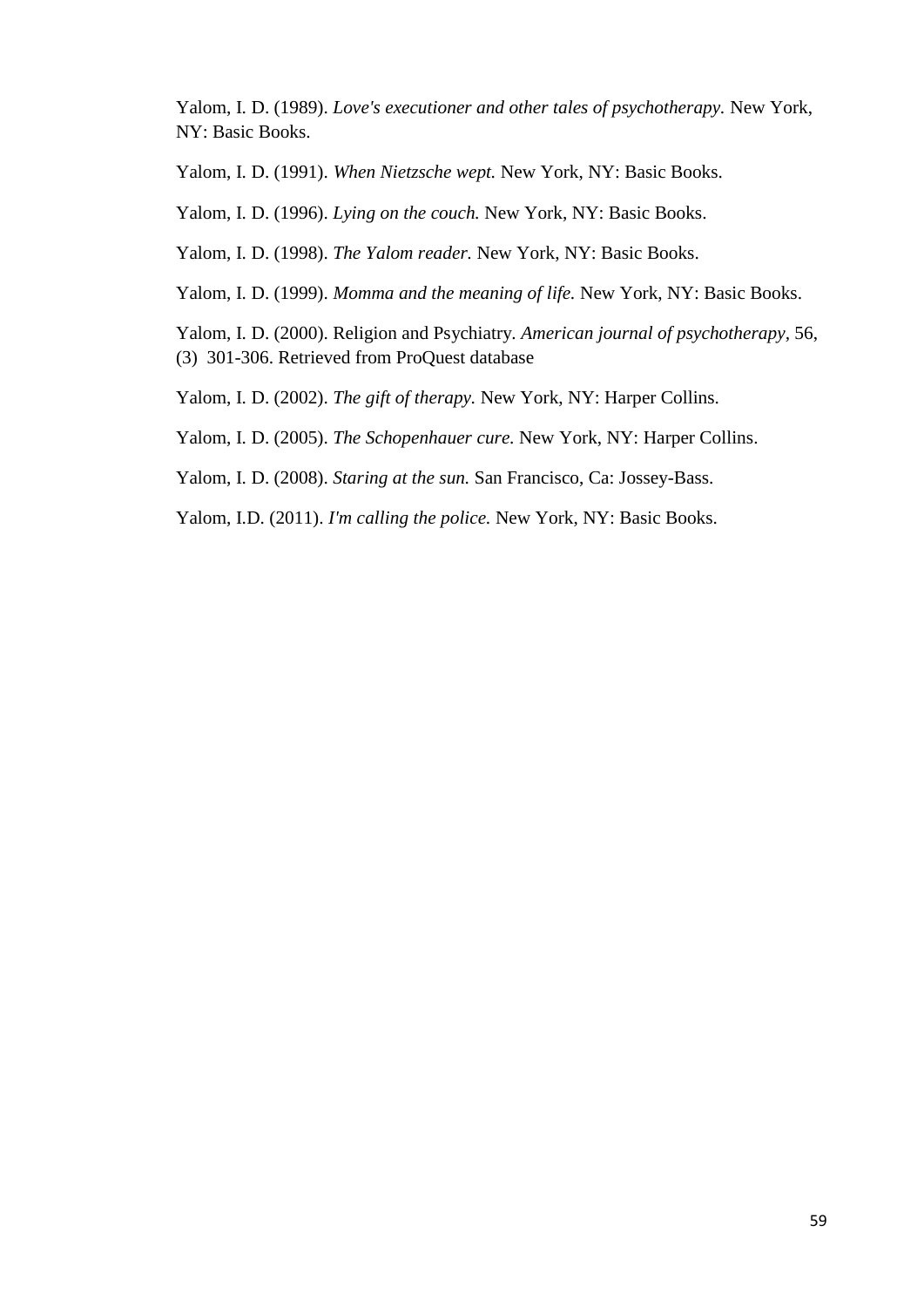Yalom, I. D. (1989). *Love's executioner and other tales of psychotherapy.* New York, NY: Basic Books.

Yalom, I. D. (1991). *When Nietzsche wept.* New York, NY: Basic Books.

Yalom, I. D. (1996). *Lying on the couch.* New York, NY: Basic Books.

Yalom, I. D. (1998). *The Yalom reader.* New York, NY: Basic Books.

Yalom, I. D. (1999). *Momma and the meaning of life.* New York, NY: Basic Books.

Yalom, I. D. (2000). Religion and Psychiatry. *American journal of psychotherapy,* 56, (3) 301-306. Retrieved from ProQuest database

Yalom, I. D. (2002). *The gift of therapy.* New York, NY: Harper Collins.

Yalom, I. D. (2005). *The Schopenhauer cure.* New York, NY: Harper Collins.

Yalom, I. D. (2008). *Staring at the sun.* San Francisco, Ca: Jossey-Bass.

Yalom, I.D. (2011). *I'm calling the police.* New York, NY: Basic Books.